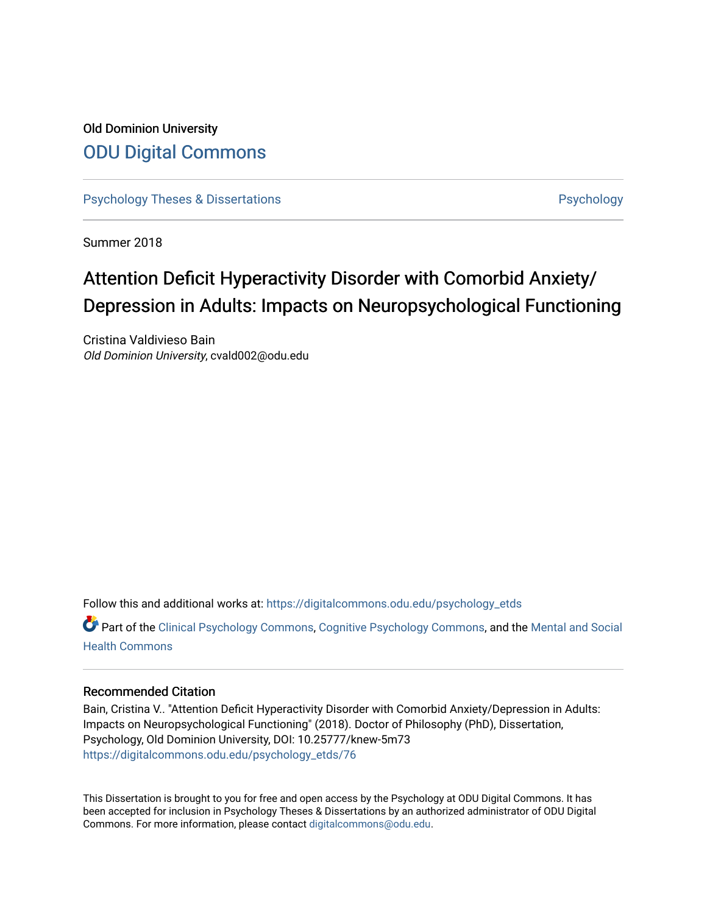Old Dominion University

# ODU Digital Commons

Psychology Theses & Dissertations | Psychology

Summer 2018

# Attention Deficit Hyperactivity Disorder with Comorbid Anxiety/ Depression in Adults: Impacts on Neuropsychological Functioning

Cristina Valdivieso Bain
*Old Dominion University*, cvald002@odu.edu

Follow this and additional works at: https://digitalcommons.odu.edu/psychology_etds

Part of the Clinical Psychology Commons, Cognitive Psychology Commons, and the Mental and Social Health Commons

## Recommended Citation

Bain, Cristina V.. "Attention Deficit Hyperactivity Disorder with Comorbid Anxiety/Depression in Adults: Impacts on Neuropsychological Functioning" (2018). Doctor of Philosophy (PhD), Dissertation, Psychology, Old Dominion University, DOI: 10.25777/knew-5m73
https://digitalcommons.odu.edu/psychology_etds/76

This Dissertation is brought to you for free and open access by the Psychology at ODU Digital Commons. It has been accepted for inclusion in Psychology Theses & Dissertations by an authorized administrator of ODU Digital Commons. For more information, please contact digitalcommons@odu.edu.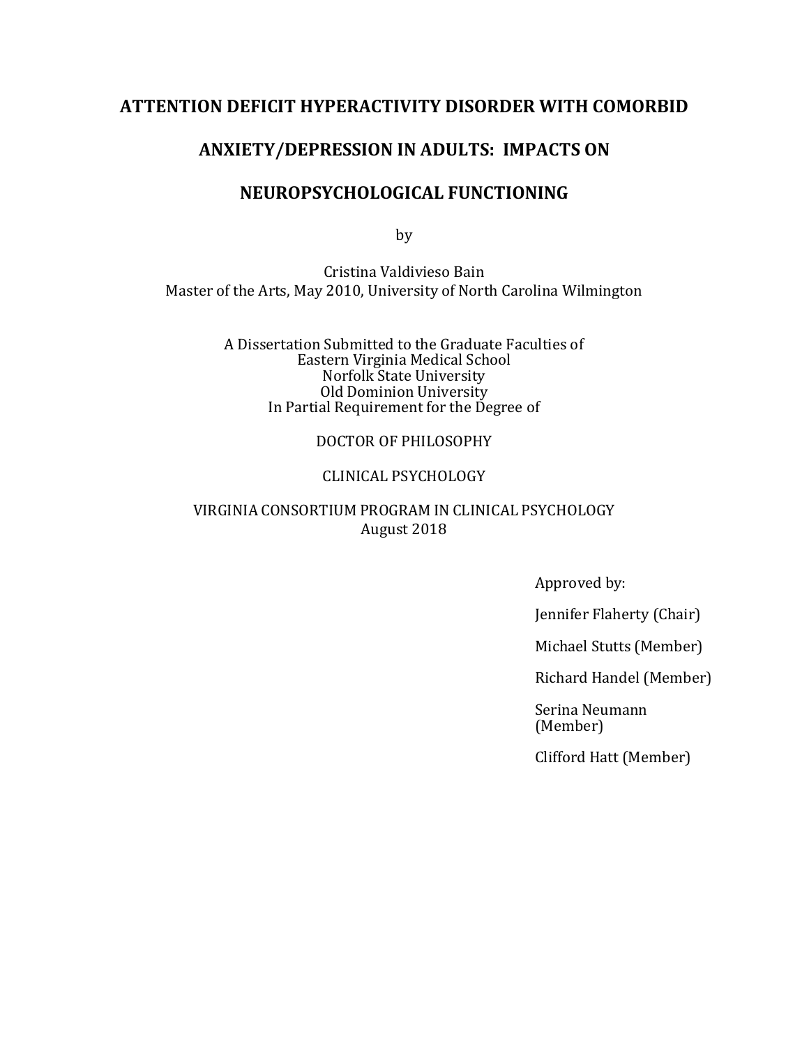# ATTENTION DEFICIT HYPERACTIVITY DISORDER WITH COMORBID ANXIETY/DEPRESSION IN ADULTS: IMPACTS ON NEUROPSYCHOLOGICAL FUNCTIONING

by

Cristina Valdivieso Bain
Master of the Arts, May 2010, University of North Carolina Wilmington

A Dissertation Submitted to the Graduate Faculties of
Eastern Virginia Medical School
Norfolk State University
Old Dominion University
In Partial Requirement for the Degree of

DOCTOR OF PHILOSOPHY

CLINICAL PSYCHOLOGY

VIRGINIA CONSORTIUM PROGRAM IN CLINICAL PSYCHOLOGY
August 2018

Approved by:

Jennifer Flaherty (Chair)

Michael Stutts (Member)

Richard Handel (Member)

Serina Neumann (Member)

Clifford Hatt (Member)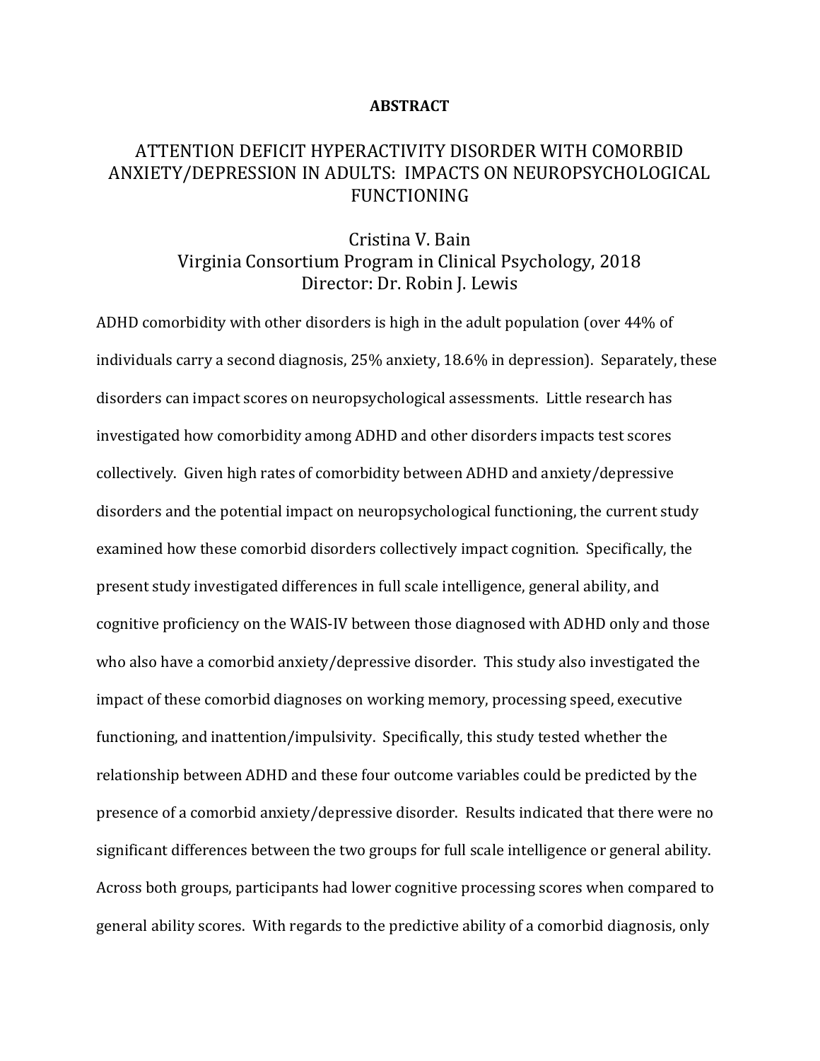**ABSTRACT**

# ATTENTION DEFICIT HYPERACTIVITY DISORDER WITH COMORBID ANXIETY/DEPRESSION IN ADULTS: IMPACTS ON NEUROPSYCHOLOGICAL FUNCTIONING

Cristina V. Bain
Virginia Consortium Program in Clinical Psychology, 2018
Director: Dr. Robin J. Lewis

ADHD comorbidity with other disorders is high in the adult population (over 44% of individuals carry a second diagnosis, 25% anxiety, 18.6% in depression). Separately, these disorders can impact scores on neuropsychological assessments. Little research has investigated how comorbidity among ADHD and other disorders impacts test scores collectively. Given high rates of comorbidity between ADHD and anxiety/depressive disorders and the potential impact on neuropsychological functioning, the current study examined how these comorbid disorders collectively impact cognition. Specifically, the present study investigated differences in full scale intelligence, general ability, and cognitive proficiency on the WAIS-IV between those diagnosed with ADHD only and those who also have a comorbid anxiety/depressive disorder. This study also investigated the impact of these comorbid diagnoses on working memory, processing speed, executive functioning, and inattention/impulsivity. Specifically, this study tested whether the relationship between ADHD and these four outcome variables could be predicted by the presence of a comorbid anxiety/depressive disorder. Results indicated that there were no significant differences between the two groups for full scale intelligence or general ability. Across both groups, participants had lower cognitive processing scores when compared to general ability scores. With regards to the predictive ability of a comorbid diagnosis, only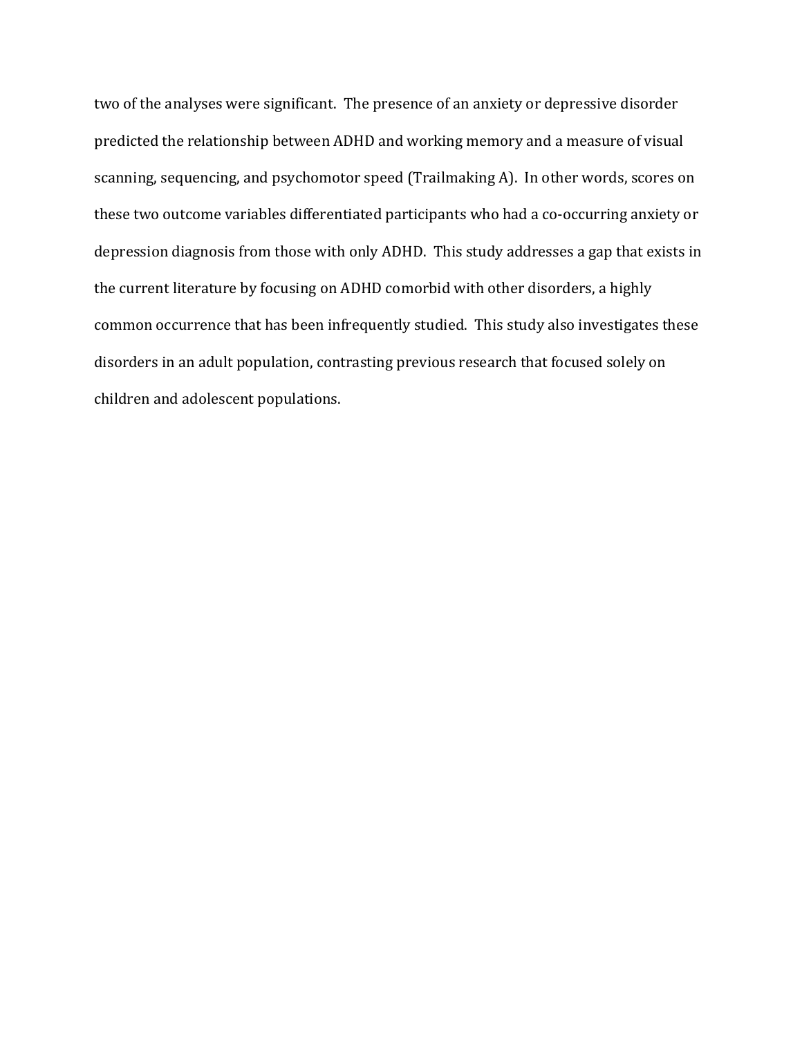two of the analyses were significant. The presence of an anxiety or depressive disorder predicted the relationship between ADHD and working memory and a measure of visual scanning, sequencing, and psychomotor speed (Trailmaking A). In other words, scores on these two outcome variables differentiated participants who had a co-occurring anxiety or depression diagnosis from those with only ADHD. This study addresses a gap that exists in the current literature by focusing on ADHD comorbid with other disorders, a highly common occurrence that has been infrequently studied. This study also investigates these disorders in an adult population, contrasting previous research that focused solely on children and adolescent populations.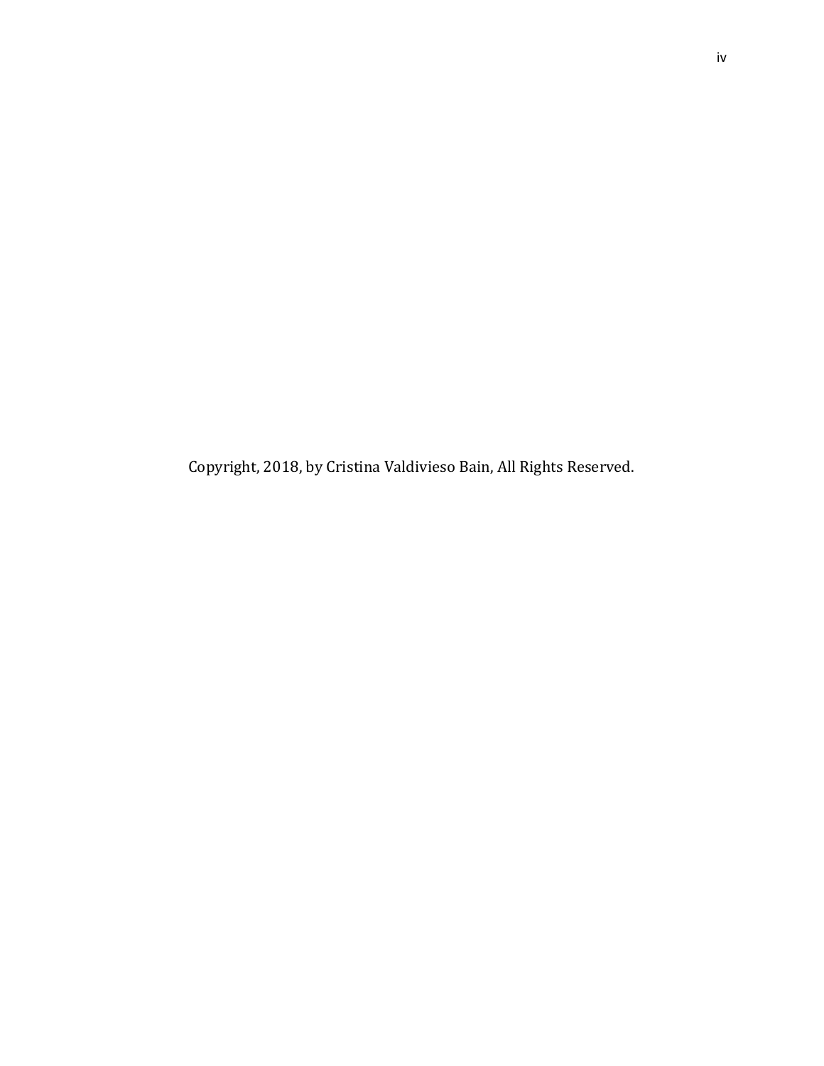Copyright, 2018, by Cristina Valdivieso Bain, All Rights Reserved.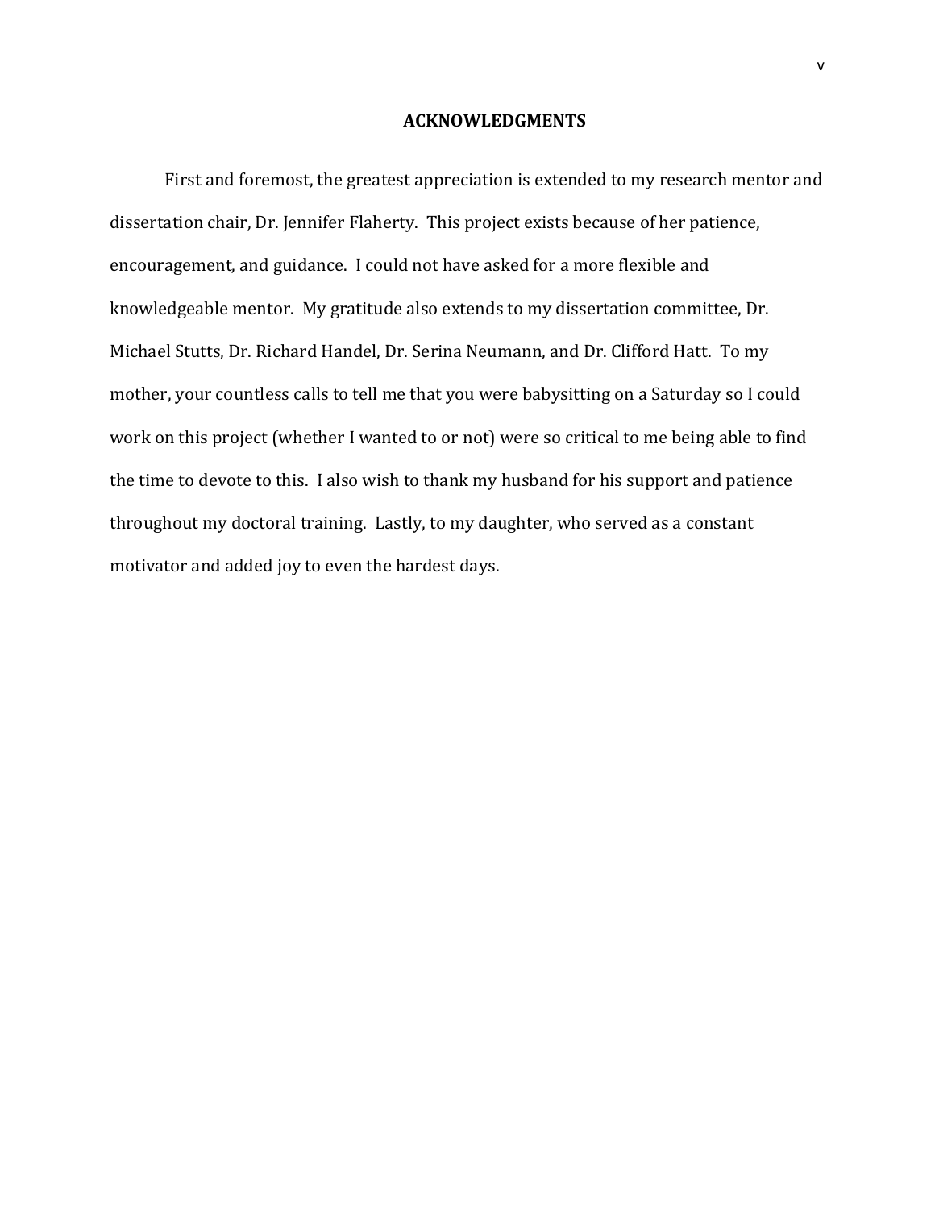## ACKNOWLEDGMENTS

First and foremost, the greatest appreciation is extended to my research mentor and dissertation chair, Dr. Jennifer Flaherty. This project exists because of her patience, encouragement, and guidance. I could not have asked for a more flexible and knowledgeable mentor. My gratitude also extends to my dissertation committee, Dr. Michael Stutts, Dr. Richard Handel, Dr. Serina Neumann, and Dr. Clifford Hatt. To my mother, your countless calls to tell me that you were babysitting on a Saturday so I could work on this project (whether I wanted to or not) were so critical to me being able to find the time to devote to this. I also wish to thank my husband for his support and patience throughout my doctoral training. Lastly, to my daughter, who served as a constant motivator and added joy to even the hardest days.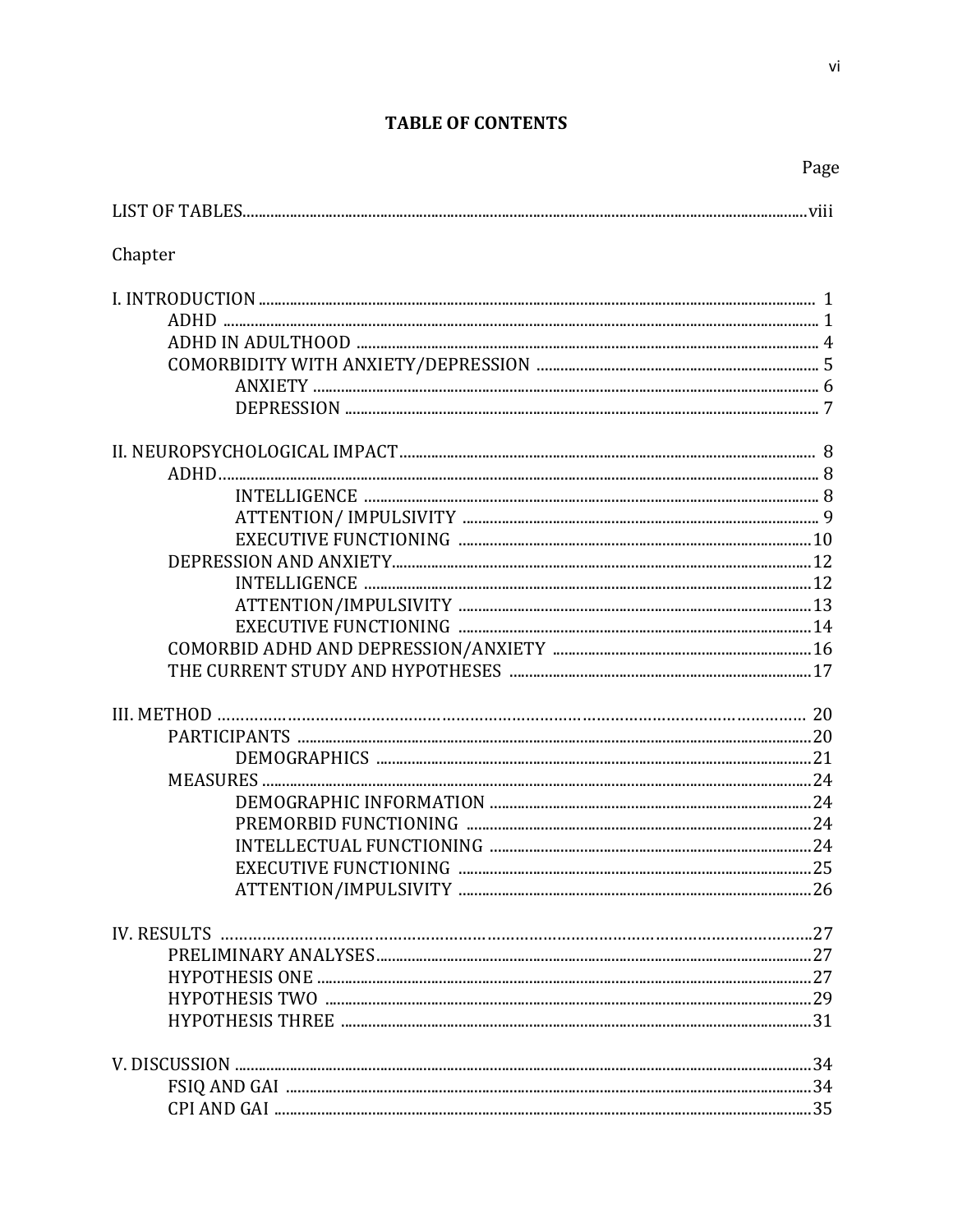# TABLE OF CONTENTS

Page

LIST OF TABLES ........................................................................................................ viii

Chapter

I. INTRODUCTION ........................................................................................................ 1
- ADHD ........................................................................................................ 1
- ADHD IN ADULTHOOD ........................................................................................................ 4
- COMORBIDITY WITH ANXIETY/DEPRESSION ........................................................................................................ 5
  - ANXIETY ........................................................................................................ 6
  - DEPRESSION ........................................................................................................ 7

II. NEUROPSYCHOLOGICAL IMPACT ........................................................................................................ 8
- ADHD ........................................................................................................ 8
  - INTELLIGENCE ........................................................................................................ 8
  - ATTENTION/ IMPULSIVITY ........................................................................................................ 9
  - EXECUTIVE FUNCTIONING ........................................................................................................ 10
- DEPRESSION AND ANXIETY ........................................................................................................ 12
  - INTELLIGENCE ........................................................................................................ 12
  - ATTENTION/IMPULSIVITY ........................................................................................................ 13
  - EXECUTIVE FUNCTIONING ........................................................................................................ 14
- COMORBID ADHD AND DEPRESSION/ANXIETY ........................................................................................................ 16
- THE CURRENT STUDY AND HYPOTHESES ........................................................................................................ 17

III. METHOD ........................................................................................................ 20
- PARTICIPANTS ........................................................................................................ 20
  - DEMOGRAPHICS ........................................................................................................ 21
- MEASURES ........................................................................................................ 24
  - DEMOGRAPHIC INFORMATION ........................................................................................................ 24
  - PREMORBID FUNCTIONING ........................................................................................................ 24
  - INTELLECTUAL FUNCTIONING ........................................................................................................ 24
  - EXECUTIVE FUNCTIONING ........................................................................................................ 25
  - ATTENTION/IMPULSIVITY ........................................................................................................ 26

IV. RESULTS ........................................................................................................ 27
- PRELIMINARY ANALYSES ........................................................................................................ 27
- HYPOTHESIS ONE ........................................................................................................ 27
- HYPOTHESIS TWO ........................................................................................................ 29
- HYPOTHESIS THREE ........................................................................................................ 31

V. DISCUSSION ........................................................................................................ 34
- FSIQ AND GAI ........................................................................................................ 34
- CPI AND GAI ........................................................................................................ 35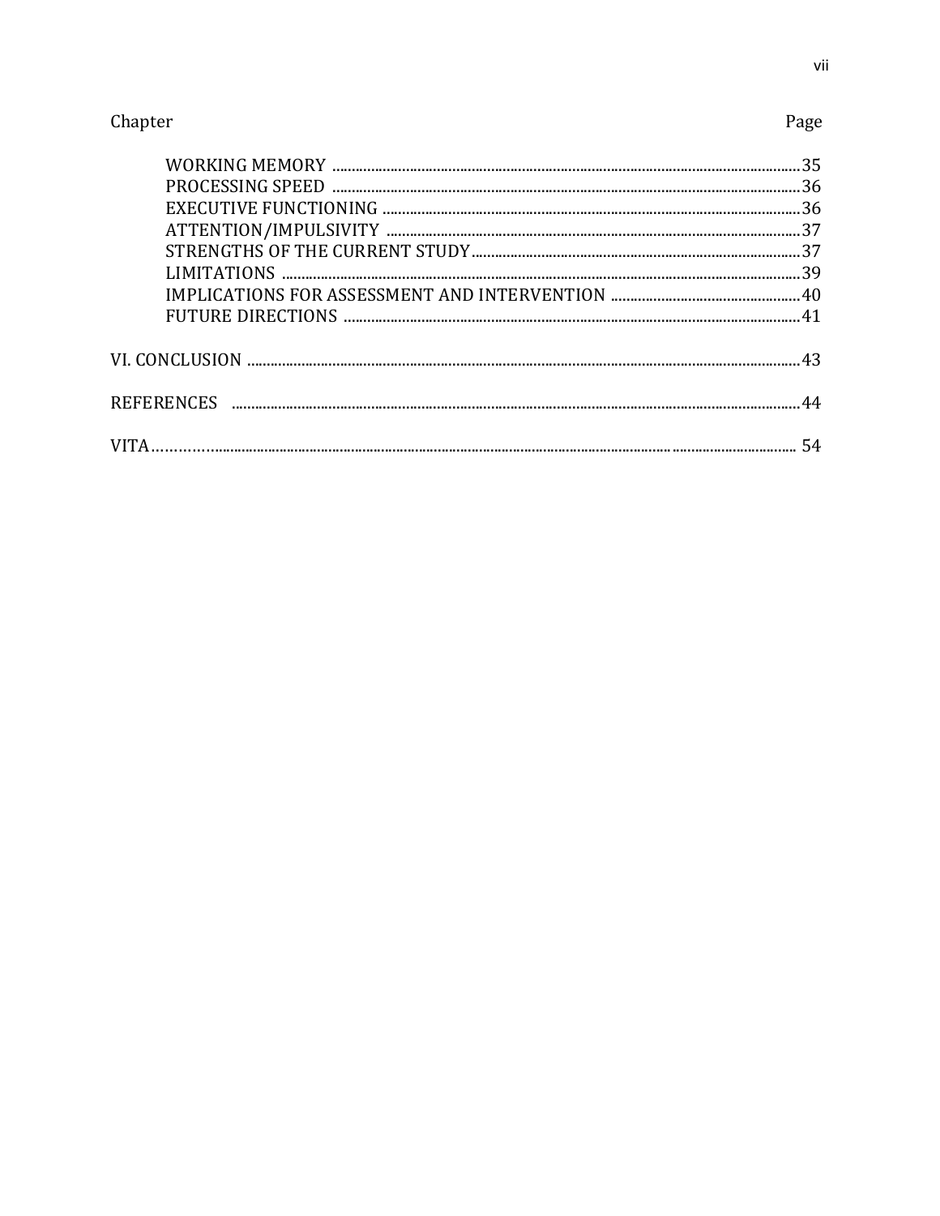| Chapter | Page |
|---|---|
| WORKING MEMORY | 35 |
| PROCESSING SPEED | 36 |
| EXECUTIVE FUNCTIONING | 36 |
| ATTENTION/IMPULSIVITY | 37 |
| STRENGTHS OF THE CURRENT STUDY | 37 |
| LIMITATIONS | 39 |
| IMPLICATIONS FOR ASSESSMENT AND INTERVENTION | 40 |
| FUTURE DIRECTIONS | 41 |
| VI. CONCLUSION | 43 |
| REFERENCES | 44 |
| VITA | 54 |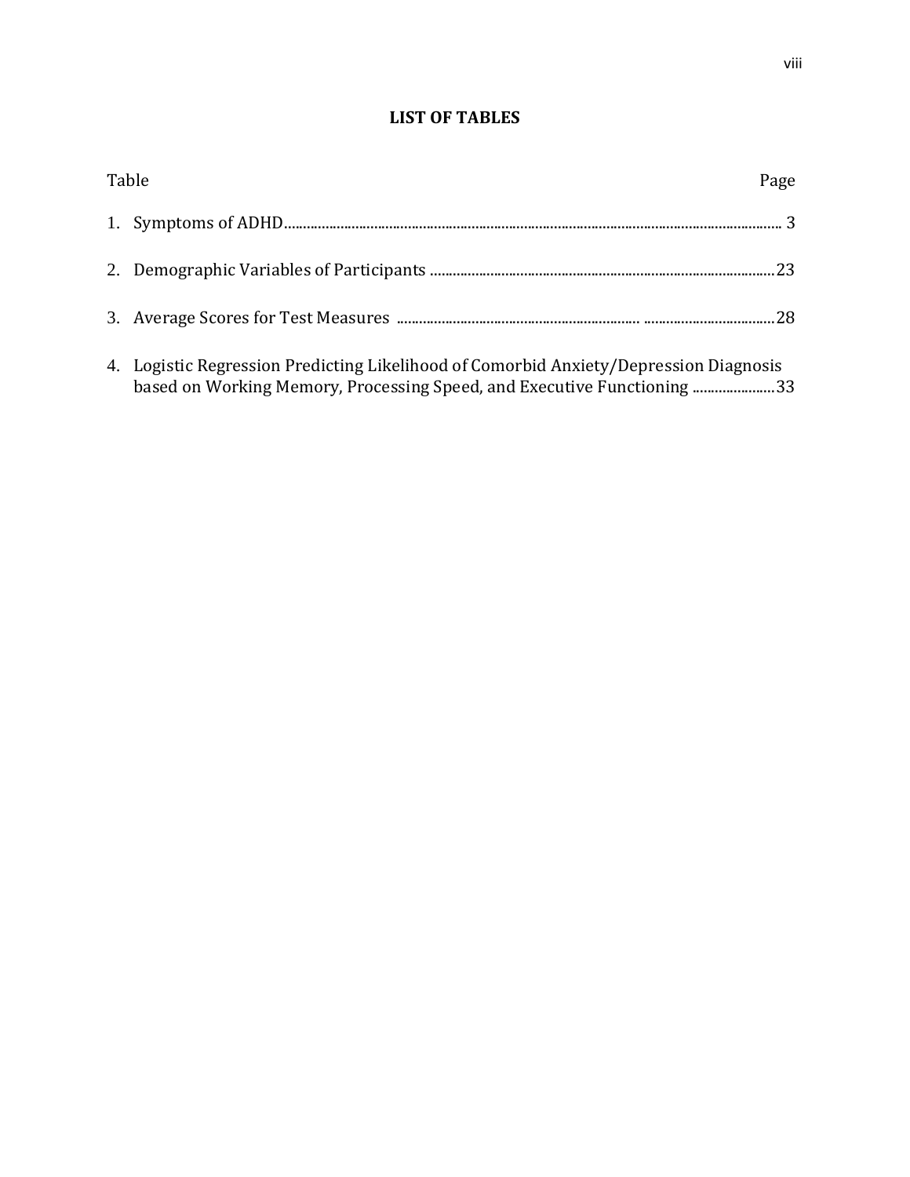## LIST OF TABLES

| Table | Page |
|---|---|
| 1. Symptoms of ADHD | 3 |
| 2. Demographic Variables of Participants | 23 |
| 3. Average Scores for Test Measures | 28 |
| 4. Logistic Regression Predicting Likelihood of Comorbid Anxiety/Depression Diagnosis based on Working Memory, Processing Speed, and Executive Functioning | 33 |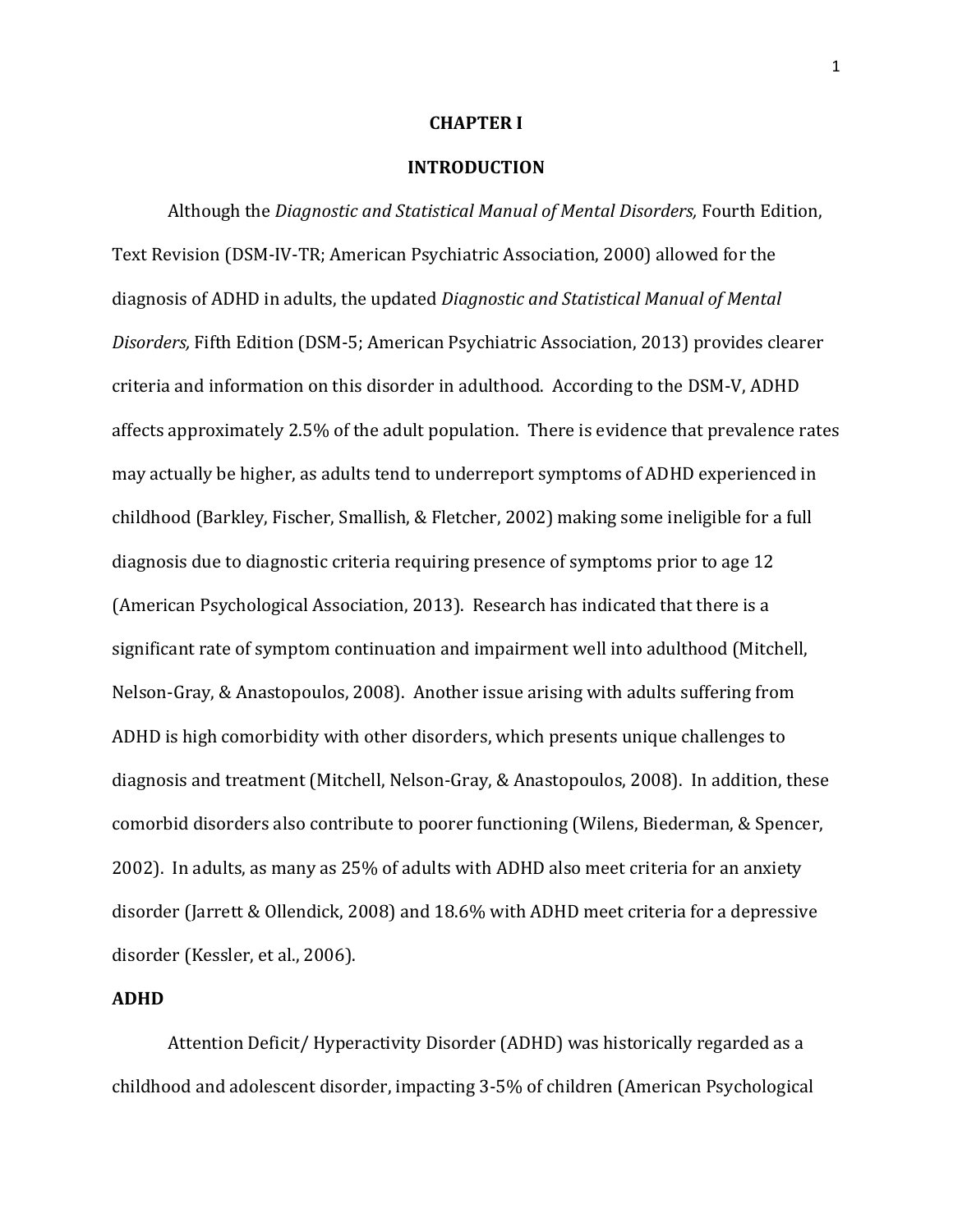# CHAPTER I

# INTRODUCTION

Although the *Diagnostic and Statistical Manual of Mental Disorders,* Fourth Edition, Text Revision (DSM-IV-TR; American Psychiatric Association, 2000) allowed for the diagnosis of ADHD in adults, the updated *Diagnostic and Statistical Manual of Mental Disorders,* Fifth Edition (DSM-5; American Psychiatric Association, 2013) provides clearer criteria and information on this disorder in adulthood. According to the DSM-V, ADHD affects approximately 2.5% of the adult population. There is evidence that prevalence rates may actually be higher, as adults tend to underreport symptoms of ADHD experienced in childhood (Barkley, Fischer, Smallish, & Fletcher, 2002) making some ineligible for a full diagnosis due to diagnostic criteria requiring presence of symptoms prior to age 12 (American Psychological Association, 2013). Research has indicated that there is a significant rate of symptom continuation and impairment well into adulthood (Mitchell, Nelson-Gray, & Anastopoulos, 2008). Another issue arising with adults suffering from ADHD is high comorbidity with other disorders, which presents unique challenges to diagnosis and treatment (Mitchell, Nelson-Gray, & Anastopoulos, 2008). In addition, these comorbid disorders also contribute to poorer functioning (Wilens, Biederman, & Spencer, 2002). In adults, as many as 25% of adults with ADHD also meet criteria for an anxiety disorder (Jarrett & Ollendick, 2008) and 18.6% with ADHD meet criteria for a depressive disorder (Kessler, et al., 2006).

## ADHD

Attention Deficit/ Hyperactivity Disorder (ADHD) was historically regarded as a childhood and adolescent disorder, impacting 3-5% of children (American Psychological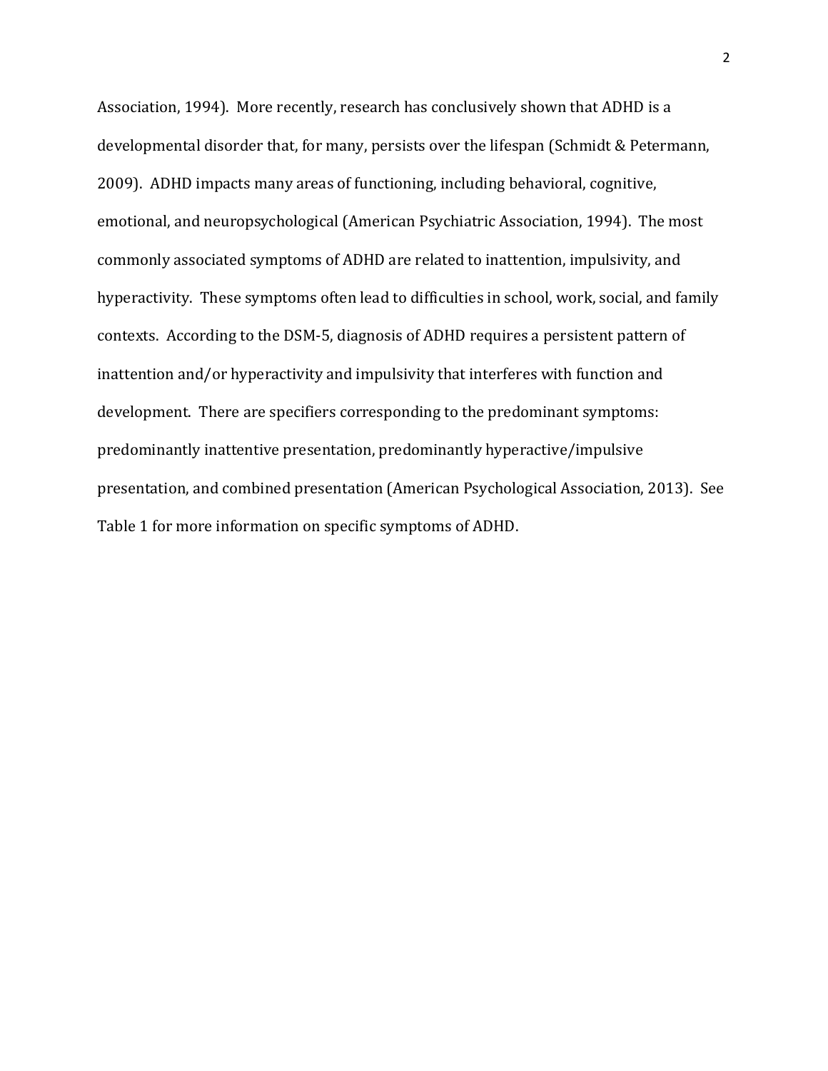Association, 1994). More recently, research has conclusively shown that ADHD is a developmental disorder that, for many, persists over the lifespan (Schmidt & Petermann, 2009). ADHD impacts many areas of functioning, including behavioral, cognitive, emotional, and neuropsychological (American Psychiatric Association, 1994). The most commonly associated symptoms of ADHD are related to inattention, impulsivity, and hyperactivity. These symptoms often lead to difficulties in school, work, social, and family contexts. According to the DSM-5, diagnosis of ADHD requires a persistent pattern of inattention and/or hyperactivity and impulsivity that interferes with function and development. There are specifiers corresponding to the predominant symptoms: predominantly inattentive presentation, predominantly hyperactive/impulsive presentation, and combined presentation (American Psychological Association, 2013). See Table 1 for more information on specific symptoms of ADHD.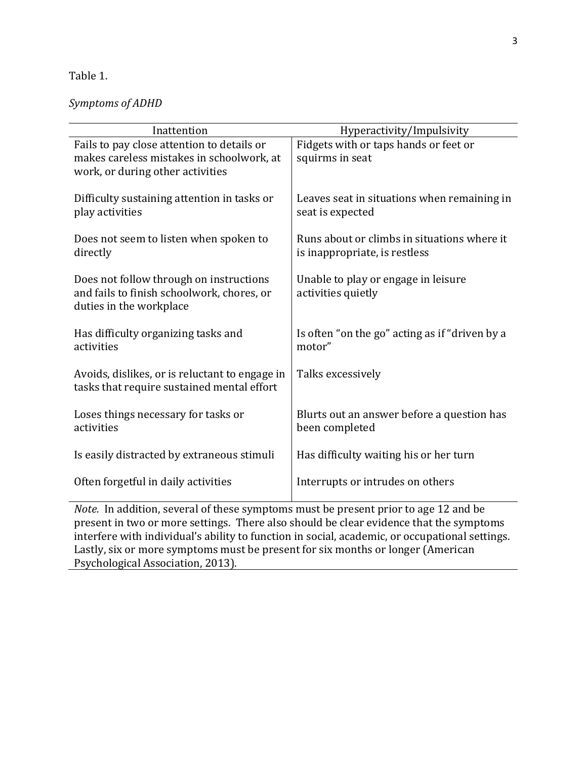Table 1.

*Symptoms of ADHD*

| Inattention | Hyperactivity/Impulsivity |
|---|---|
| Fails to pay close attention to details or makes careless mistakes in schoolwork, at work, or during other activities | Fidgets with or taps hands or feet or squirms in seat |
| Difficulty sustaining attention in tasks or play activities | Leaves seat in situations when remaining in seat is expected |
| Does not seem to listen when spoken to directly | Runs about or climbs in situations where it is inappropriate, is restless |
| Does not follow through on instructions and fails to finish schoolwork, chores, or duties in the workplace | Unable to play or engage in leisure activities quietly |
| Has difficulty organizing tasks and activities | Is often "on the go" acting as if "driven by a motor" |
| Avoids, dislikes, or is reluctant to engage in tasks that require sustained mental effort | Talks excessively |
| Loses things necessary for tasks or activities | Blurts out an answer before a question has been completed |
| Is easily distracted by extraneous stimuli | Has difficulty waiting his or her turn |
| Often forgetful in daily activities | Interrupts or intrudes on others |

*Note.* In addition, several of these symptoms must be present prior to age 12 and be present in two or more settings. There also should be clear evidence that the symptoms interfere with individual's ability to function in social, academic, or occupational settings. Lastly, six or more symptoms must be present for six months or longer (American Psychological Association, 2013).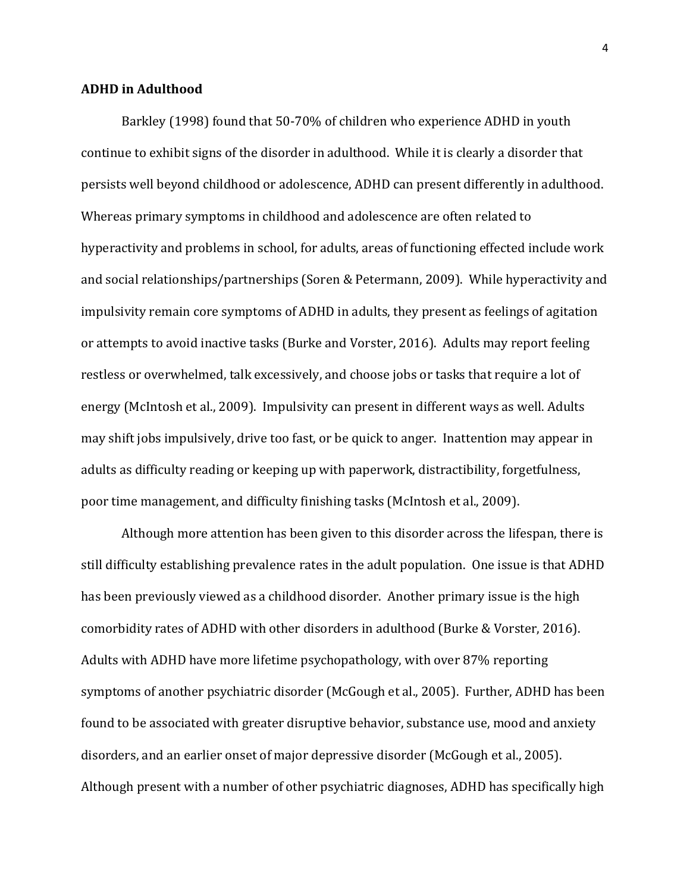**ADHD in Adulthood**

Barkley (1998) found that 50-70% of children who experience ADHD in youth continue to exhibit signs of the disorder in adulthood. While it is clearly a disorder that persists well beyond childhood or adolescence, ADHD can present differently in adulthood. Whereas primary symptoms in childhood and adolescence are often related to hyperactivity and problems in school, for adults, areas of functioning effected include work and social relationships/partnerships (Soren & Petermann, 2009). While hyperactivity and impulsivity remain core symptoms of ADHD in adults, they present as feelings of agitation or attempts to avoid inactive tasks (Burke and Vorster, 2016). Adults may report feeling restless or overwhelmed, talk excessively, and choose jobs or tasks that require a lot of energy (McIntosh et al., 2009). Impulsivity can present in different ways as well. Adults may shift jobs impulsively, drive too fast, or be quick to anger. Inattention may appear in adults as difficulty reading or keeping up with paperwork, distractibility, forgetfulness, poor time management, and difficulty finishing tasks (McIntosh et al., 2009).

Although more attention has been given to this disorder across the lifespan, there is still difficulty establishing prevalence rates in the adult population. One issue is that ADHD has been previously viewed as a childhood disorder. Another primary issue is the high comorbidity rates of ADHD with other disorders in adulthood (Burke & Vorster, 2016). Adults with ADHD have more lifetime psychopathology, with over 87% reporting symptoms of another psychiatric disorder (McGough et al., 2005). Further, ADHD has been found to be associated with greater disruptive behavior, substance use, mood and anxiety disorders, and an earlier onset of major depressive disorder (McGough et al., 2005). Although present with a number of other psychiatric diagnoses, ADHD has specifically high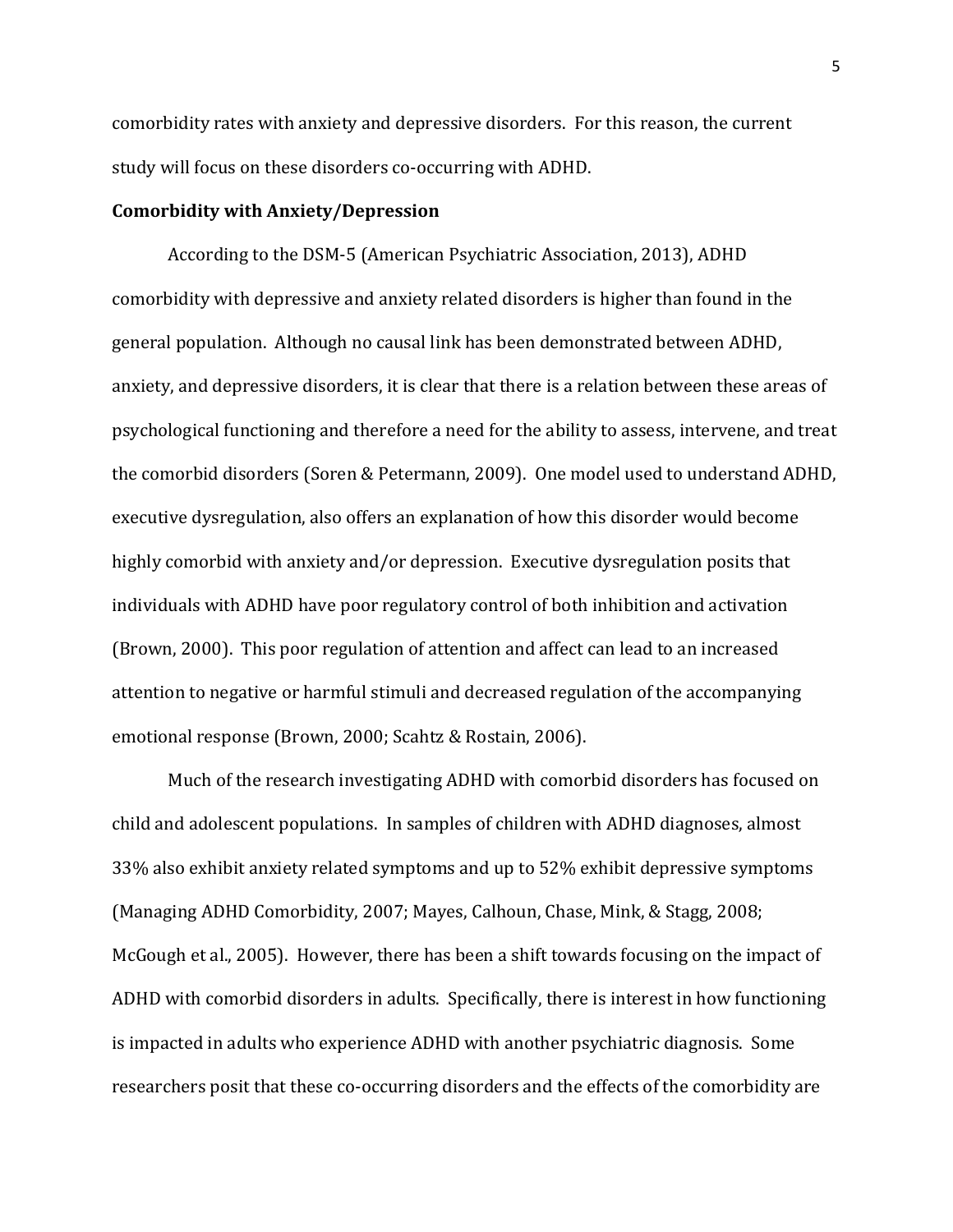comorbidity rates with anxiety and depressive disorders. For this reason, the current study will focus on these disorders co-occurring with ADHD.

**Comorbidity with Anxiety/Depression**

According to the DSM-5 (American Psychiatric Association, 2013), ADHD comorbidity with depressive and anxiety related disorders is higher than found in the general population. Although no causal link has been demonstrated between ADHD, anxiety, and depressive disorders, it is clear that there is a relation between these areas of psychological functioning and therefore a need for the ability to assess, intervene, and treat the comorbid disorders (Soren & Petermann, 2009). One model used to understand ADHD, executive dysregulation, also offers an explanation of how this disorder would become highly comorbid with anxiety and/or depression. Executive dysregulation posits that individuals with ADHD have poor regulatory control of both inhibition and activation (Brown, 2000). This poor regulation of attention and affect can lead to an increased attention to negative or harmful stimuli and decreased regulation of the accompanying emotional response (Brown, 2000; Scahtz & Rostain, 2006).

Much of the research investigating ADHD with comorbid disorders has focused on child and adolescent populations. In samples of children with ADHD diagnoses, almost 33% also exhibit anxiety related symptoms and up to 52% exhibit depressive symptoms (Managing ADHD Comorbidity, 2007; Mayes, Calhoun, Chase, Mink, & Stagg, 2008; McGough et al., 2005). However, there has been a shift towards focusing on the impact of ADHD with comorbid disorders in adults. Specifically, there is interest in how functioning is impacted in adults who experience ADHD with another psychiatric diagnosis. Some researchers posit that these co-occurring disorders and the effects of the comorbidity are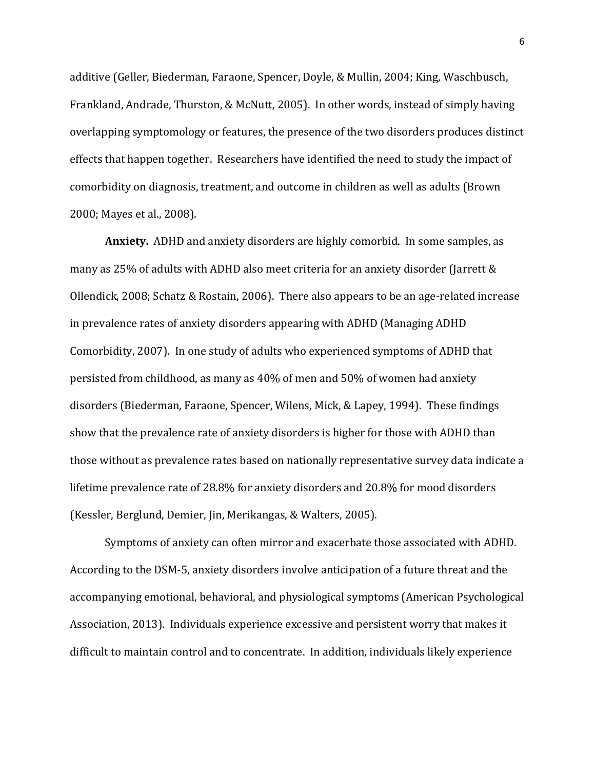additive (Geller, Biederman, Faraone, Spencer, Doyle, & Mullin, 2004; King, Waschbusch, Frankland, Andrade, Thurston, & McNutt, 2005). In other words, instead of simply having overlapping symptomology or features, the presence of the two disorders produces distinct effects that happen together. Researchers have identified the need to study the impact of comorbidity on diagnosis, treatment, and outcome in children as well as adults (Brown 2000; Mayes et al., 2008).

**Anxiety.** ADHD and anxiety disorders are highly comorbid. In some samples, as many as 25% of adults with ADHD also meet criteria for an anxiety disorder (Jarrett & Ollendick, 2008; Schatz & Rostain, 2006). There also appears to be an age-related increase in prevalence rates of anxiety disorders appearing with ADHD (Managing ADHD Comorbidity, 2007). In one study of adults who experienced symptoms of ADHD that persisted from childhood, as many as 40% of men and 50% of women had anxiety disorders (Biederman, Faraone, Spencer, Wilens, Mick, & Lapey, 1994). These findings show that the prevalence rate of anxiety disorders is higher for those with ADHD than those without as prevalence rates based on nationally representative survey data indicate a lifetime prevalence rate of 28.8% for anxiety disorders and 20.8% for mood disorders (Kessler, Berglund, Demier, Jin, Merikangas, & Walters, 2005).

Symptoms of anxiety can often mirror and exacerbate those associated with ADHD. According to the DSM-5, anxiety disorders involve anticipation of a future threat and the accompanying emotional, behavioral, and physiological symptoms (American Psychological Association, 2013). Individuals experience excessive and persistent worry that makes it difficult to maintain control and to concentrate. In addition, individuals likely experience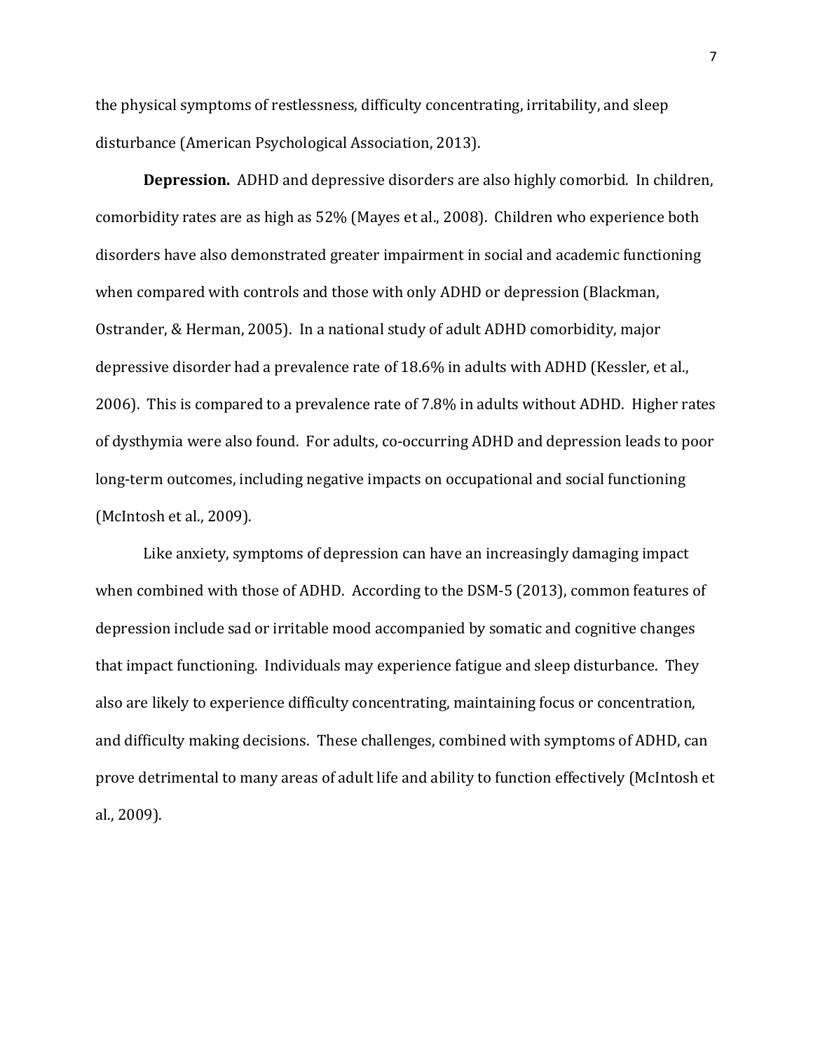the physical symptoms of restlessness, difficulty concentrating, irritability, and sleep disturbance (American Psychological Association, 2013).

**Depression.** ADHD and depressive disorders are also highly comorbid. In children, comorbidity rates are as high as 52% (Mayes et al., 2008). Children who experience both disorders have also demonstrated greater impairment in social and academic functioning when compared with controls and those with only ADHD or depression (Blackman, Ostrander, & Herman, 2005). In a national study of adult ADHD comorbidity, major depressive disorder had a prevalence rate of 18.6% in adults with ADHD (Kessler, et al., 2006). This is compared to a prevalence rate of 7.8% in adults without ADHD. Higher rates of dysthymia were also found. For adults, co-occurring ADHD and depression leads to poor long-term outcomes, including negative impacts on occupational and social functioning (McIntosh et al., 2009).

Like anxiety, symptoms of depression can have an increasingly damaging impact when combined with those of ADHD. According to the DSM-5 (2013), common features of depression include sad or irritable mood accompanied by somatic and cognitive changes that impact functioning. Individuals may experience fatigue and sleep disturbance. They also are likely to experience difficulty concentrating, maintaining focus or concentration, and difficulty making decisions. These challenges, combined with symptoms of ADHD, can prove detrimental to many areas of adult life and ability to function effectively (McIntosh et al., 2009).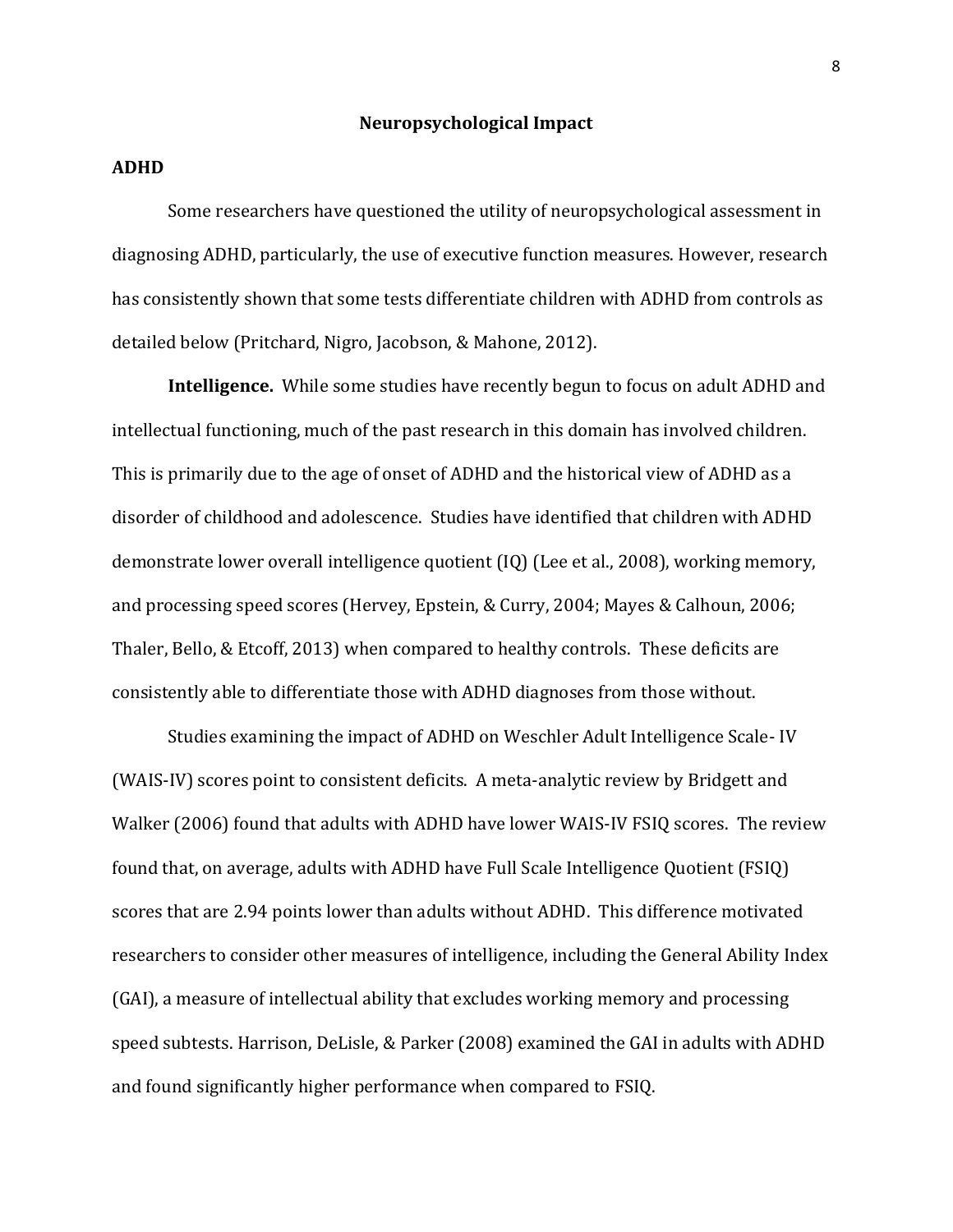## Neuropsychological Impact

### ADHD

Some researchers have questioned the utility of neuropsychological assessment in diagnosing ADHD, particularly, the use of executive function measures. However, research has consistently shown that some tests differentiate children with ADHD from controls as detailed below (Pritchard, Nigro, Jacobson, & Mahone, 2012).

**Intelligence.** While some studies have recently begun to focus on adult ADHD and intellectual functioning, much of the past research in this domain has involved children. This is primarily due to the age of onset of ADHD and the historical view of ADHD as a disorder of childhood and adolescence. Studies have identified that children with ADHD demonstrate lower overall intelligence quotient (IQ) (Lee et al., 2008), working memory, and processing speed scores (Hervey, Epstein, & Curry, 2004; Mayes & Calhoun, 2006; Thaler, Bello, & Etcoff, 2013) when compared to healthy controls. These deficits are consistently able to differentiate those with ADHD diagnoses from those without.

Studies examining the impact of ADHD on Weschler Adult Intelligence Scale- IV (WAIS-IV) scores point to consistent deficits. A meta-analytic review by Bridgett and Walker (2006) found that adults with ADHD have lower WAIS-IV FSIQ scores. The review found that, on average, adults with ADHD have Full Scale Intelligence Quotient (FSIQ) scores that are 2.94 points lower than adults without ADHD. This difference motivated researchers to consider other measures of intelligence, including the General Ability Index (GAI), a measure of intellectual ability that excludes working memory and processing speed subtests. Harrison, DeLisle, & Parker (2008) examined the GAI in adults with ADHD and found significantly higher performance when compared to FSIQ.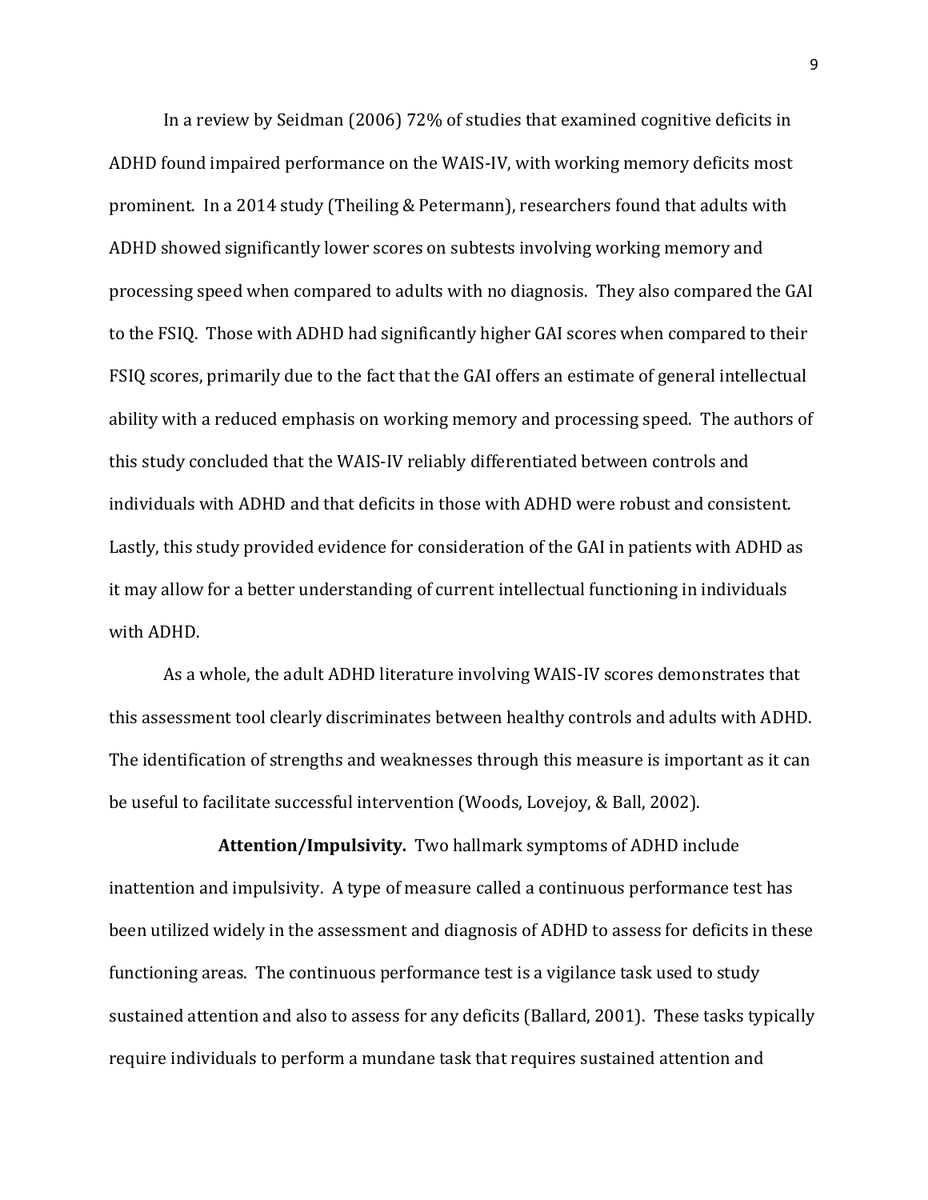In a review by Seidman (2006) 72% of studies that examined cognitive deficits in ADHD found impaired performance on the WAIS-IV, with working memory deficits most prominent. In a 2014 study (Theiling & Petermann), researchers found that adults with ADHD showed significantly lower scores on subtests involving working memory and processing speed when compared to adults with no diagnosis. They also compared the GAI to the FSIQ. Those with ADHD had significantly higher GAI scores when compared to their FSIQ scores, primarily due to the fact that the GAI offers an estimate of general intellectual ability with a reduced emphasis on working memory and processing speed. The authors of this study concluded that the WAIS-IV reliably differentiated between controls and individuals with ADHD and that deficits in those with ADHD were robust and consistent. Lastly, this study provided evidence for consideration of the GAI in patients with ADHD as it may allow for a better understanding of current intellectual functioning in individuals with ADHD.

As a whole, the adult ADHD literature involving WAIS-IV scores demonstrates that this assessment tool clearly discriminates between healthy controls and adults with ADHD. The identification of strengths and weaknesses through this measure is important as it can be useful to facilitate successful intervention (Woods, Lovejoy, & Ball, 2002).

**Attention/Impulsivity.** Two hallmark symptoms of ADHD include inattention and impulsivity. A type of measure called a continuous performance test has been utilized widely in the assessment and diagnosis of ADHD to assess for deficits in these functioning areas. The continuous performance test is a vigilance task used to study sustained attention and also to assess for any deficits (Ballard, 2001). These tasks typically require individuals to perform a mundane task that requires sustained attention and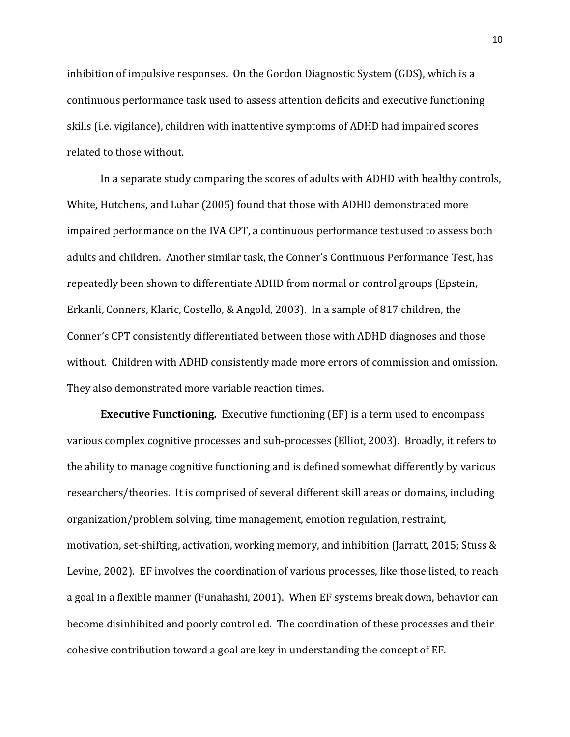inhibition of impulsive responses. On the Gordon Diagnostic System (GDS), which is a continuous performance task used to assess attention deficits and executive functioning skills (i.e. vigilance), children with inattentive symptoms of ADHD had impaired scores related to those without.

In a separate study comparing the scores of adults with ADHD with healthy controls, White, Hutchens, and Lubar (2005) found that those with ADHD demonstrated more impaired performance on the IVA CPT, a continuous performance test used to assess both adults and children. Another similar task, the Conner's Continuous Performance Test, has repeatedly been shown to differentiate ADHD from normal or control groups (Epstein, Erkanli, Conners, Klaric, Costello, & Angold, 2003). In a sample of 817 children, the Conner's CPT consistently differentiated between those with ADHD diagnoses and those without. Children with ADHD consistently made more errors of commission and omission. They also demonstrated more variable reaction times.

**Executive Functioning.** Executive functioning (EF) is a term used to encompass various complex cognitive processes and sub-processes (Elliot, 2003). Broadly, it refers to the ability to manage cognitive functioning and is defined somewhat differently by various researchers/theories. It is comprised of several different skill areas or domains, including organization/problem solving, time management, emotion regulation, restraint, motivation, set-shifting, activation, working memory, and inhibition (Jarratt, 2015; Stuss & Levine, 2002). EF involves the coordination of various processes, like those listed, to reach a goal in a flexible manner (Funahashi, 2001). When EF systems break down, behavior can become disinhibited and poorly controlled. The coordination of these processes and their cohesive contribution toward a goal are key in understanding the concept of EF.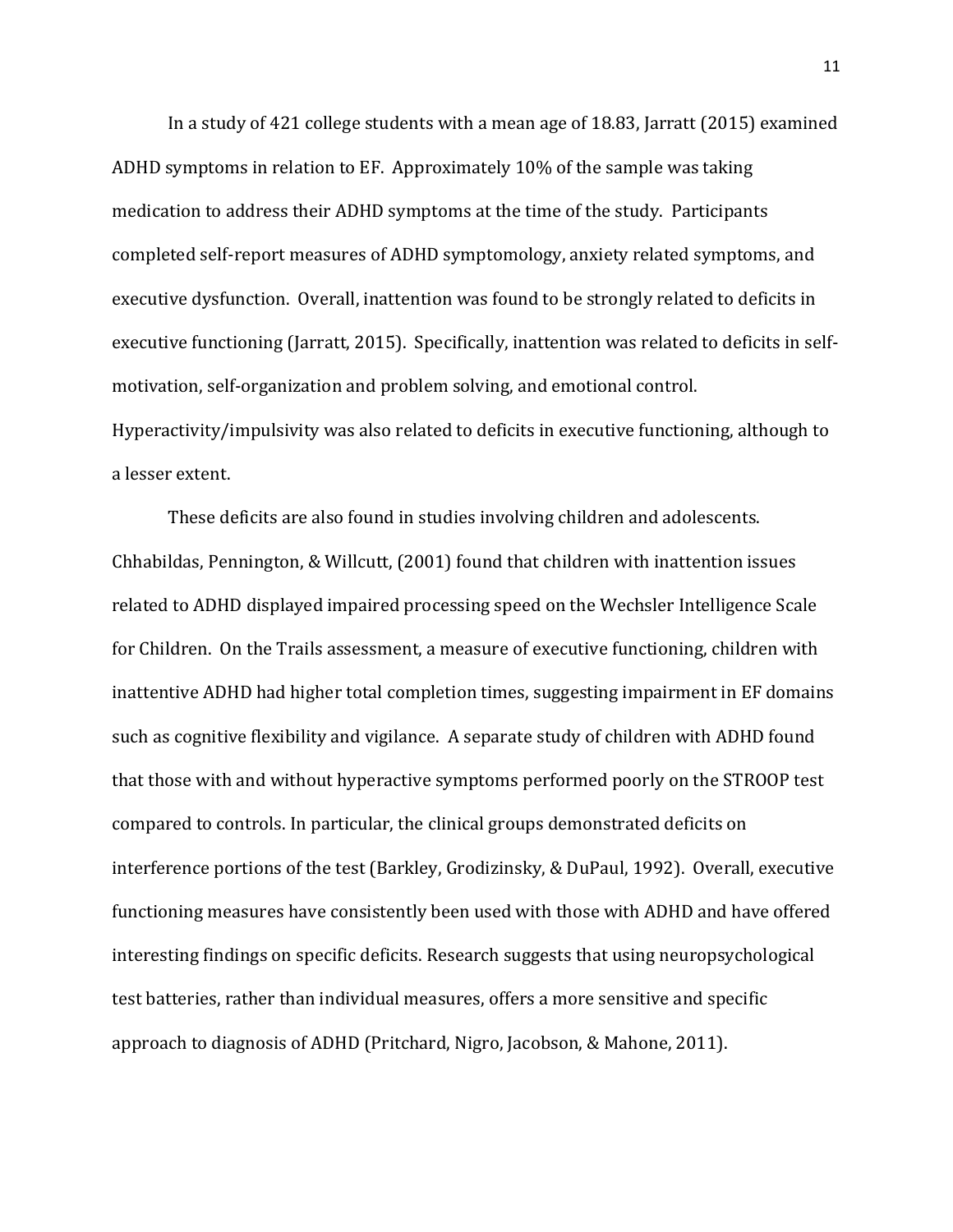In a study of 421 college students with a mean age of 18.83, Jarratt (2015) examined ADHD symptoms in relation to EF. Approximately 10% of the sample was taking medication to address their ADHD symptoms at the time of the study. Participants completed self-report measures of ADHD symptomology, anxiety related symptoms, and executive dysfunction. Overall, inattention was found to be strongly related to deficits in executive functioning (Jarratt, 2015). Specifically, inattention was related to deficits in self-motivation, self-organization and problem solving, and emotional control. Hyperactivity/impulsivity was also related to deficits in executive functioning, although to a lesser extent.

These deficits are also found in studies involving children and adolescents. Chhabildas, Pennington, & Willcutt, (2001) found that children with inattention issues related to ADHD displayed impaired processing speed on the Wechsler Intelligence Scale for Children. On the Trails assessment, a measure of executive functioning, children with inattentive ADHD had higher total completion times, suggesting impairment in EF domains such as cognitive flexibility and vigilance. A separate study of children with ADHD found that those with and without hyperactive symptoms performed poorly on the STROOP test compared to controls. In particular, the clinical groups demonstrated deficits on interference portions of the test (Barkley, Grodizinsky, & DuPaul, 1992). Overall, executive functioning measures have consistently been used with those with ADHD and have offered interesting findings on specific deficits. Research suggests that using neuropsychological test batteries, rather than individual measures, offers a more sensitive and specific approach to diagnosis of ADHD (Pritchard, Nigro, Jacobson, & Mahone, 2011).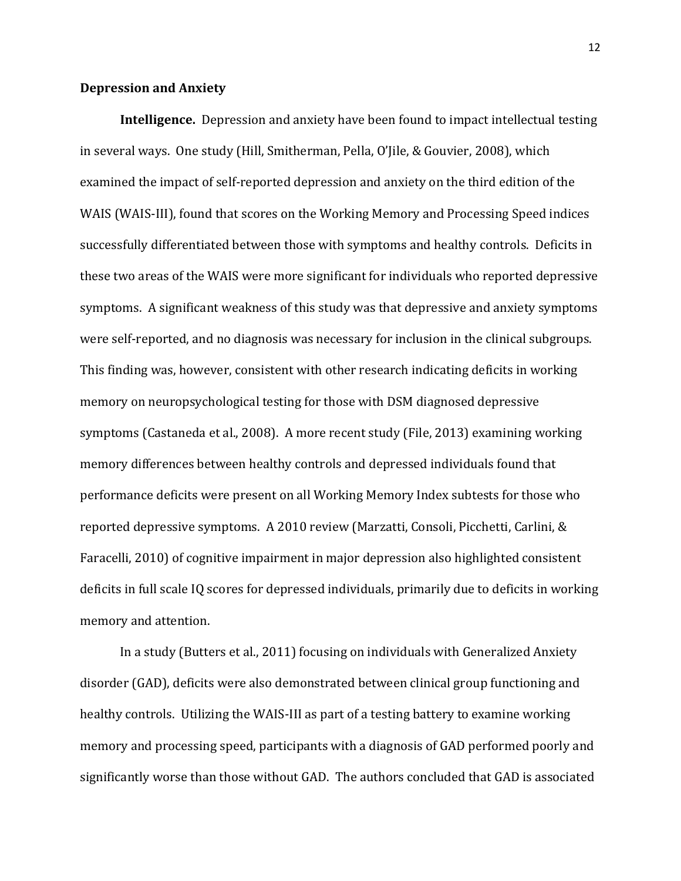**Depression and Anxiety**

**Intelligence.** Depression and anxiety have been found to impact intellectual testing in several ways. One study (Hill, Smitherman, Pella, O'Jile, & Gouvier, 2008), which examined the impact of self-reported depression and anxiety on the third edition of the WAIS (WAIS-III), found that scores on the Working Memory and Processing Speed indices successfully differentiated between those with symptoms and healthy controls. Deficits in these two areas of the WAIS were more significant for individuals who reported depressive symptoms. A significant weakness of this study was that depressive and anxiety symptoms were self-reported, and no diagnosis was necessary for inclusion in the clinical subgroups. This finding was, however, consistent with other research indicating deficits in working memory on neuropsychological testing for those with DSM diagnosed depressive symptoms (Castaneda et al., 2008). A more recent study (File, 2013) examining working memory differences between healthy controls and depressed individuals found that performance deficits were present on all Working Memory Index subtests for those who reported depressive symptoms. A 2010 review (Marzatti, Consoli, Picchetti, Carlini, & Faracelli, 2010) of cognitive impairment in major depression also highlighted consistent deficits in full scale IQ scores for depressed individuals, primarily due to deficits in working memory and attention.

In a study (Butters et al., 2011) focusing on individuals with Generalized Anxiety disorder (GAD), deficits were also demonstrated between clinical group functioning and healthy controls. Utilizing the WAIS-III as part of a testing battery to examine working memory and processing speed, participants with a diagnosis of GAD performed poorly and significantly worse than those without GAD. The authors concluded that GAD is associated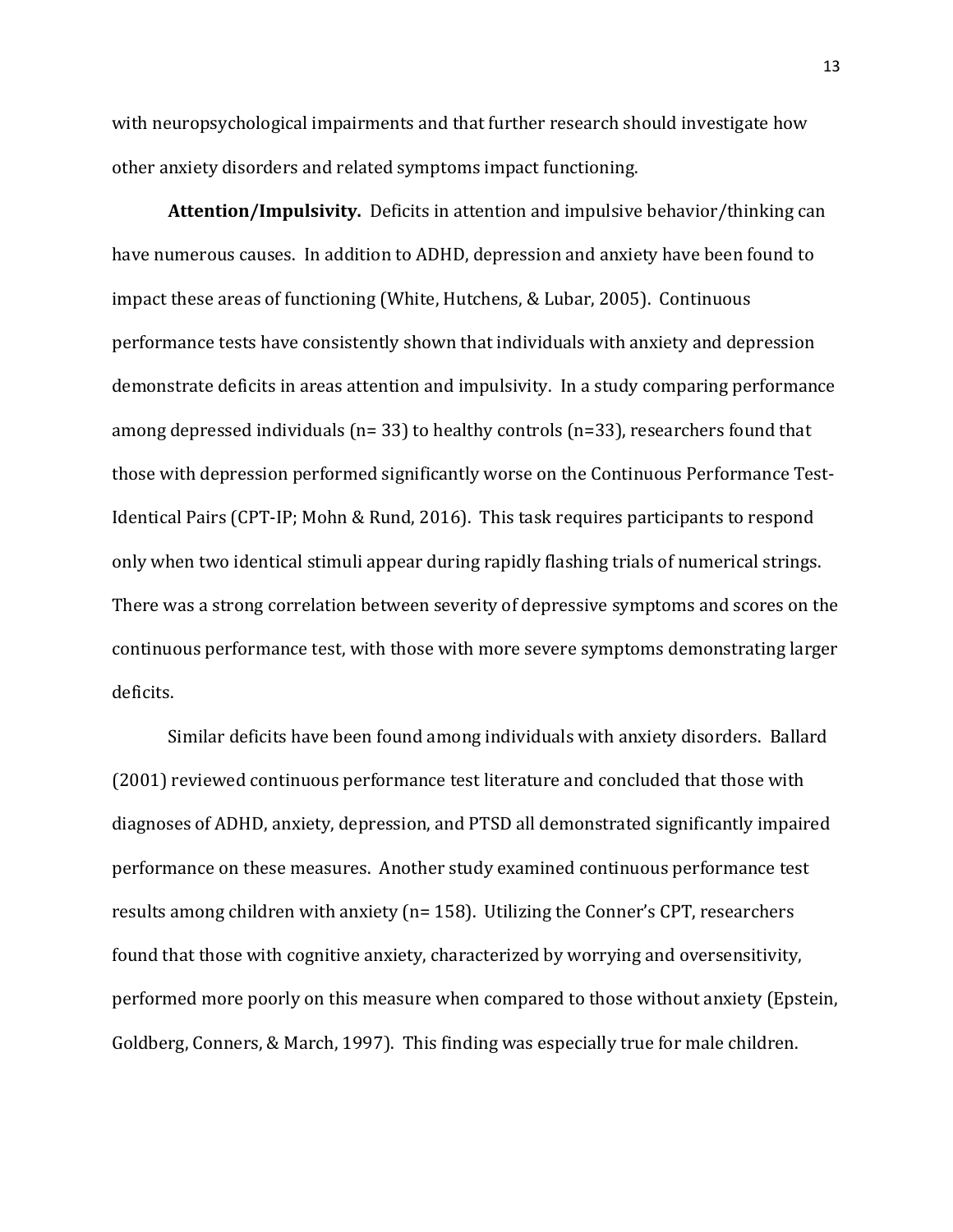with neuropsychological impairments and that further research should investigate how other anxiety disorders and related symptoms impact functioning.

**Attention/Impulsivity.** Deficits in attention and impulsive behavior/thinking can have numerous causes. In addition to ADHD, depression and anxiety have been found to impact these areas of functioning (White, Hutchens, & Lubar, 2005). Continuous performance tests have consistently shown that individuals with anxiety and depression demonstrate deficits in areas attention and impulsivity. In a study comparing performance among depressed individuals (n= 33) to healthy controls (n=33), researchers found that those with depression performed significantly worse on the Continuous Performance Test-Identical Pairs (CPT-IP; Mohn & Rund, 2016). This task requires participants to respond only when two identical stimuli appear during rapidly flashing trials of numerical strings. There was a strong correlation between severity of depressive symptoms and scores on the continuous performance test, with those with more severe symptoms demonstrating larger deficits.

Similar deficits have been found among individuals with anxiety disorders. Ballard (2001) reviewed continuous performance test literature and concluded that those with diagnoses of ADHD, anxiety, depression, and PTSD all demonstrated significantly impaired performance on these measures. Another study examined continuous performance test results among children with anxiety (n= 158). Utilizing the Conner's CPT, researchers found that those with cognitive anxiety, characterized by worrying and oversensitivity, performed more poorly on this measure when compared to those without anxiety (Epstein, Goldberg, Conners, & March, 1997). This finding was especially true for male children.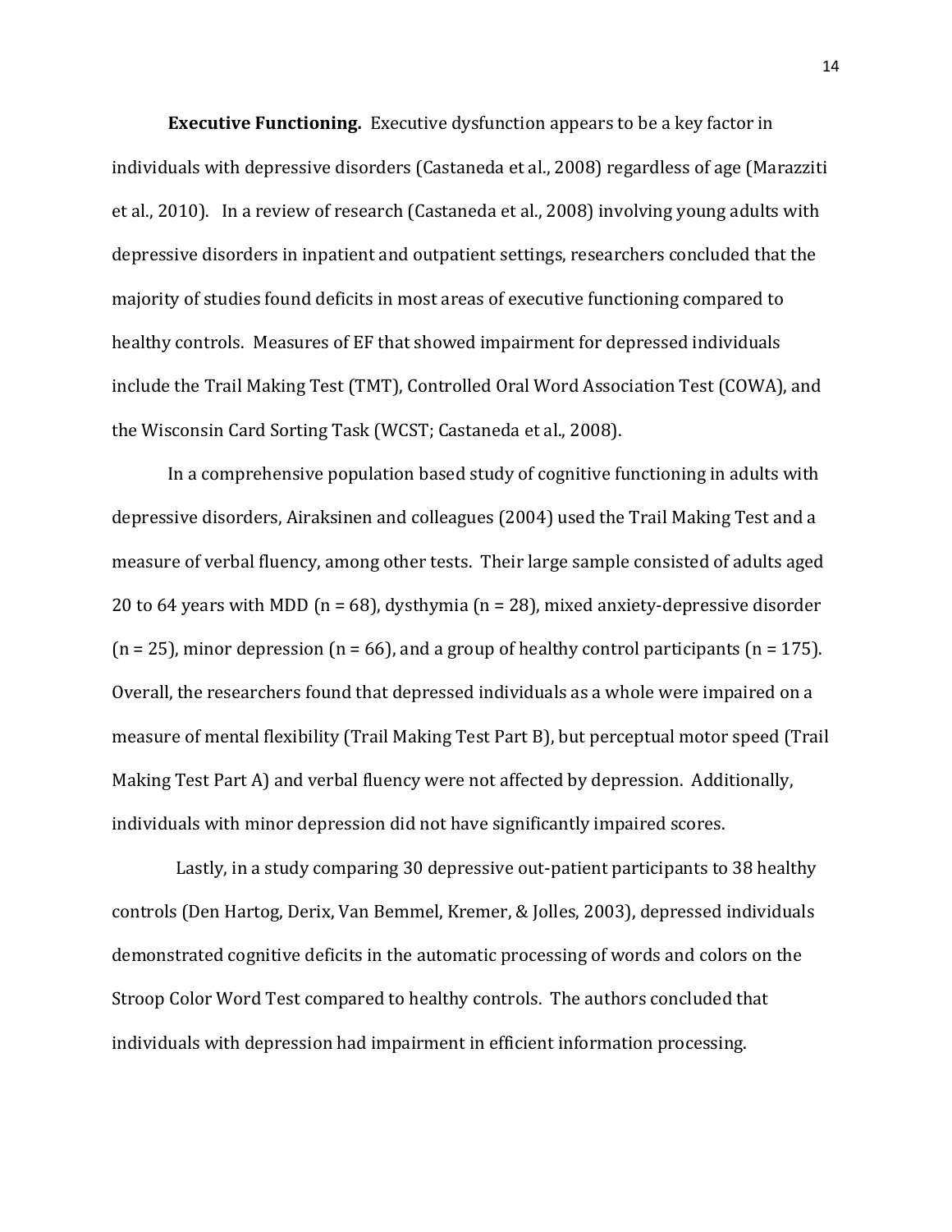**Executive Functioning.** Executive dysfunction appears to be a key factor in individuals with depressive disorders (Castaneda et al., 2008) regardless of age (Marazziti et al., 2010). In a review of research (Castaneda et al., 2008) involving young adults with depressive disorders in inpatient and outpatient settings, researchers concluded that the majority of studies found deficits in most areas of executive functioning compared to healthy controls. Measures of EF that showed impairment for depressed individuals include the Trail Making Test (TMT), Controlled Oral Word Association Test (COWA), and the Wisconsin Card Sorting Task (WCST; Castaneda et al., 2008).

In a comprehensive population based study of cognitive functioning in adults with depressive disorders, Airaksinen and colleagues (2004) used the Trail Making Test and a measure of verbal fluency, among other tests. Their large sample consisted of adults aged 20 to 64 years with MDD (n = 68), dysthymia (n = 28), mixed anxiety-depressive disorder (n = 25), minor depression (n = 66), and a group of healthy control participants (n = 175). Overall, the researchers found that depressed individuals as a whole were impaired on a measure of mental flexibility (Trail Making Test Part B), but perceptual motor speed (Trail Making Test Part A) and verbal fluency were not affected by depression. Additionally, individuals with minor depression did not have significantly impaired scores.

Lastly, in a study comparing 30 depressive out-patient participants to 38 healthy controls (Den Hartog, Derix, Van Bemmel, Kremer, & Jolles, 2003), depressed individuals demonstrated cognitive deficits in the automatic processing of words and colors on the Stroop Color Word Test compared to healthy controls. The authors concluded that individuals with depression had impairment in efficient information processing.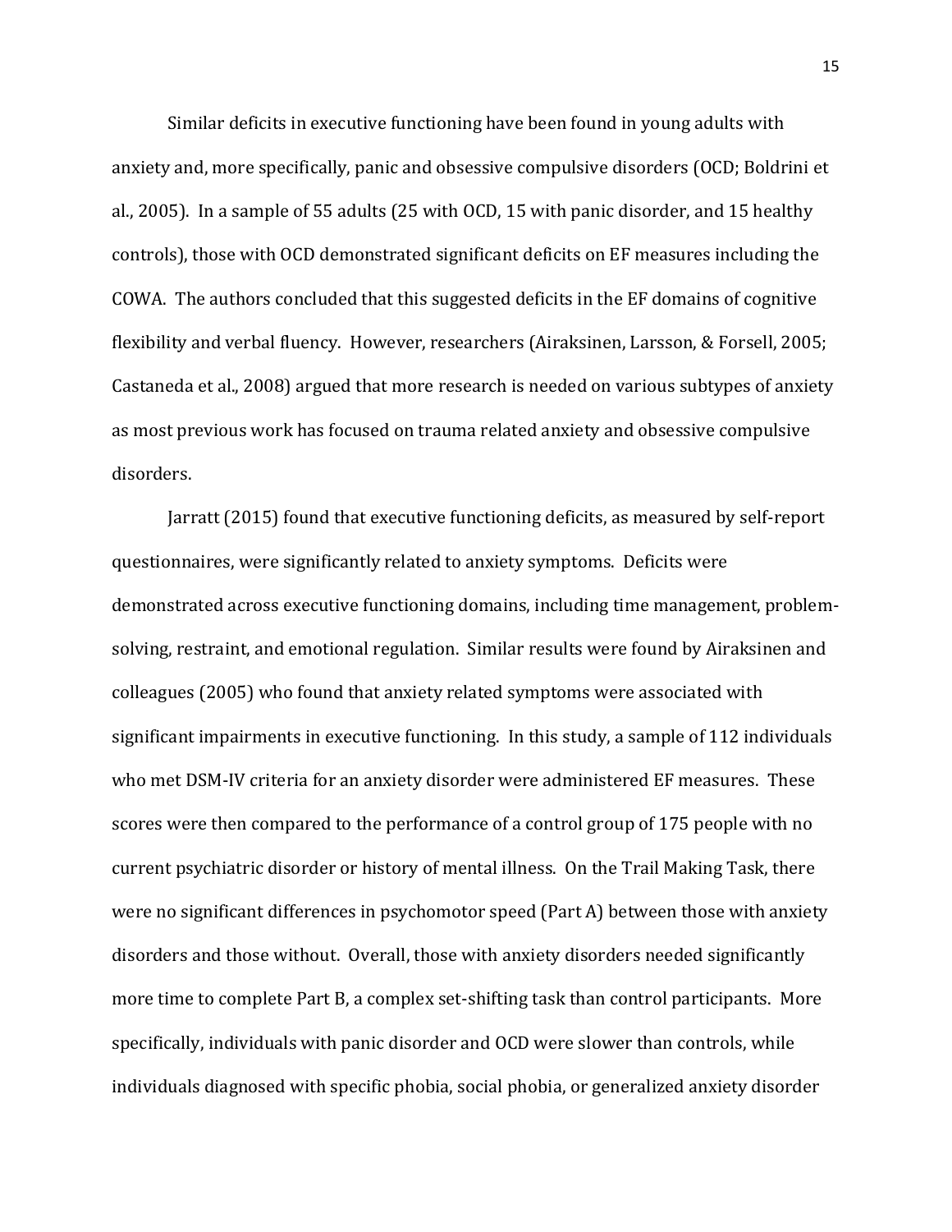Similar deficits in executive functioning have been found in young adults with anxiety and, more specifically, panic and obsessive compulsive disorders (OCD; Boldrini et al., 2005). In a sample of 55 adults (25 with OCD, 15 with panic disorder, and 15 healthy controls), those with OCD demonstrated significant deficits on EF measures including the COWA. The authors concluded that this suggested deficits in the EF domains of cognitive flexibility and verbal fluency. However, researchers (Airaksinen, Larsson, & Forsell, 2005; Castaneda et al., 2008) argued that more research is needed on various subtypes of anxiety as most previous work has focused on trauma related anxiety and obsessive compulsive disorders.

Jarratt (2015) found that executive functioning deficits, as measured by self-report questionnaires, were significantly related to anxiety symptoms. Deficits were demonstrated across executive functioning domains, including time management, problem-solving, restraint, and emotional regulation. Similar results were found by Airaksinen and colleagues (2005) who found that anxiety related symptoms were associated with significant impairments in executive functioning. In this study, a sample of 112 individuals who met DSM-IV criteria for an anxiety disorder were administered EF measures. These scores were then compared to the performance of a control group of 175 people with no current psychiatric disorder or history of mental illness. On the Trail Making Task, there were no significant differences in psychomotor speed (Part A) between those with anxiety disorders and those without. Overall, those with anxiety disorders needed significantly more time to complete Part B, a complex set-shifting task than control participants. More specifically, individuals with panic disorder and OCD were slower than controls, while individuals diagnosed with specific phobia, social phobia, or generalized anxiety disorder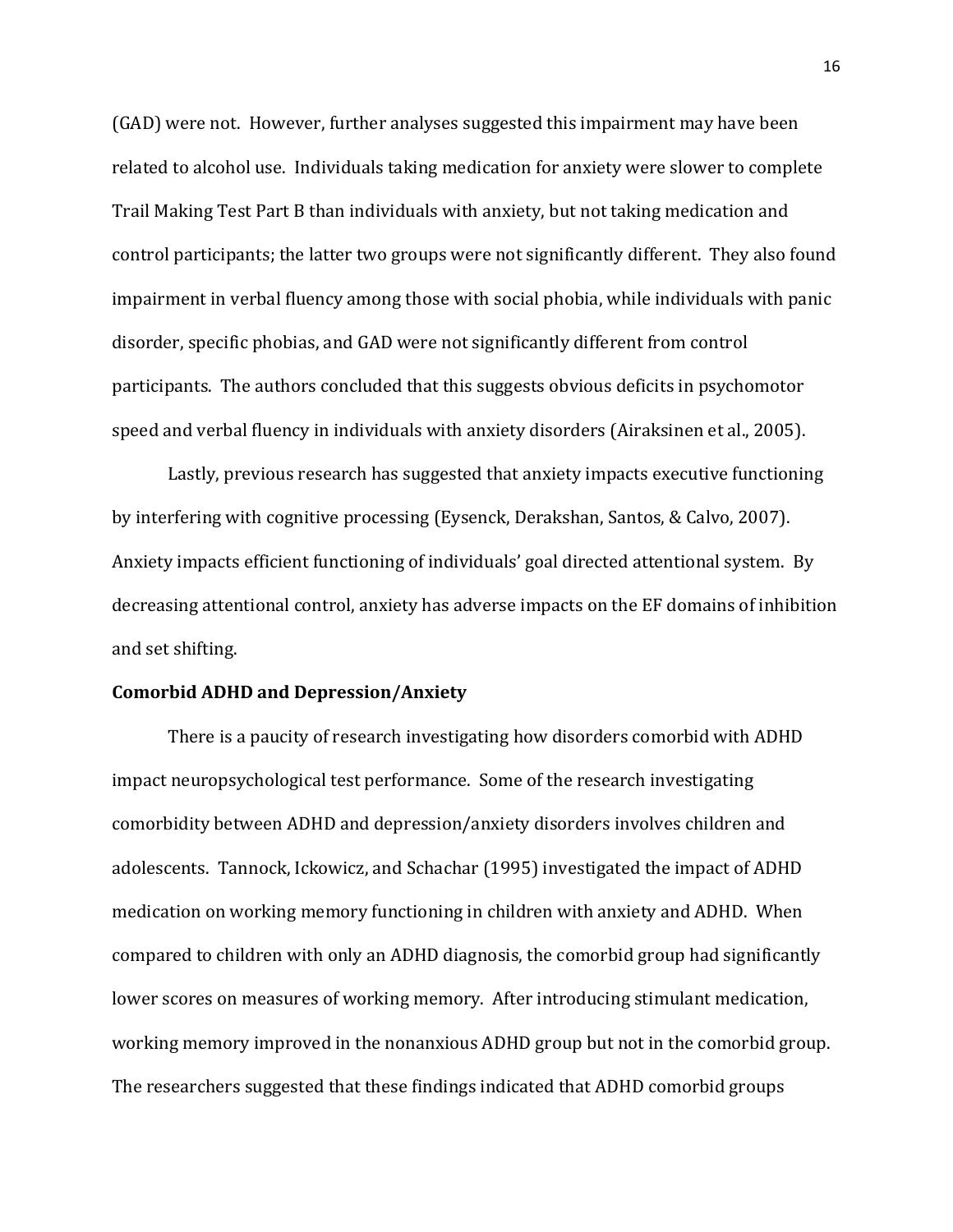(GAD) were not. However, further analyses suggested this impairment may have been related to alcohol use. Individuals taking medication for anxiety were slower to complete Trail Making Test Part B than individuals with anxiety, but not taking medication and control participants; the latter two groups were not significantly different. They also found impairment in verbal fluency among those with social phobia, while individuals with panic disorder, specific phobias, and GAD were not significantly different from control participants. The authors concluded that this suggests obvious deficits in psychomotor speed and verbal fluency in individuals with anxiety disorders (Airaksinen et al., 2005).

Lastly, previous research has suggested that anxiety impacts executive functioning by interfering with cognitive processing (Eysenck, Derakshan, Santos, & Calvo, 2007). Anxiety impacts efficient functioning of individuals' goal directed attentional system. By decreasing attentional control, anxiety has adverse impacts on the EF domains of inhibition and set shifting.

**Comorbid ADHD and Depression/Anxiety**

There is a paucity of research investigating how disorders comorbid with ADHD impact neuropsychological test performance. Some of the research investigating comorbidity between ADHD and depression/anxiety disorders involves children and adolescents. Tannock, Ickowicz, and Schachar (1995) investigated the impact of ADHD medication on working memory functioning in children with anxiety and ADHD. When compared to children with only an ADHD diagnosis, the comorbid group had significantly lower scores on measures of working memory. After introducing stimulant medication, working memory improved in the nonanxious ADHD group but not in the comorbid group. The researchers suggested that these findings indicated that ADHD comorbid groups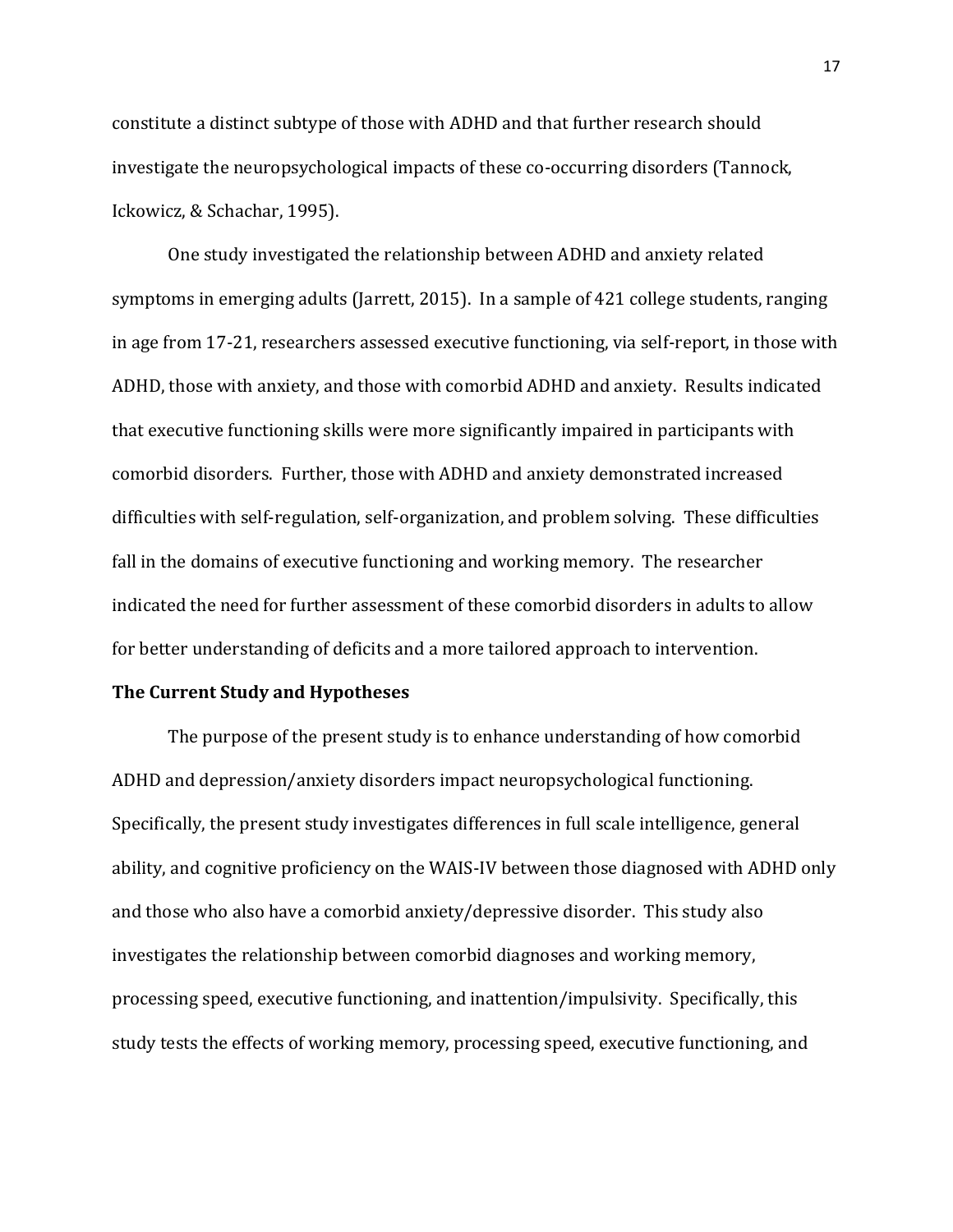constitute a distinct subtype of those with ADHD and that further research should investigate the neuropsychological impacts of these co-occurring disorders (Tannock, Ickowicz, & Schachar, 1995).

One study investigated the relationship between ADHD and anxiety related symptoms in emerging adults (Jarrett, 2015). In a sample of 421 college students, ranging in age from 17-21, researchers assessed executive functioning, via self-report, in those with ADHD, those with anxiety, and those with comorbid ADHD and anxiety. Results indicated that executive functioning skills were more significantly impaired in participants with comorbid disorders. Further, those with ADHD and anxiety demonstrated increased difficulties with self-regulation, self-organization, and problem solving. These difficulties fall in the domains of executive functioning and working memory. The researcher indicated the need for further assessment of these comorbid disorders in adults to allow for better understanding of deficits and a more tailored approach to intervention.

**The Current Study and Hypotheses**

The purpose of the present study is to enhance understanding of how comorbid ADHD and depression/anxiety disorders impact neuropsychological functioning. Specifically, the present study investigates differences in full scale intelligence, general ability, and cognitive proficiency on the WAIS-IV between those diagnosed with ADHD only and those who also have a comorbid anxiety/depressive disorder. This study also investigates the relationship between comorbid diagnoses and working memory, processing speed, executive functioning, and inattention/impulsivity. Specifically, this study tests the effects of working memory, processing speed, executive functioning, and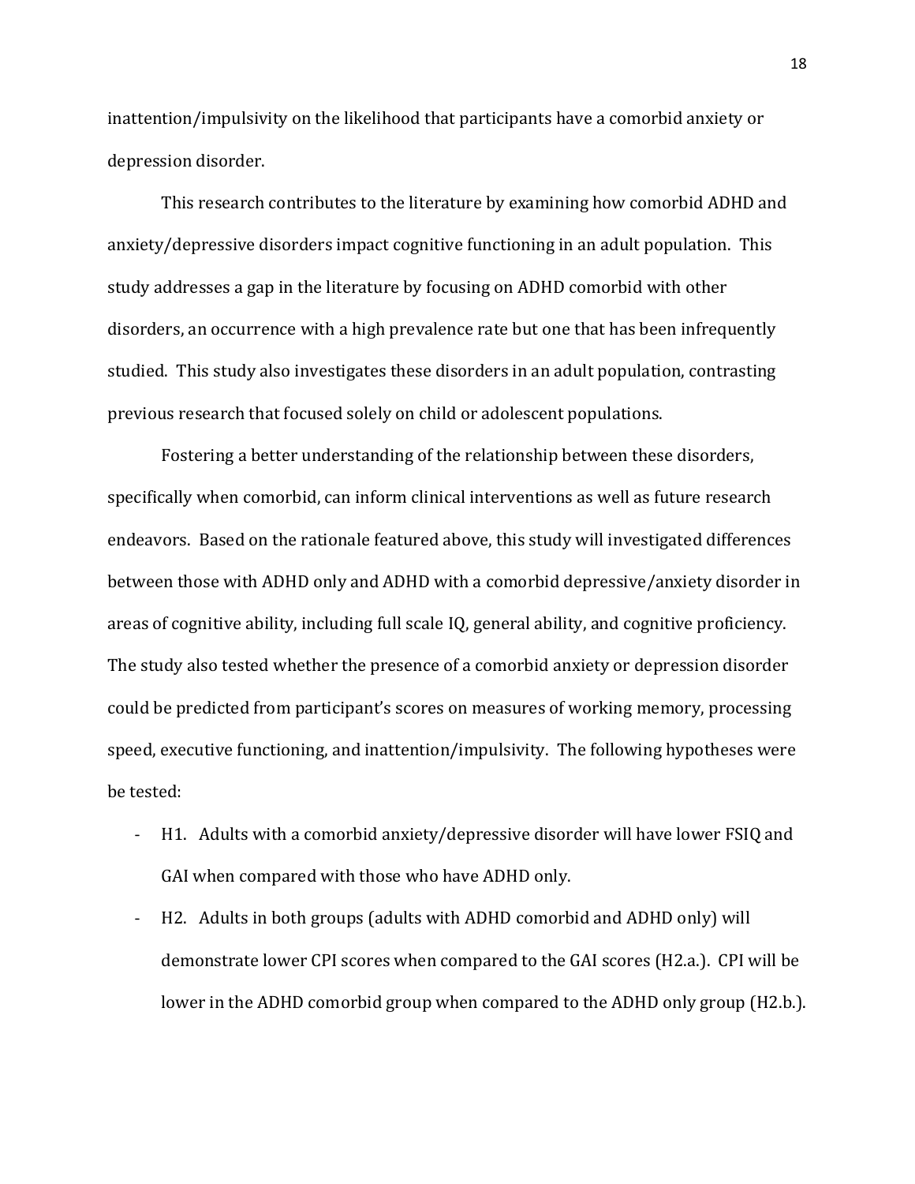inattention/impulsivity on the likelihood that participants have a comorbid anxiety or depression disorder.

This research contributes to the literature by examining how comorbid ADHD and anxiety/depressive disorders impact cognitive functioning in an adult population. This study addresses a gap in the literature by focusing on ADHD comorbid with other disorders, an occurrence with a high prevalence rate but one that has been infrequently studied. This study also investigates these disorders in an adult population, contrasting previous research that focused solely on child or adolescent populations.

Fostering a better understanding of the relationship between these disorders, specifically when comorbid, can inform clinical interventions as well as future research endeavors. Based on the rationale featured above, this study will investigated differences between those with ADHD only and ADHD with a comorbid depressive/anxiety disorder in areas of cognitive ability, including full scale IQ, general ability, and cognitive proficiency. The study also tested whether the presence of a comorbid anxiety or depression disorder could be predicted from participant's scores on measures of working memory, processing speed, executive functioning, and inattention/impulsivity. The following hypotheses were be tested:

- H1. Adults with a comorbid anxiety/depressive disorder will have lower FSIQ and GAI when compared with those who have ADHD only.
- H2. Adults in both groups (adults with ADHD comorbid and ADHD only) will demonstrate lower CPI scores when compared to the GAI scores (H2.a.). CPI will be lower in the ADHD comorbid group when compared to the ADHD only group (H2.b.).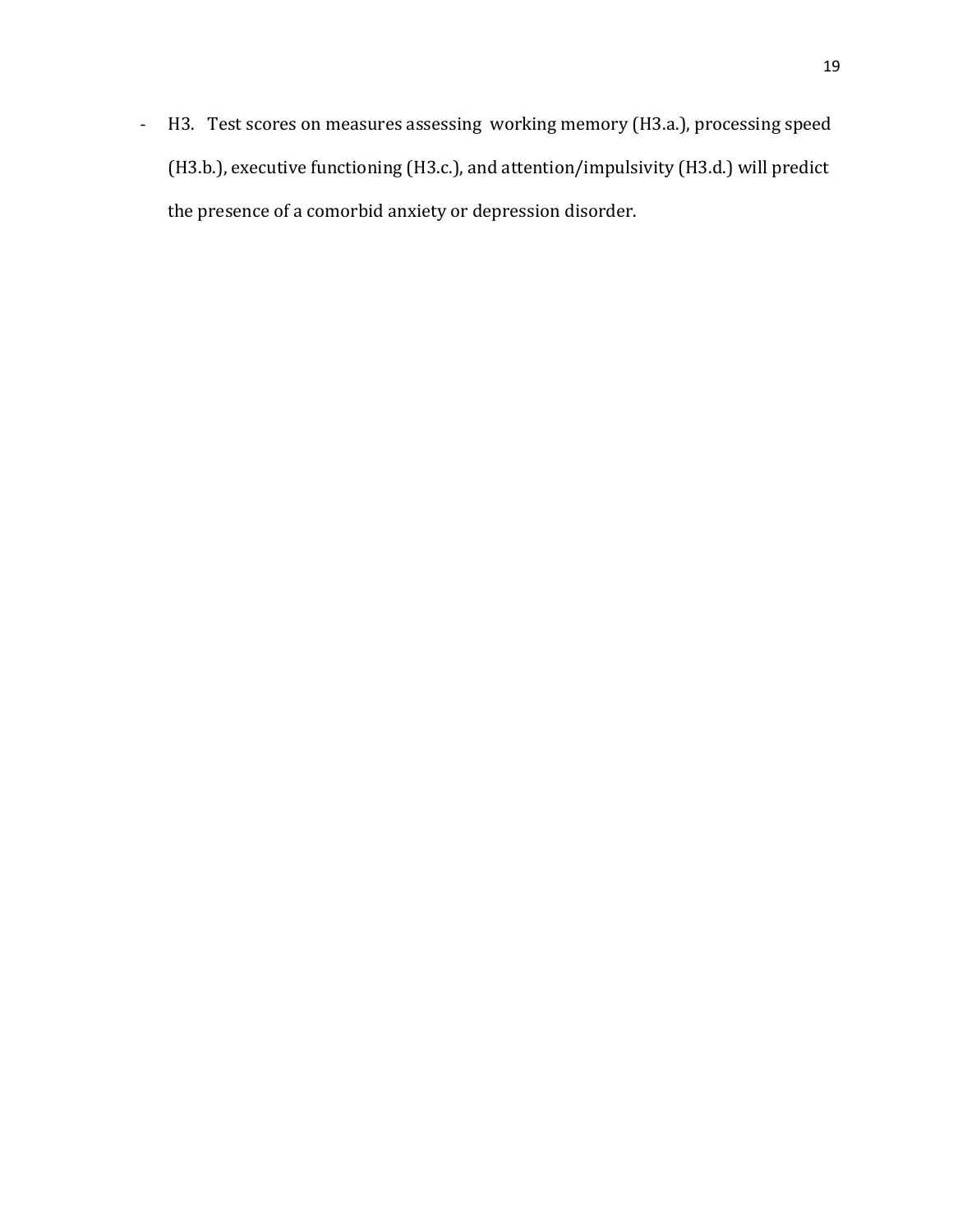- H3. Test scores on measures assessing working memory (H3.a.), processing speed (H3.b.), executive functioning (H3.c.), and attention/impulsivity (H3.d.) will predict the presence of a comorbid anxiety or depression disorder.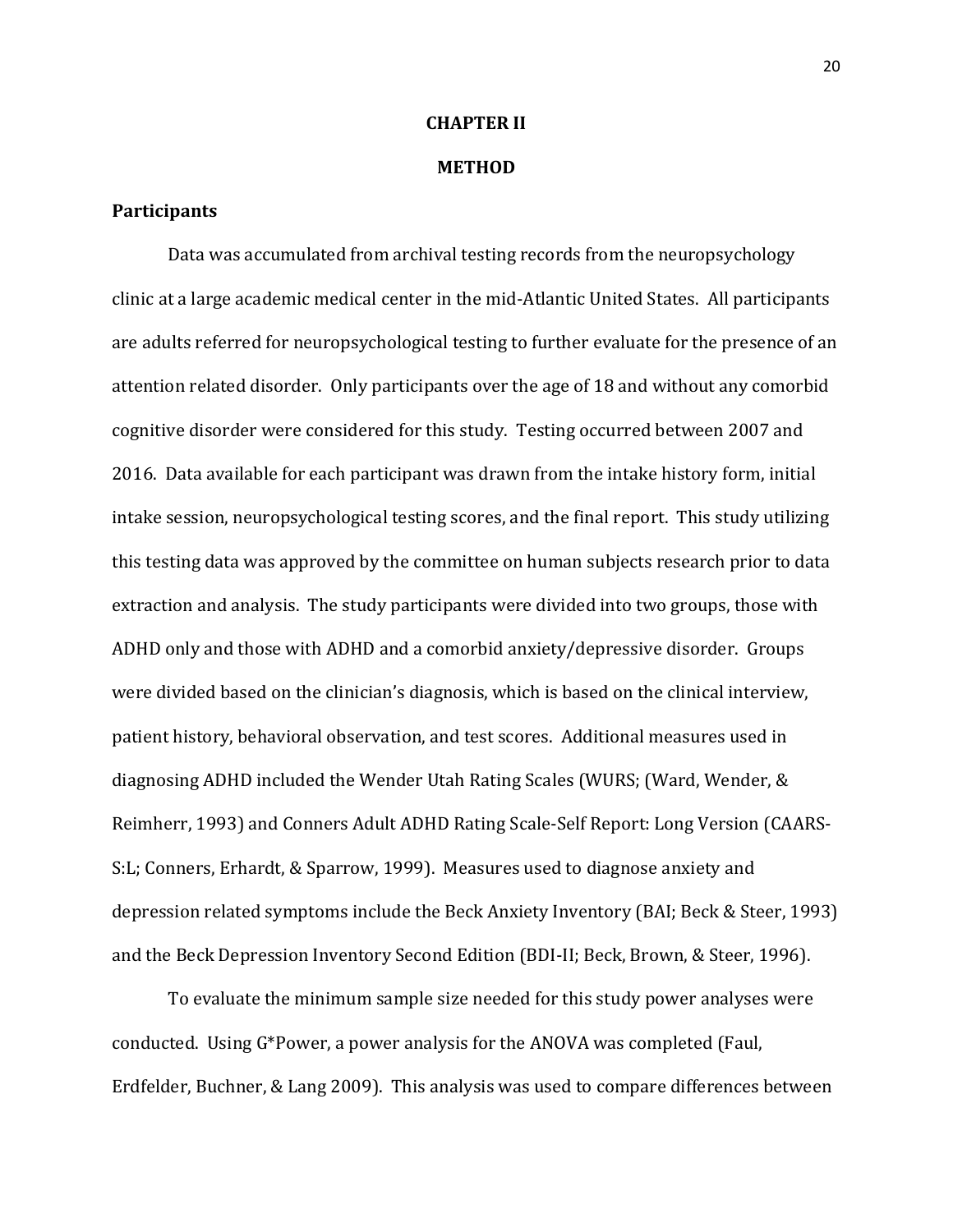# CHAPTER II

# METHOD

## Participants

Data was accumulated from archival testing records from the neuropsychology clinic at a large academic medical center in the mid-Atlantic United States. All participants are adults referred for neuropsychological testing to further evaluate for the presence of an attention related disorder. Only participants over the age of 18 and without any comorbid cognitive disorder were considered for this study. Testing occurred between 2007 and 2016. Data available for each participant was drawn from the intake history form, initial intake session, neuropsychological testing scores, and the final report. This study utilizing this testing data was approved by the committee on human subjects research prior to data extraction and analysis. The study participants were divided into two groups, those with ADHD only and those with ADHD and a comorbid anxiety/depressive disorder. Groups were divided based on the clinician's diagnosis, which is based on the clinical interview, patient history, behavioral observation, and test scores. Additional measures used in diagnosing ADHD included the Wender Utah Rating Scales (WURS; (Ward, Wender, & Reimherr, 1993) and Conners Adult ADHD Rating Scale-Self Report: Long Version (CAARS-S:L; Conners, Erhardt, & Sparrow, 1999). Measures used to diagnose anxiety and depression related symptoms include the Beck Anxiety Inventory (BAI; Beck & Steer, 1993) and the Beck Depression Inventory Second Edition (BDI-II; Beck, Brown, & Steer, 1996).

To evaluate the minimum sample size needed for this study power analyses were conducted. Using G*Power, a power analysis for the ANOVA was completed (Faul, Erdfelder, Buchner, & Lang 2009). This analysis was used to compare differences between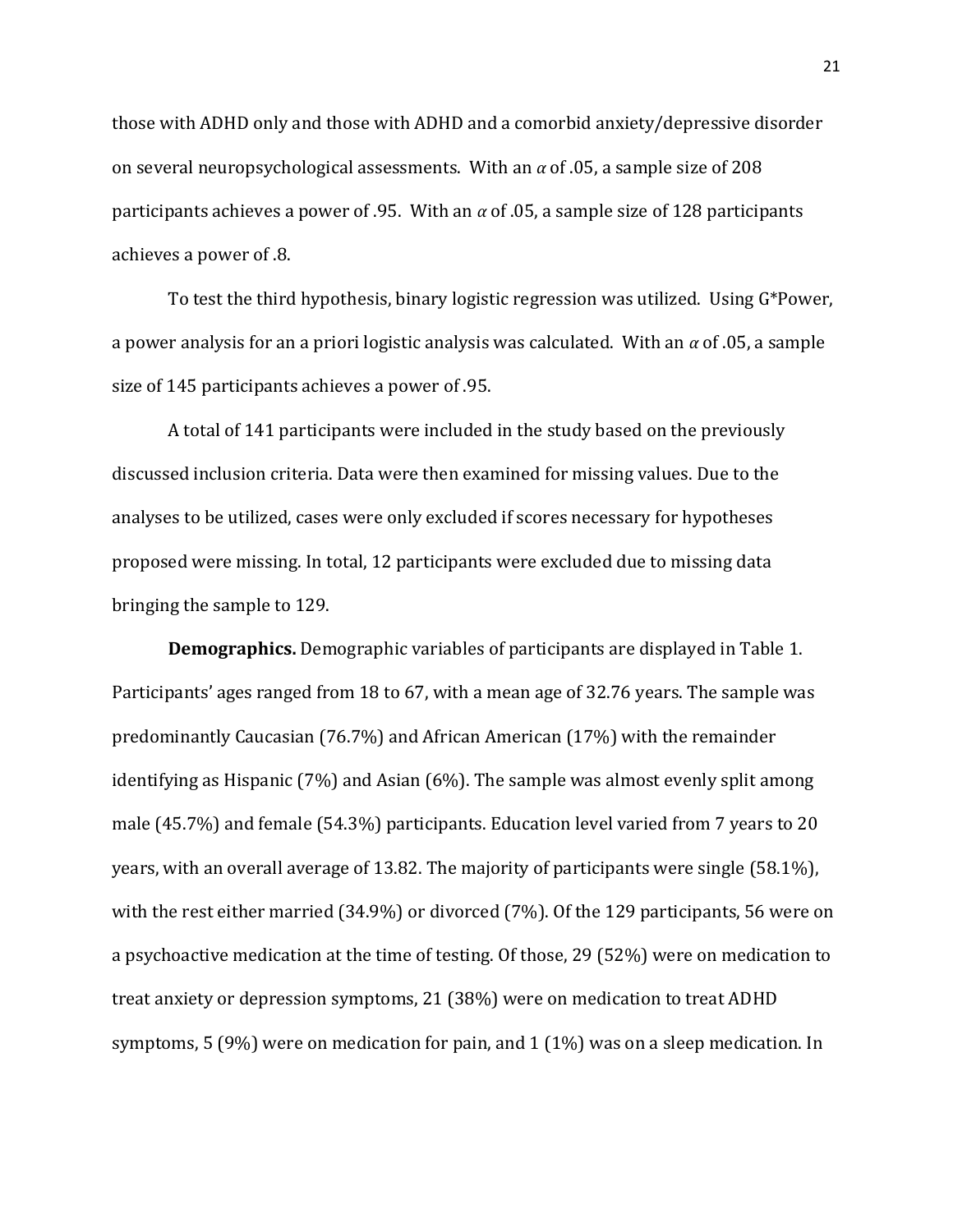those with ADHD only and those with ADHD and a comorbid anxiety/depressive disorder on several neuropsychological assessments. With an $\alpha$ of .05, a sample size of 208 participants achieves a power of .95. With an $\alpha$ of .05, a sample size of 128 participants achieves a power of .8.

To test the third hypothesis, binary logistic regression was utilized. Using G*Power, a power analysis for an a priori logistic analysis was calculated. With an $\alpha$ of .05, a sample size of 145 participants achieves a power of .95.

A total of 141 participants were included in the study based on the previously discussed inclusion criteria. Data were then examined for missing values. Due to the analyses to be utilized, cases were only excluded if scores necessary for hypotheses proposed were missing. In total, 12 participants were excluded due to missing data bringing the sample to 129.

**Demographics.** Demographic variables of participants are displayed in Table 1. Participants' ages ranged from 18 to 67, with a mean age of 32.76 years. The sample was predominantly Caucasian (76.7%) and African American (17%) with the remainder identifying as Hispanic (7%) and Asian (6%). The sample was almost evenly split among male (45.7%) and female (54.3%) participants. Education level varied from 7 years to 20 years, with an overall average of 13.82. The majority of participants were single (58.1%), with the rest either married (34.9%) or divorced (7%). Of the 129 participants, 56 were on a psychoactive medication at the time of testing. Of those, 29 (52%) were on medication to treat anxiety or depression symptoms, 21 (38%) were on medication to treat ADHD symptoms, 5 (9%) were on medication for pain, and 1 (1%) was on a sleep medication. In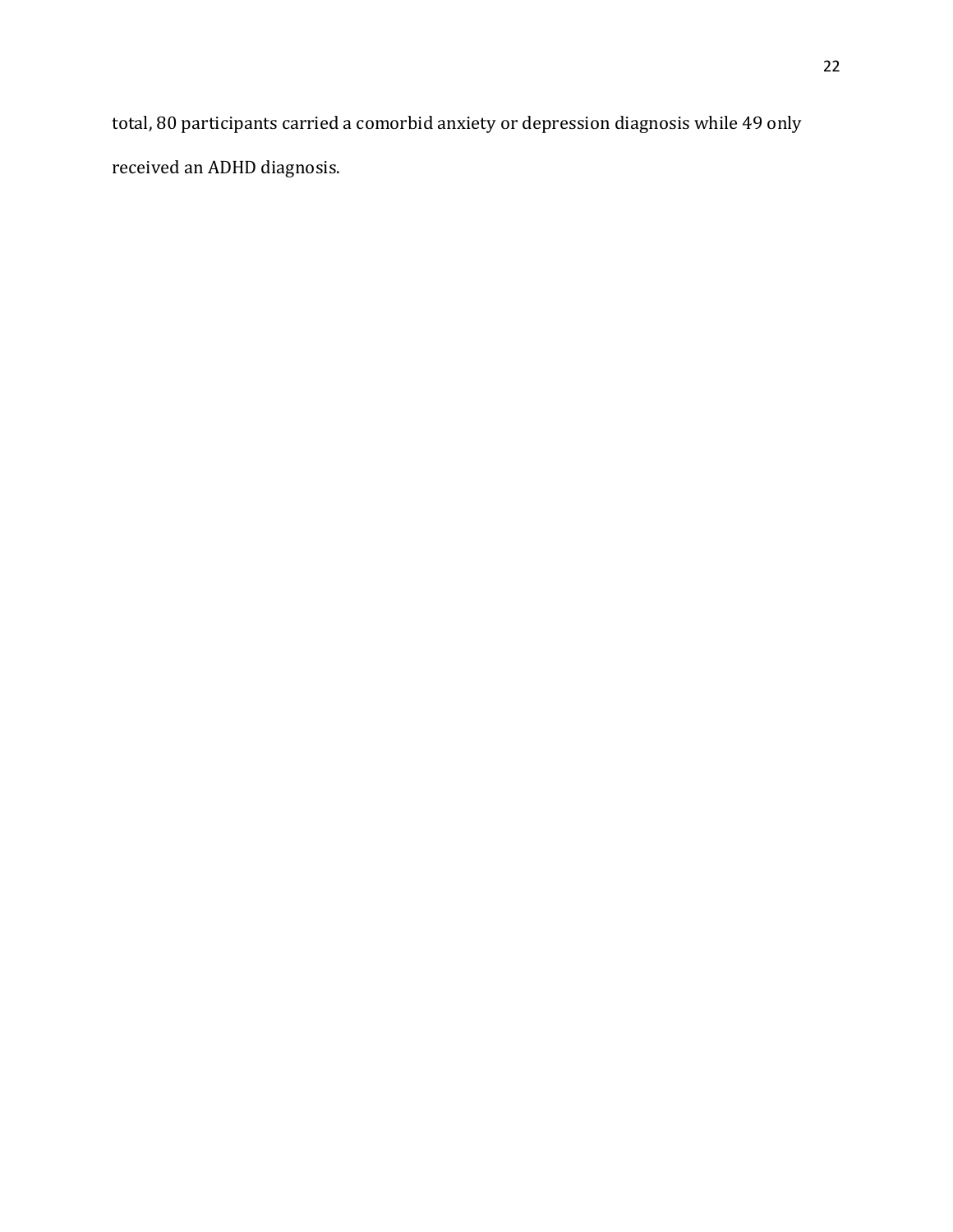total, 80 participants carried a comorbid anxiety or depression diagnosis while 49 only received an ADHD diagnosis.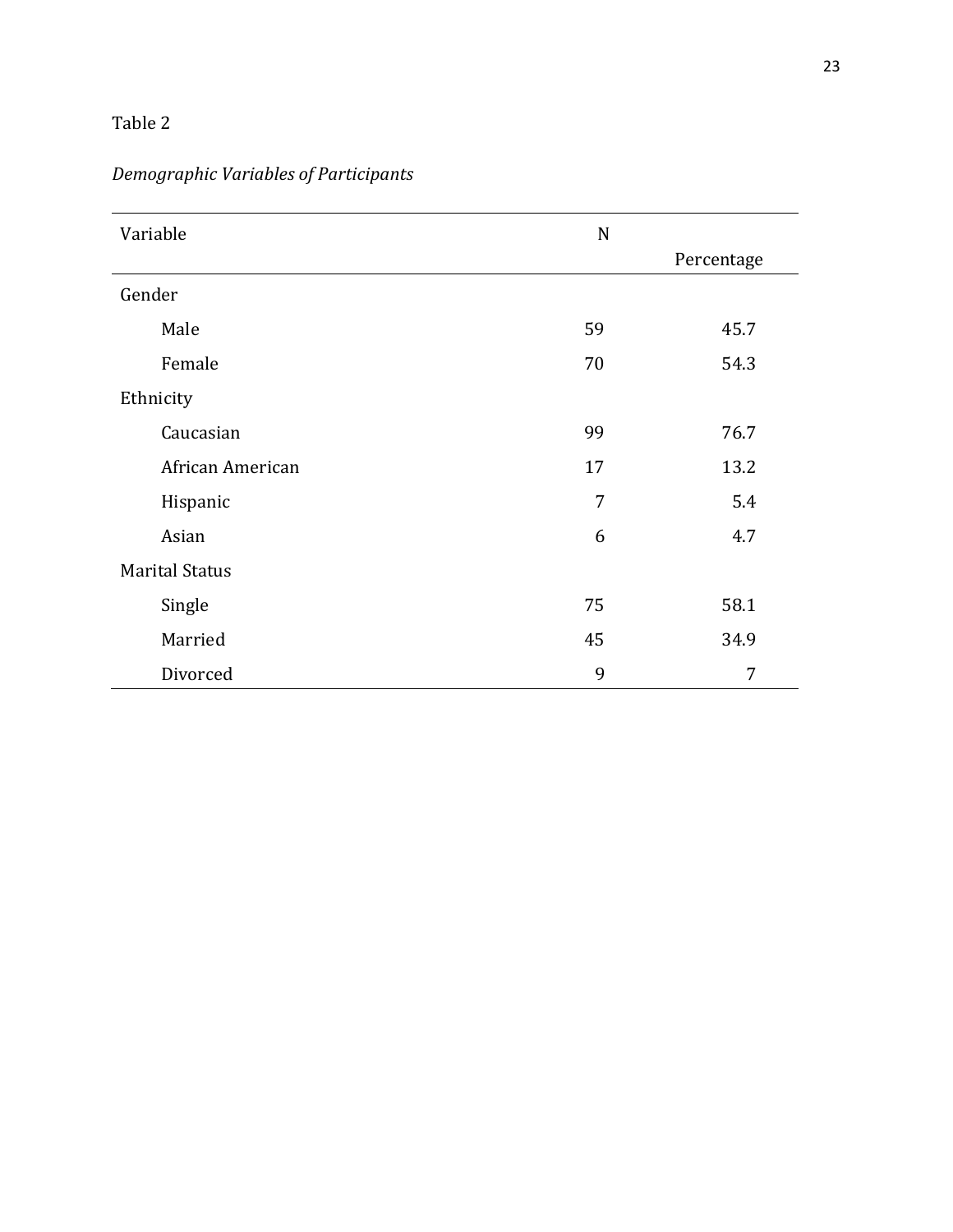Table 2

*Demographic Variables of Participants*

| Variable | N | Percentage |
|---|---|---|
| Gender | | |
| Male | 59 | 45.7 |
| Female | 70 | 54.3 |
| Ethnicity | | |
| Caucasian | 99 | 76.7 |
| African American | 17 | 13.2 |
| Hispanic | 7 | 5.4 |
| Asian | 6 | 4.7 |
| Marital Status | | |
| Single | 75 | 58.1 |
| Married | 45 | 34.9 |
| Divorced | 9 | 7 |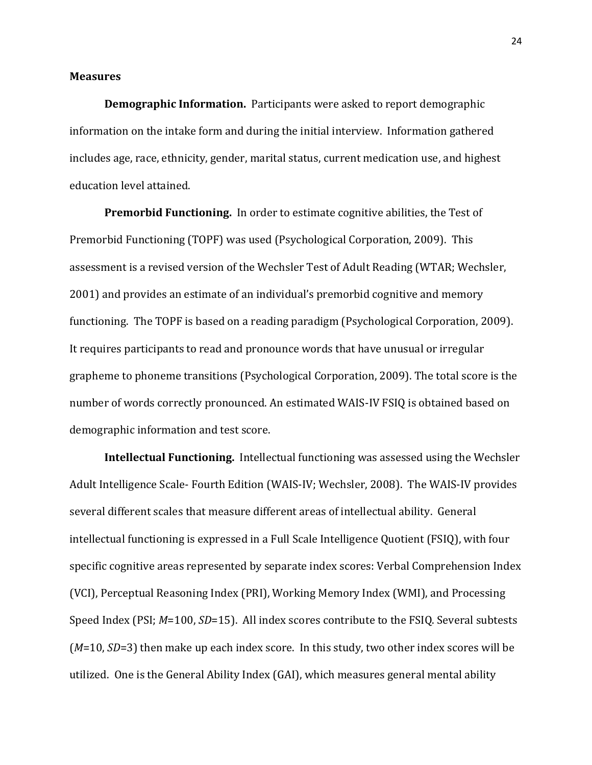## Measures

**Demographic Information.** Participants were asked to report demographic information on the intake form and during the initial interview. Information gathered includes age, race, ethnicity, gender, marital status, current medication use, and highest education level attained.

**Premorbid Functioning.** In order to estimate cognitive abilities, the Test of Premorbid Functioning (TOPF) was used (Psychological Corporation, 2009). This assessment is a revised version of the Wechsler Test of Adult Reading (WTAR; Wechsler, 2001) and provides an estimate of an individual's premorbid cognitive and memory functioning. The TOPF is based on a reading paradigm (Psychological Corporation, 2009). It requires participants to read and pronounce words that have unusual or irregular grapheme to phoneme transitions (Psychological Corporation, 2009). The total score is the number of words correctly pronounced. An estimated WAIS-IV FSIQ is obtained based on demographic information and test score.

**Intellectual Functioning.** Intellectual functioning was assessed using the Wechsler Adult Intelligence Scale- Fourth Edition (WAIS-IV; Wechsler, 2008). The WAIS-IV provides several different scales that measure different areas of intellectual ability. General intellectual functioning is expressed in a Full Scale Intelligence Quotient (FSIQ), with four specific cognitive areas represented by separate index scores: Verbal Comprehension Index (VCI), Perceptual Reasoning Index (PRI), Working Memory Index (WMI), and Processing Speed Index (PSI; $M$=100, $SD$=15). All index scores contribute to the FSIQ. Several subtests ($M$=10, $SD$=3) then make up each index score. In this study, two other index scores will be utilized. One is the General Ability Index (GAI), which measures general mental ability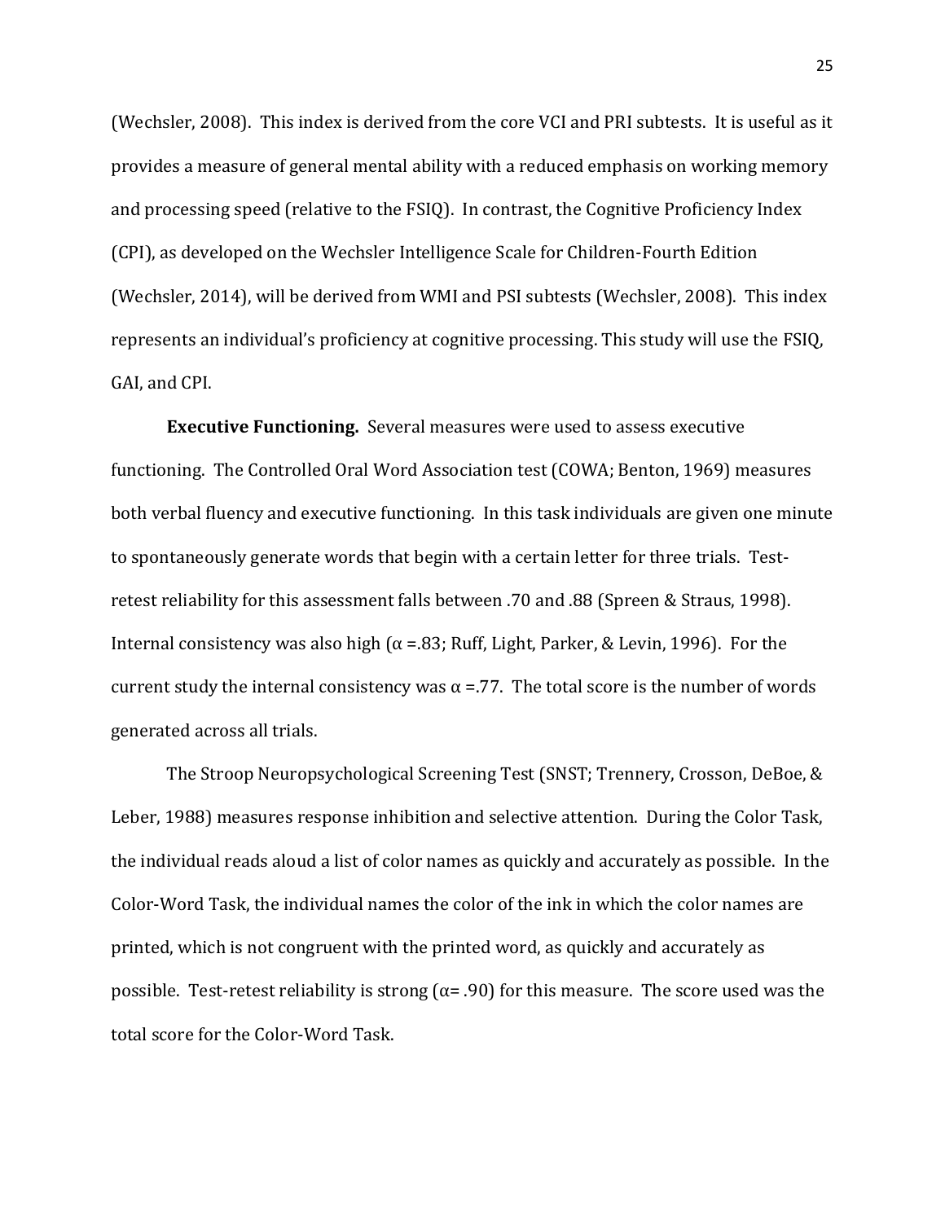(Wechsler, 2008). This index is derived from the core VCI and PRI subtests. It is useful as it provides a measure of general mental ability with a reduced emphasis on working memory and processing speed (relative to the FSIQ). In contrast, the Cognitive Proficiency Index (CPI), as developed on the Wechsler Intelligence Scale for Children-Fourth Edition (Wechsler, 2014), will be derived from WMI and PSI subtests (Wechsler, 2008). This index represents an individual's proficiency at cognitive processing. This study will use the FSIQ, GAI, and CPI.

**Executive Functioning.** Several measures were used to assess executive functioning. The Controlled Oral Word Association test (COWA; Benton, 1969) measures both verbal fluency and executive functioning. In this task individuals are given one minute to spontaneously generate words that begin with a certain letter for three trials. Test-retest reliability for this assessment falls between .70 and .88 (Spreen & Straus, 1998). Internal consistency was also high ($\alpha$ =.83; Ruff, Light, Parker, & Levin, 1996). For the current study the internal consistency was $\alpha$ =.77. The total score is the number of words generated across all trials.

The Stroop Neuropsychological Screening Test (SNST; Trennery, Crosson, DeBoe, & Leber, 1988) measures response inhibition and selective attention. During the Color Task, the individual reads aloud a list of color names as quickly and accurately as possible. In the Color-Word Task, the individual names the color of the ink in which the color names are printed, which is not congruent with the printed word, as quickly and accurately as possible. Test-retest reliability is strong ($\alpha$= .90) for this measure. The score used was the total score for the Color-Word Task.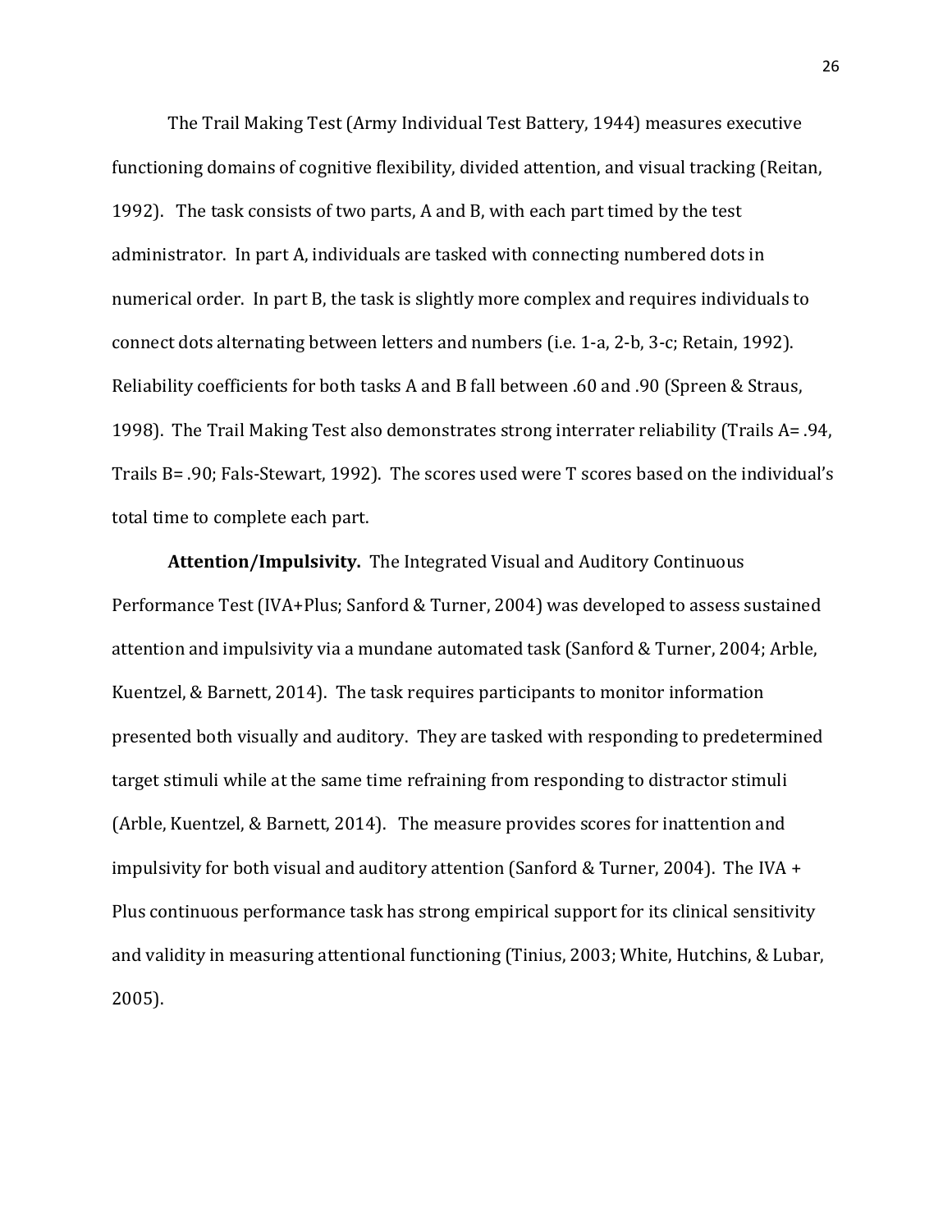The Trail Making Test (Army Individual Test Battery, 1944) measures executive functioning domains of cognitive flexibility, divided attention, and visual tracking (Reitan, 1992). The task consists of two parts, A and B, with each part timed by the test administrator. In part A, individuals are tasked with connecting numbered dots in numerical order. In part B, the task is slightly more complex and requires individuals to connect dots alternating between letters and numbers (i.e. 1-a, 2-b, 3-c; Retain, 1992). Reliability coefficients for both tasks A and B fall between .60 and .90 (Spreen & Straus, 1998). The Trail Making Test also demonstrates strong interrater reliability (Trails A= .94, Trails B= .90; Fals-Stewart, 1992). The scores used were T scores based on the individual's total time to complete each part.

**Attention/Impulsivity.** The Integrated Visual and Auditory Continuous Performance Test (IVA+Plus; Sanford & Turner, 2004) was developed to assess sustained attention and impulsivity via a mundane automated task (Sanford & Turner, 2004; Arble, Kuentzel, & Barnett, 2014). The task requires participants to monitor information presented both visually and auditory. They are tasked with responding to predetermined target stimuli while at the same time refraining from responding to distractor stimuli (Arble, Kuentzel, & Barnett, 2014). The measure provides scores for inattention and impulsivity for both visual and auditory attention (Sanford & Turner, 2004). The IVA + Plus continuous performance task has strong empirical support for its clinical sensitivity and validity in measuring attentional functioning (Tinius, 2003; White, Hutchins, & Lubar, 2005).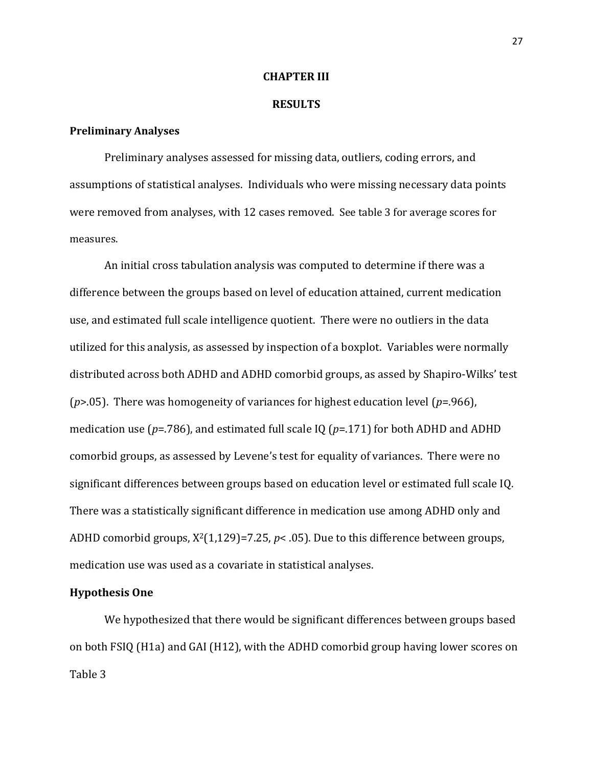# CHAPTER III

# RESULTS

## Preliminary Analyses

Preliminary analyses assessed for missing data, outliers, coding errors, and assumptions of statistical analyses. Individuals who were missing necessary data points were removed from analyses, with 12 cases removed. See table 3 for average scores for measures.

An initial cross tabulation analysis was computed to determine if there was a difference between the groups based on level of education attained, current medication use, and estimated full scale intelligence quotient. There were no outliers in the data utilized for this analysis, as assessed by inspection of a boxplot. Variables were normally distributed across both ADHD and ADHD comorbid groups, as assed by Shapiro-Wilks' test ($p$>.05). There was homogeneity of variances for highest education level ($p$=.966), medication use ($p$=.786), and estimated full scale IQ ($p$=.171) for both ADHD and ADHD comorbid groups, as assessed by Levene's test for equality of variances. There were no significant differences between groups based on education level or estimated full scale IQ. There was a statistically significant difference in medication use among ADHD only and ADHD comorbid groups, $X^2(1,129)=7.25$, $p< .05$). Due to this difference between groups, medication use was used as a covariate in statistical analyses.

## Hypothesis One

We hypothesized that there would be significant differences between groups based on both FSIQ (H1a) and GAI (H12), with the ADHD comorbid group having lower scores on

Table 3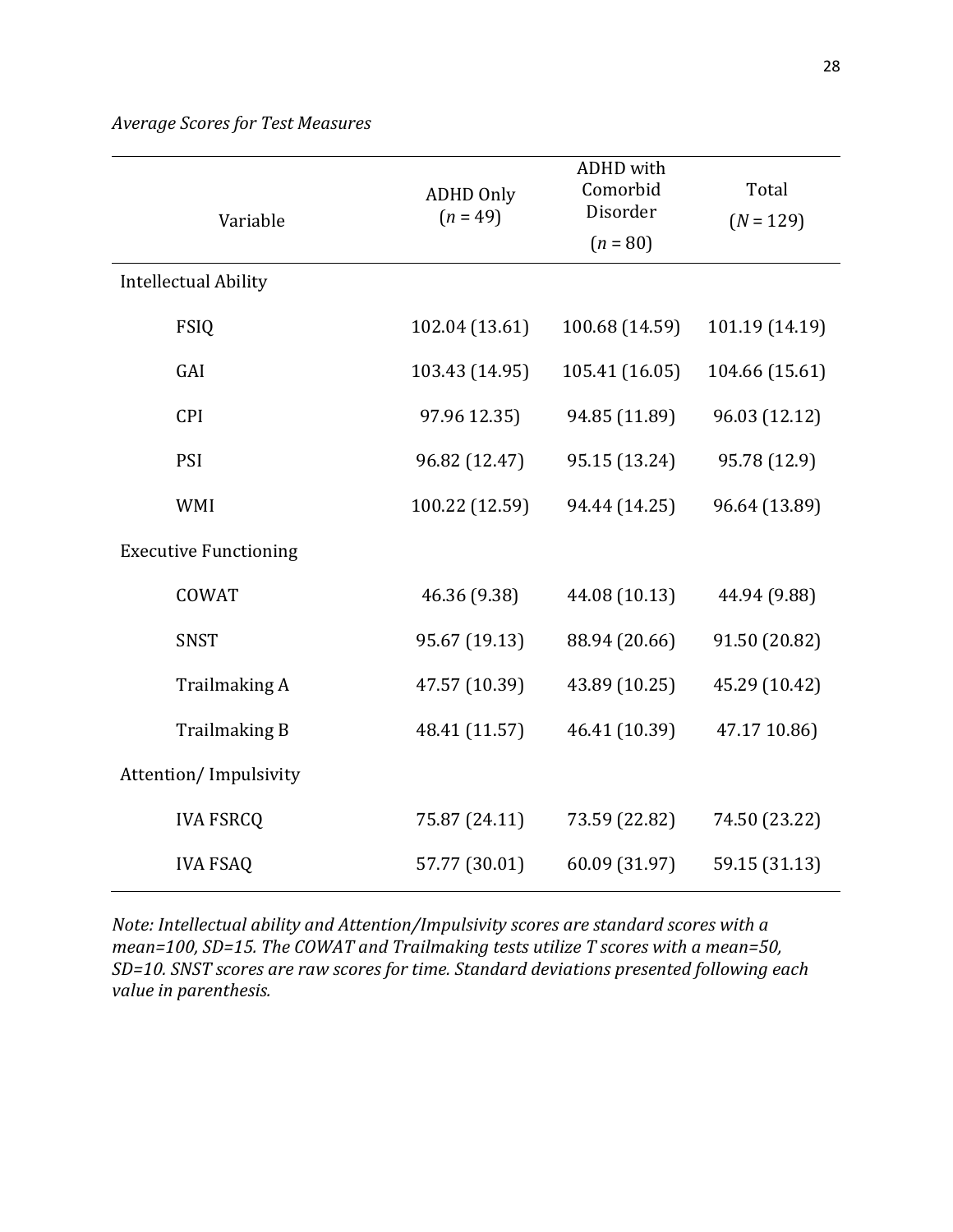*Average Scores for Test Measures*

| Variable | ADHD Only ($n$ = 49) | ADHD with Comorbid Disorder ($n$ = 80) | Total ($N$ = 129) |
|---|---|---|---|
| Intellectual Ability | | | |
| FSIQ | 102.04 (13.61) | 100.68 (14.59) | 101.19 (14.19) |
| GAI | 103.43 (14.95) | 105.41 (16.05) | 104.66 (15.61) |
| CPI | 97.96 12.35) | 94.85 (11.89) | 96.03 (12.12) |
| PSI | 96.82 (12.47) | 95.15 (13.24) | 95.78 (12.9) |
| WMI | 100.22 (12.59) | 94.44 (14.25) | 96.64 (13.89) |
| Executive Functioning | | | |
| COWAT | 46.36 (9.38) | 44.08 (10.13) | 44.94 (9.88) |
| SNST | 95.67 (19.13) | 88.94 (20.66) | 91.50 (20.82) |
| Trailmaking A | 47.57 (10.39) | 43.89 (10.25) | 45.29 (10.42) |
| Trailmaking B | 48.41 (11.57) | 46.41 (10.39) | 47.17 10.86) |
| Attention/ Impulsivity | | | |
| IVA FSRCQ | 75.87 (24.11) | 73.59 (22.82) | 74.50 (23.22) |
| IVA FSAQ | 57.77 (30.01) | 60.09 (31.97) | 59.15 (31.13) |

*Note: Intellectual ability and Attention/Impulsivity scores are standard scores with a mean=100, SD=15. The COWAT and Trailmaking tests utilize T scores with a mean=50, SD=10. SNST scores are raw scores for time. Standard deviations presented following each value in parenthesis.*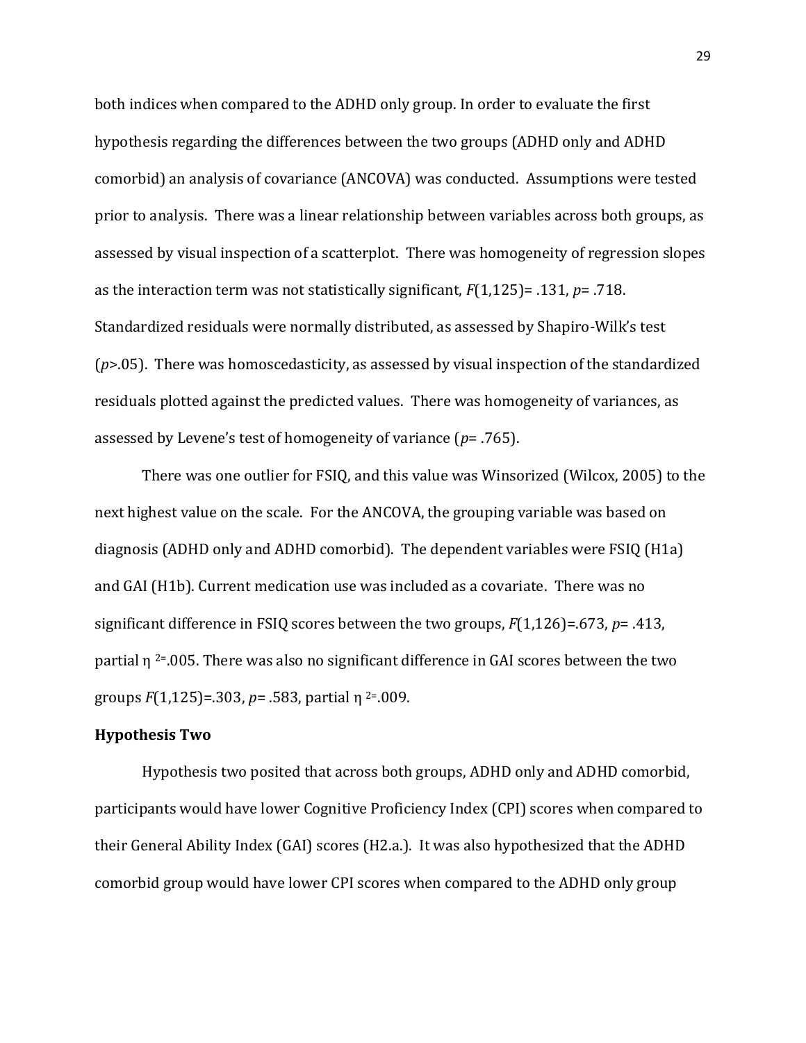both indices when compared to the ADHD only group. In order to evaluate the first hypothesis regarding the differences between the two groups (ADHD only and ADHD comorbid) an analysis of covariance (ANCOVA) was conducted. Assumptions were tested prior to analysis. There was a linear relationship between variables across both groups, as assessed by visual inspection of a scatterplot. There was homogeneity of regression slopes as the interaction term was not statistically significant, $F(1,125)= .131$, $p= .718$. Standardized residuals were normally distributed, as assessed by Shapiro-Wilk's test ($p>.05$). There was homoscedasticity, as assessed by visual inspection of the standardized residuals plotted against the predicted values. There was homogeneity of variances, as assessed by Levene's test of homogeneity of variance ($p= .765$).

There was one outlier for FSIQ, and this value was Winsorized (Wilcox, 2005) to the next highest value on the scale. For the ANCOVA, the grouping variable was based on diagnosis (ADHD only and ADHD comorbid). The dependent variables were FSIQ (H1a) and GAI (H1b). Current medication use was included as a covariate. There was no significant difference in FSIQ scores between the two groups, $F(1,126)=.673$, $p= .413$, partial $\eta^2=.005$. There was also no significant difference in GAI scores between the two groups $F(1,125)=.303$, $p= .583$, partial $\eta^2=.009$.

**Hypothesis Two**

Hypothesis two posited that across both groups, ADHD only and ADHD comorbid, participants would have lower Cognitive Proficiency Index (CPI) scores when compared to their General Ability Index (GAI) scores (H2.a.). It was also hypothesized that the ADHD comorbid group would have lower CPI scores when compared to the ADHD only group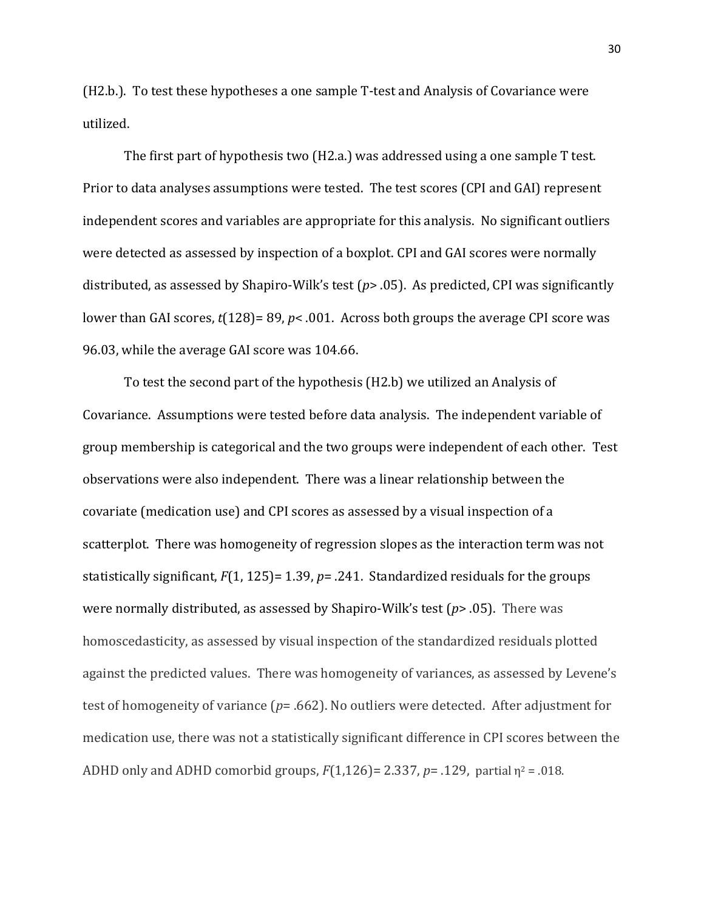(H2.b.). To test these hypotheses a one sample T-test and Analysis of Covariance were utilized.

The first part of hypothesis two (H2.a.) was addressed using a one sample T test. Prior to data analyses assumptions were tested. The test scores (CPI and GAI) represent independent scores and variables are appropriate for this analysis. No significant outliers were detected as assessed by inspection of a boxplot. CPI and GAI scores were normally distributed, as assessed by Shapiro-Wilk's test ($p > .05$). As predicted, CPI was significantly lower than GAI scores, $t(128) = 89$, $p < .001$. Across both groups the average CPI score was 96.03, while the average GAI score was 104.66.

To test the second part of the hypothesis (H2.b) we utilized an Analysis of Covariance. Assumptions were tested before data analysis. The independent variable of group membership is categorical and the two groups were independent of each other. Test observations were also independent. There was a linear relationship between the covariate (medication use) and CPI scores as assessed by a visual inspection of a scatterplot. There was homogeneity of regression slopes as the interaction term was not statistically significant, $F(1, 125) = 1.39$, $p = .241$. Standardized residuals for the groups were normally distributed, as assessed by Shapiro-Wilk's test ($p > .05$). There was homoscedasticity, as assessed by visual inspection of the standardized residuals plotted against the predicted values. There was homogeneity of variances, as assessed by Levene's test of homogeneity of variance ($p = .662$). No outliers were detected. After adjustment for medication use, there was not a statistically significant difference in CPI scores between the ADHD only and ADHD comorbid groups, $F(1,126) = 2.337$, $p = .129$, partial $\eta^2 = .018$.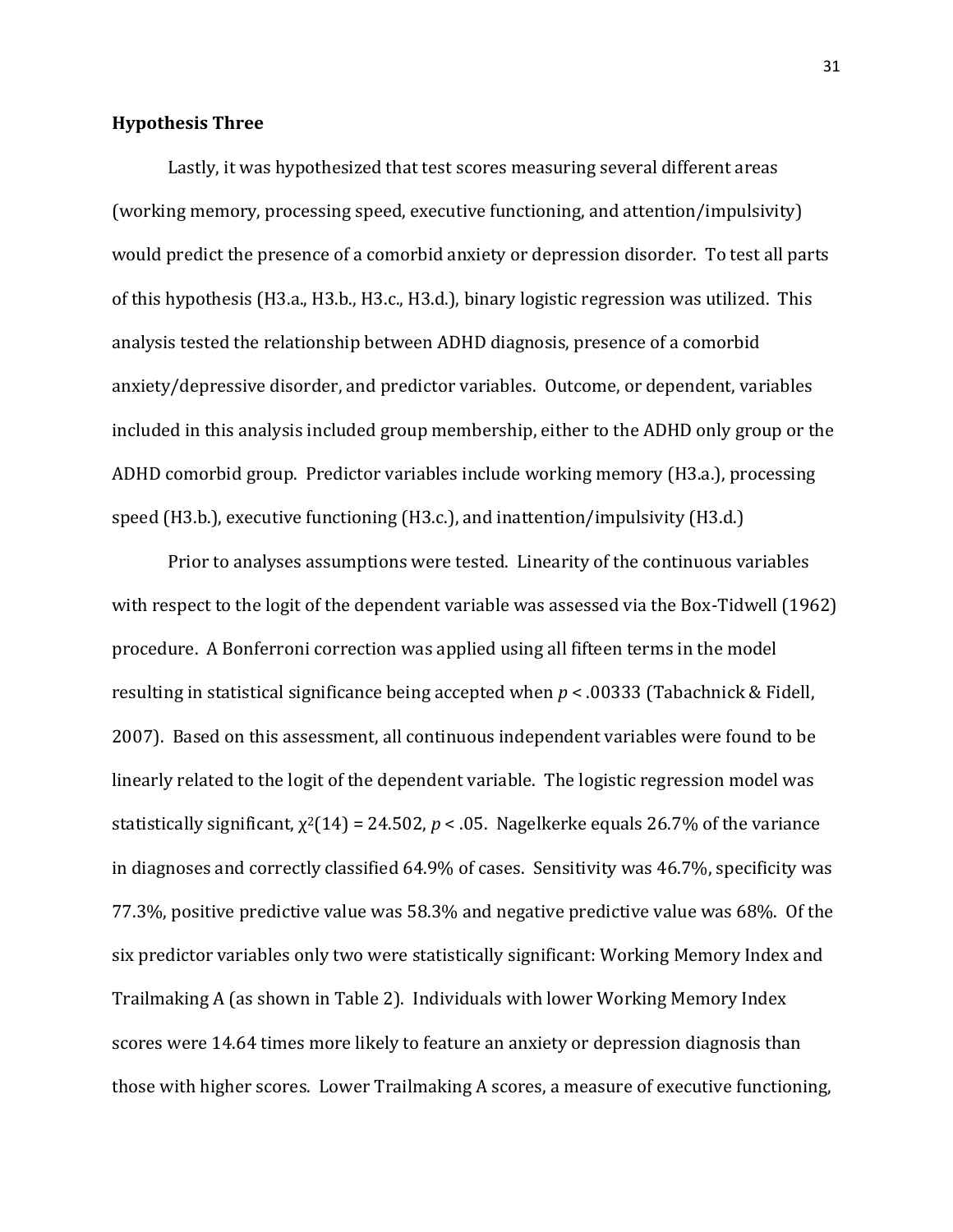**Hypothesis Three**

Lastly, it was hypothesized that test scores measuring several different areas (working memory, processing speed, executive functioning, and attention/impulsivity) would predict the presence of a comorbid anxiety or depression disorder. To test all parts of this hypothesis (H3.a., H3.b., H3.c., H3.d.), binary logistic regression was utilized. This analysis tested the relationship between ADHD diagnosis, presence of a comorbid anxiety/depressive disorder, and predictor variables. Outcome, or dependent, variables included in this analysis included group membership, either to the ADHD only group or the ADHD comorbid group. Predictor variables include working memory (H3.a.), processing speed (H3.b.), executive functioning (H3.c.), and inattention/impulsivity (H3.d.)

Prior to analyses assumptions were tested. Linearity of the continuous variables with respect to the logit of the dependent variable was assessed via the Box-Tidwell (1962) procedure. A Bonferroni correction was applied using all fifteen terms in the model resulting in statistical significance being accepted when $p < .00333$ (Tabachnick & Fidell, 2007). Based on this assessment, all continuous independent variables were found to be linearly related to the logit of the dependent variable. The logistic regression model was statistically significant, $\chi^2(14) = 24.502$, $p < .05$. Nagelkerke equals 26.7% of the variance in diagnoses and correctly classified 64.9% of cases. Sensitivity was 46.7%, specificity was 77.3%, positive predictive value was 58.3% and negative predictive value was 68%. Of the six predictor variables only two were statistically significant: Working Memory Index and Trailmaking A (as shown in Table 2). Individuals with lower Working Memory Index scores were 14.64 times more likely to feature an anxiety or depression diagnosis than those with higher scores. Lower Trailmaking A scores, a measure of executive functioning,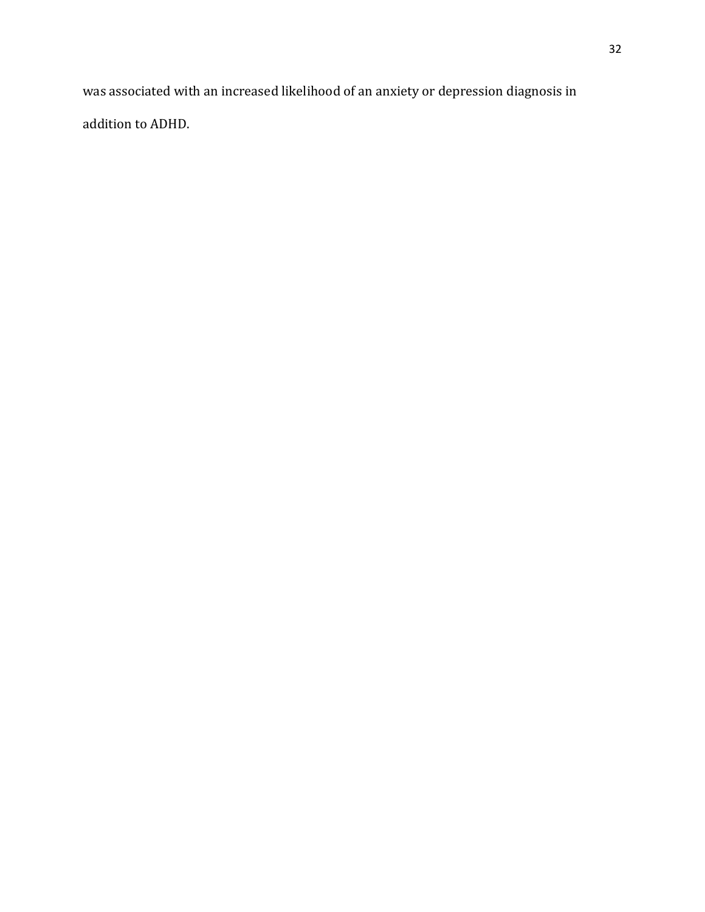was associated with an increased likelihood of an anxiety or depression diagnosis in addition to ADHD.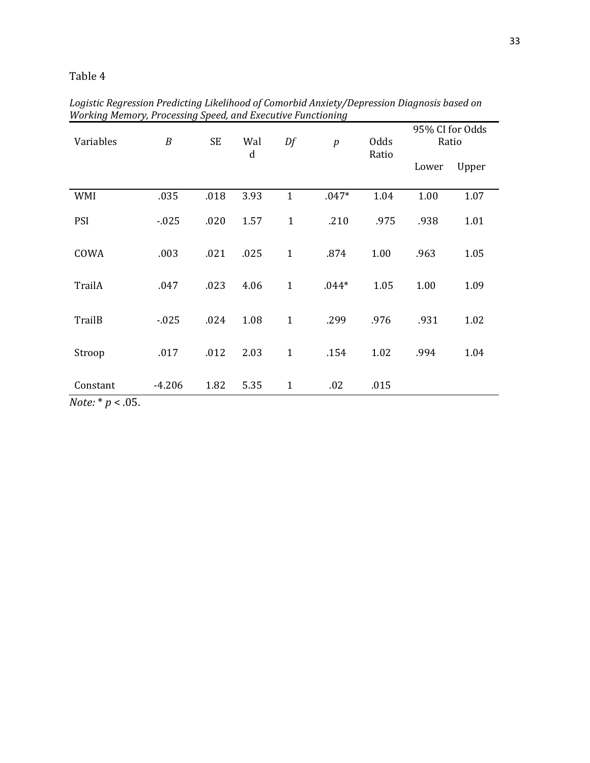Table 4

*Logistic Regression Predicting Likelihood of Comorbid Anxiety/Depression Diagnosis based on Working Memory, Processing Speed, and Executive Functioning*

| Variables | *B* | SE | Wald | *Df* | *p* | Odds Ratio | 95% CI for Odds Ratio | |
|---|---|---|---|---|---|---|---|---|
| | | | | | | | Lower | Upper |
| WMI | .035 | .018 | 3.93 | 1 | .047* | 1.04 | 1.00 | 1.07 |
| PSI | -.025 | .020 | 1.57 | 1 | .210 | .975 | .938 | 1.01 |
| COWA | .003 | .021 | .025 | 1 | .874 | 1.00 | .963 | 1.05 |
| TrailA | .047 | .023 | 4.06 | 1 | .044* | 1.05 | 1.00 | 1.09 |
| TrailB | -.025 | .024 | 1.08 | 1 | .299 | .976 | .931 | 1.02 |
| Stroop | .017 | .012 | 2.03 | 1 | .154 | 1.02 | .994 | 1.04 |
| Constant | -4.206 | 1.82 | 5.35 | 1 | .02 | .015 | | |

*Note:* * $p < .05$.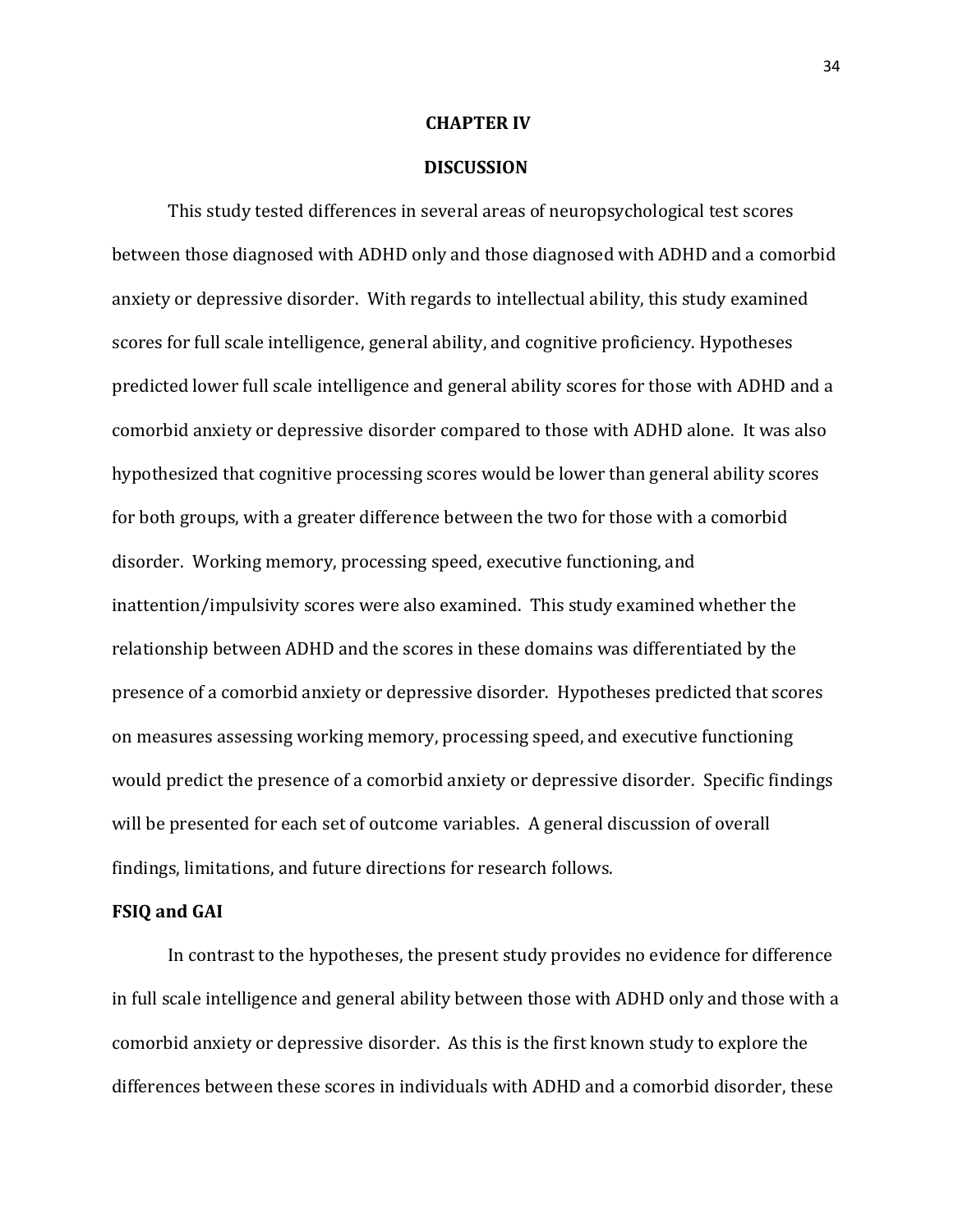# CHAPTER IV

# DISCUSSION

This study tested differences in several areas of neuropsychological test scores between those diagnosed with ADHD only and those diagnosed with ADHD and a comorbid anxiety or depressive disorder. With regards to intellectual ability, this study examined scores for full scale intelligence, general ability, and cognitive proficiency. Hypotheses predicted lower full scale intelligence and general ability scores for those with ADHD and a comorbid anxiety or depressive disorder compared to those with ADHD alone. It was also hypothesized that cognitive processing scores would be lower than general ability scores for both groups, with a greater difference between the two for those with a comorbid disorder. Working memory, processing speed, executive functioning, and inattention/impulsivity scores were also examined. This study examined whether the relationship between ADHD and the scores in these domains was differentiated by the presence of a comorbid anxiety or depressive disorder. Hypotheses predicted that scores on measures assessing working memory, processing speed, and executive functioning would predict the presence of a comorbid anxiety or depressive disorder. Specific findings will be presented for each set of outcome variables. A general discussion of overall findings, limitations, and future directions for research follows.

## FSIQ and GAI

In contrast to the hypotheses, the present study provides no evidence for difference in full scale intelligence and general ability between those with ADHD only and those with a comorbid anxiety or depressive disorder. As this is the first known study to explore the differences between these scores in individuals with ADHD and a comorbid disorder, these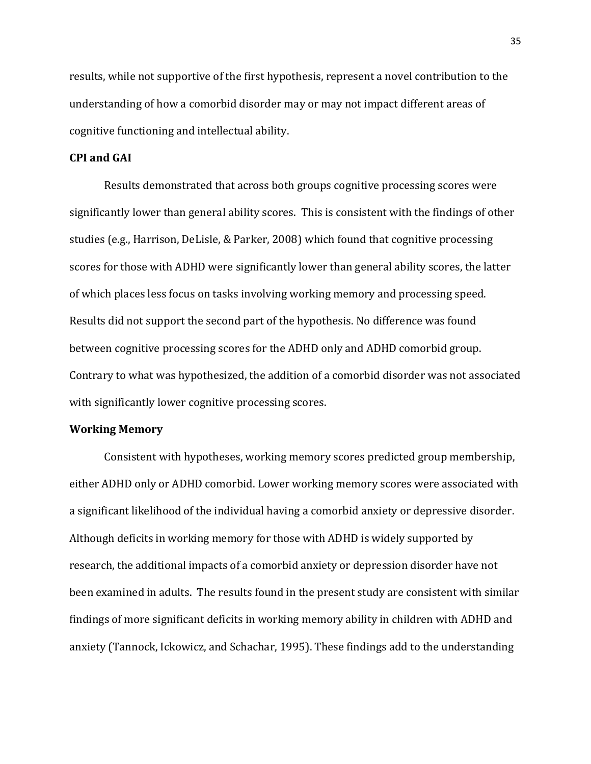results, while not supportive of the first hypothesis, represent a novel contribution to the understanding of how a comorbid disorder may or may not impact different areas of cognitive functioning and intellectual ability.

**CPI and GAI**

Results demonstrated that across both groups cognitive processing scores were significantly lower than general ability scores. This is consistent with the findings of other studies (e.g., Harrison, DeLisle, & Parker, 2008) which found that cognitive processing scores for those with ADHD were significantly lower than general ability scores, the latter of which places less focus on tasks involving working memory and processing speed. Results did not support the second part of the hypothesis. No difference was found between cognitive processing scores for the ADHD only and ADHD comorbid group. Contrary to what was hypothesized, the addition of a comorbid disorder was not associated with significantly lower cognitive processing scores.

**Working Memory**

Consistent with hypotheses, working memory scores predicted group membership, either ADHD only or ADHD comorbid. Lower working memory scores were associated with a significant likelihood of the individual having a comorbid anxiety or depressive disorder. Although deficits in working memory for those with ADHD is widely supported by research, the additional impacts of a comorbid anxiety or depression disorder have not been examined in adults. The results found in the present study are consistent with similar findings of more significant deficits in working memory ability in children with ADHD and anxiety (Tannock, Ickowicz, and Schachar, 1995). These findings add to the understanding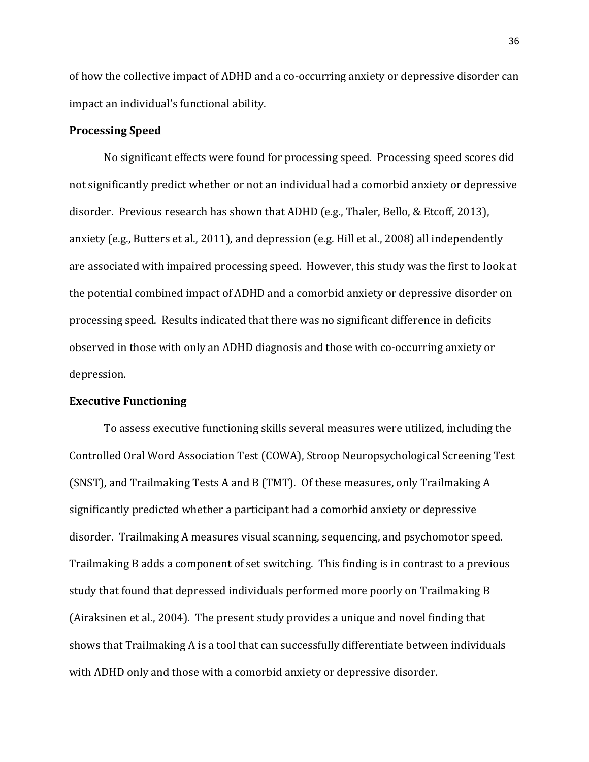of how the collective impact of ADHD and a co-occurring anxiety or depressive disorder can impact an individual's functional ability.

### Processing Speed

No significant effects were found for processing speed. Processing speed scores did not significantly predict whether or not an individual had a comorbid anxiety or depressive disorder. Previous research has shown that ADHD (e.g., Thaler, Bello, & Etcoff, 2013), anxiety (e.g., Butters et al., 2011), and depression (e.g. Hill et al., 2008) all independently are associated with impaired processing speed. However, this study was the first to look at the potential combined impact of ADHD and a comorbid anxiety or depressive disorder on processing speed. Results indicated that there was no significant difference in deficits observed in those with only an ADHD diagnosis and those with co-occurring anxiety or depression.

### Executive Functioning

To assess executive functioning skills several measures were utilized, including the Controlled Oral Word Association Test (COWA), Stroop Neuropsychological Screening Test (SNST), and Trailmaking Tests A and B (TMT). Of these measures, only Trailmaking A significantly predicted whether a participant had a comorbid anxiety or depressive disorder. Trailmaking A measures visual scanning, sequencing, and psychomotor speed. Trailmaking B adds a component of set switching. This finding is in contrast to a previous study that found that depressed individuals performed more poorly on Trailmaking B (Airaksinen et al., 2004). The present study provides a unique and novel finding that shows that Trailmaking A is a tool that can successfully differentiate between individuals with ADHD only and those with a comorbid anxiety or depressive disorder.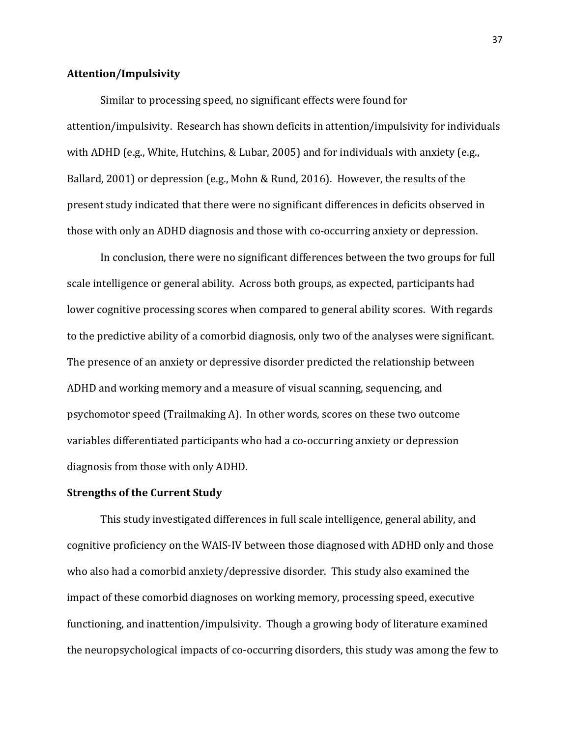**Attention/Impulsivity**

Similar to processing speed, no significant effects were found for attention/impulsivity. Research has shown deficits in attention/impulsivity for individuals with ADHD (e.g., White, Hutchins, & Lubar, 2005) and for individuals with anxiety (e.g., Ballard, 2001) or depression (e.g., Mohn & Rund, 2016). However, the results of the present study indicated that there were no significant differences in deficits observed in those with only an ADHD diagnosis and those with co-occurring anxiety or depression.

In conclusion, there were no significant differences between the two groups for full scale intelligence or general ability. Across both groups, as expected, participants had lower cognitive processing scores when compared to general ability scores. With regards to the predictive ability of a comorbid diagnosis, only two of the analyses were significant. The presence of an anxiety or depressive disorder predicted the relationship between ADHD and working memory and a measure of visual scanning, sequencing, and psychomotor speed (Trailmaking A). In other words, scores on these two outcome variables differentiated participants who had a co-occurring anxiety or depression diagnosis from those with only ADHD.

**Strengths of the Current Study**

This study investigated differences in full scale intelligence, general ability, and cognitive proficiency on the WAIS-IV between those diagnosed with ADHD only and those who also had a comorbid anxiety/depressive disorder. This study also examined the impact of these comorbid diagnoses on working memory, processing speed, executive functioning, and inattention/impulsivity. Though a growing body of literature examined the neuropsychological impacts of co-occurring disorders, this study was among the few to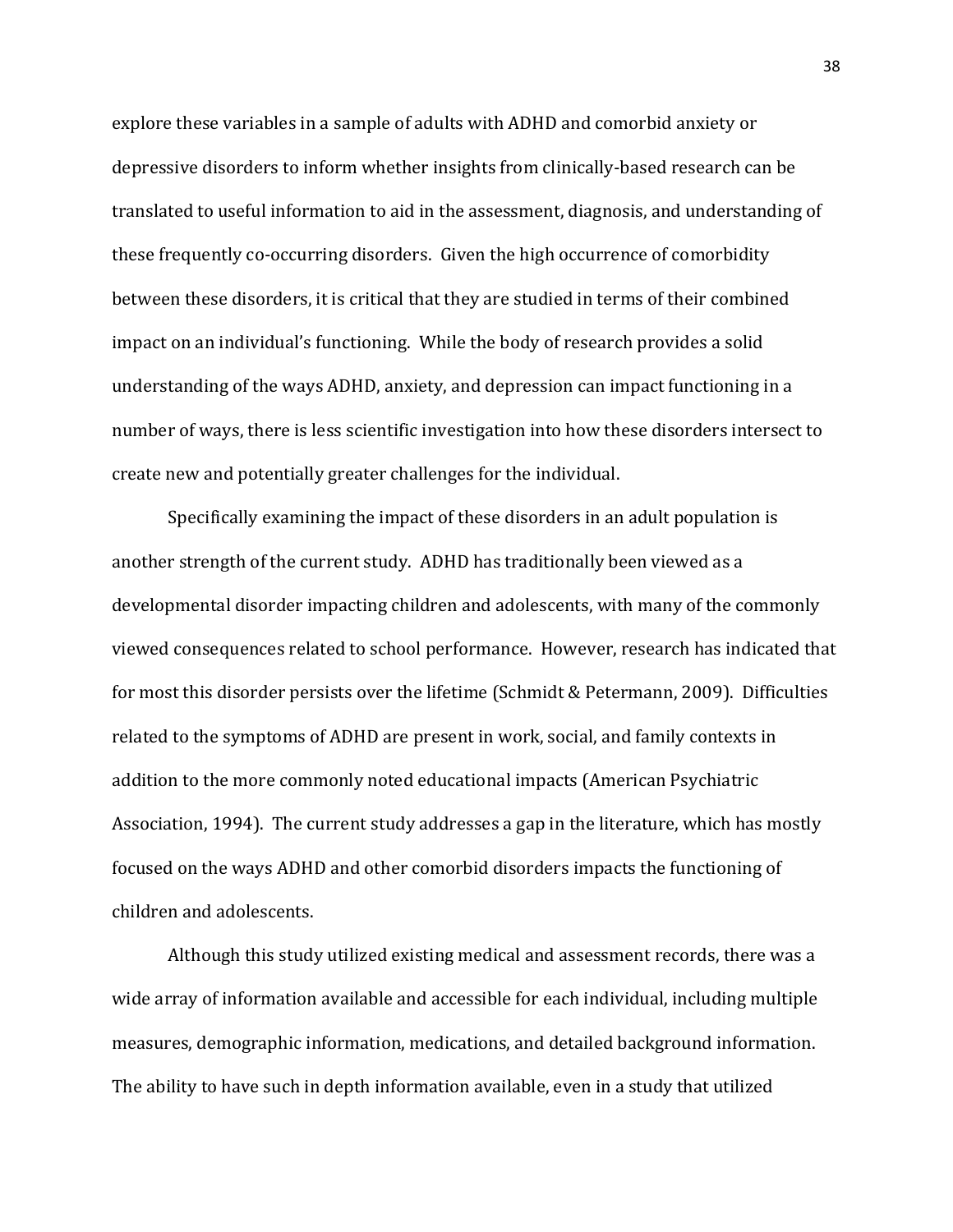explore these variables in a sample of adults with ADHD and comorbid anxiety or depressive disorders to inform whether insights from clinically-based research can be translated to useful information to aid in the assessment, diagnosis, and understanding of these frequently co-occurring disorders. Given the high occurrence of comorbidity between these disorders, it is critical that they are studied in terms of their combined impact on an individual's functioning. While the body of research provides a solid understanding of the ways ADHD, anxiety, and depression can impact functioning in a number of ways, there is less scientific investigation into how these disorders intersect to create new and potentially greater challenges for the individual.

Specifically examining the impact of these disorders in an adult population is another strength of the current study. ADHD has traditionally been viewed as a developmental disorder impacting children and adolescents, with many of the commonly viewed consequences related to school performance. However, research has indicated that for most this disorder persists over the lifetime (Schmidt & Petermann, 2009). Difficulties related to the symptoms of ADHD are present in work, social, and family contexts in addition to the more commonly noted educational impacts (American Psychiatric Association, 1994). The current study addresses a gap in the literature, which has mostly focused on the ways ADHD and other comorbid disorders impacts the functioning of children and adolescents.

Although this study utilized existing medical and assessment records, there was a wide array of information available and accessible for each individual, including multiple measures, demographic information, medications, and detailed background information. The ability to have such in depth information available, even in a study that utilized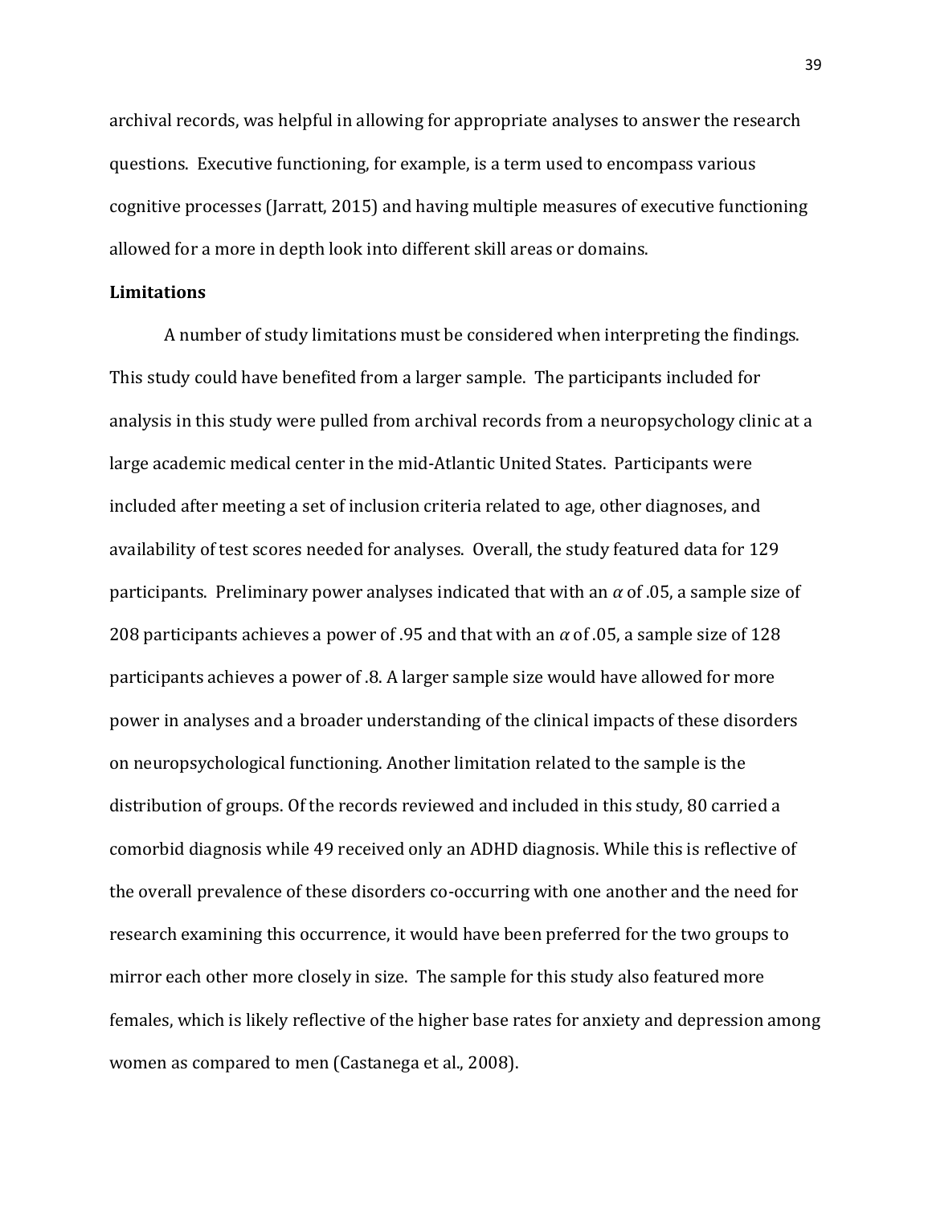archival records, was helpful in allowing for appropriate analyses to answer the research questions. Executive functioning, for example, is a term used to encompass various cognitive processes (Jarratt, 2015) and having multiple measures of executive functioning allowed for a more in depth look into different skill areas or domains.

**Limitations**

A number of study limitations must be considered when interpreting the findings. This study could have benefited from a larger sample. The participants included for analysis in this study were pulled from archival records from a neuropsychology clinic at a large academic medical center in the mid-Atlantic United States. Participants were included after meeting a set of inclusion criteria related to age, other diagnoses, and availability of test scores needed for analyses. Overall, the study featured data for 129 participants. Preliminary power analyses indicated that with an $\alpha$ of .05, a sample size of 208 participants achieves a power of .95 and that with an $\alpha$ of .05, a sample size of 128 participants achieves a power of .8. A larger sample size would have allowed for more power in analyses and a broader understanding of the clinical impacts of these disorders on neuropsychological functioning. Another limitation related to the sample is the distribution of groups. Of the records reviewed and included in this study, 80 carried a comorbid diagnosis while 49 received only an ADHD diagnosis. While this is reflective of the overall prevalence of these disorders co-occurring with one another and the need for research examining this occurrence, it would have been preferred for the two groups to mirror each other more closely in size. The sample for this study also featured more females, which is likely reflective of the higher base rates for anxiety and depression among women as compared to men (Castanega et al., 2008).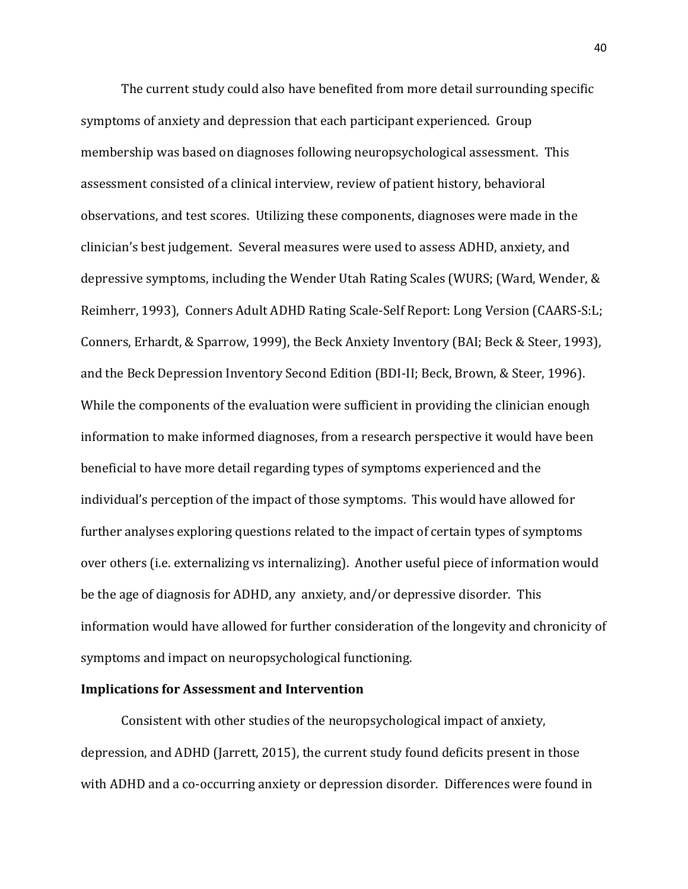The current study could also have benefited from more detail surrounding specific symptoms of anxiety and depression that each participant experienced. Group membership was based on diagnoses following neuropsychological assessment. This assessment consisted of a clinical interview, review of patient history, behavioral observations, and test scores. Utilizing these components, diagnoses were made in the clinician's best judgement. Several measures were used to assess ADHD, anxiety, and depressive symptoms, including the Wender Utah Rating Scales (WURS; (Ward, Wender, & Reimherr, 1993), Conners Adult ADHD Rating Scale-Self Report: Long Version (CAARS-S:L; Conners, Erhardt, & Sparrow, 1999), the Beck Anxiety Inventory (BAI; Beck & Steer, 1993), and the Beck Depression Inventory Second Edition (BDI-II; Beck, Brown, & Steer, 1996). While the components of the evaluation were sufficient in providing the clinician enough information to make informed diagnoses, from a research perspective it would have been beneficial to have more detail regarding types of symptoms experienced and the individual's perception of the impact of those symptoms. This would have allowed for further analyses exploring questions related to the impact of certain types of symptoms over others (i.e. externalizing vs internalizing). Another useful piece of information would be the age of diagnosis for ADHD, any anxiety, and/or depressive disorder. This information would have allowed for further consideration of the longevity and chronicity of symptoms and impact on neuropsychological functioning.

**Implications for Assessment and Intervention**

Consistent with other studies of the neuropsychological impact of anxiety, depression, and ADHD (Jarrett, 2015), the current study found deficits present in those with ADHD and a co-occurring anxiety or depression disorder. Differences were found in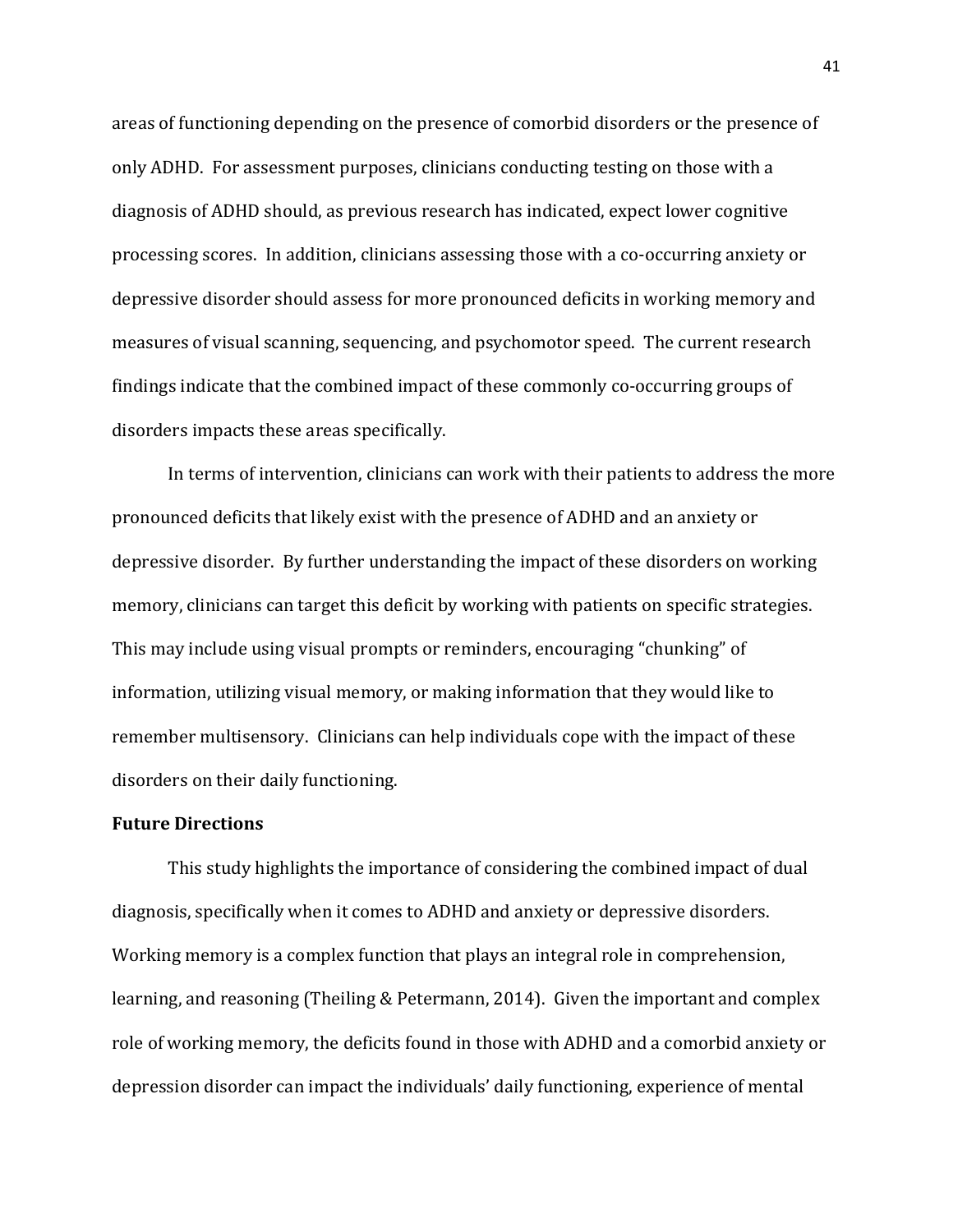areas of functioning depending on the presence of comorbid disorders or the presence of only ADHD. For assessment purposes, clinicians conducting testing on those with a diagnosis of ADHD should, as previous research has indicated, expect lower cognitive processing scores. In addition, clinicians assessing those with a co-occurring anxiety or depressive disorder should assess for more pronounced deficits in working memory and measures of visual scanning, sequencing, and psychomotor speed. The current research findings indicate that the combined impact of these commonly co-occurring groups of disorders impacts these areas specifically.

In terms of intervention, clinicians can work with their patients to address the more pronounced deficits that likely exist with the presence of ADHD and an anxiety or depressive disorder. By further understanding the impact of these disorders on working memory, clinicians can target this deficit by working with patients on specific strategies. This may include using visual prompts or reminders, encouraging "chunking" of information, utilizing visual memory, or making information that they would like to remember multisensory. Clinicians can help individuals cope with the impact of these disorders on their daily functioning.

**Future Directions**

This study highlights the importance of considering the combined impact of dual diagnosis, specifically when it comes to ADHD and anxiety or depressive disorders. Working memory is a complex function that plays an integral role in comprehension, learning, and reasoning (Theiling & Petermann, 2014). Given the important and complex role of working memory, the deficits found in those with ADHD and a comorbid anxiety or depression disorder can impact the individuals' daily functioning, experience of mental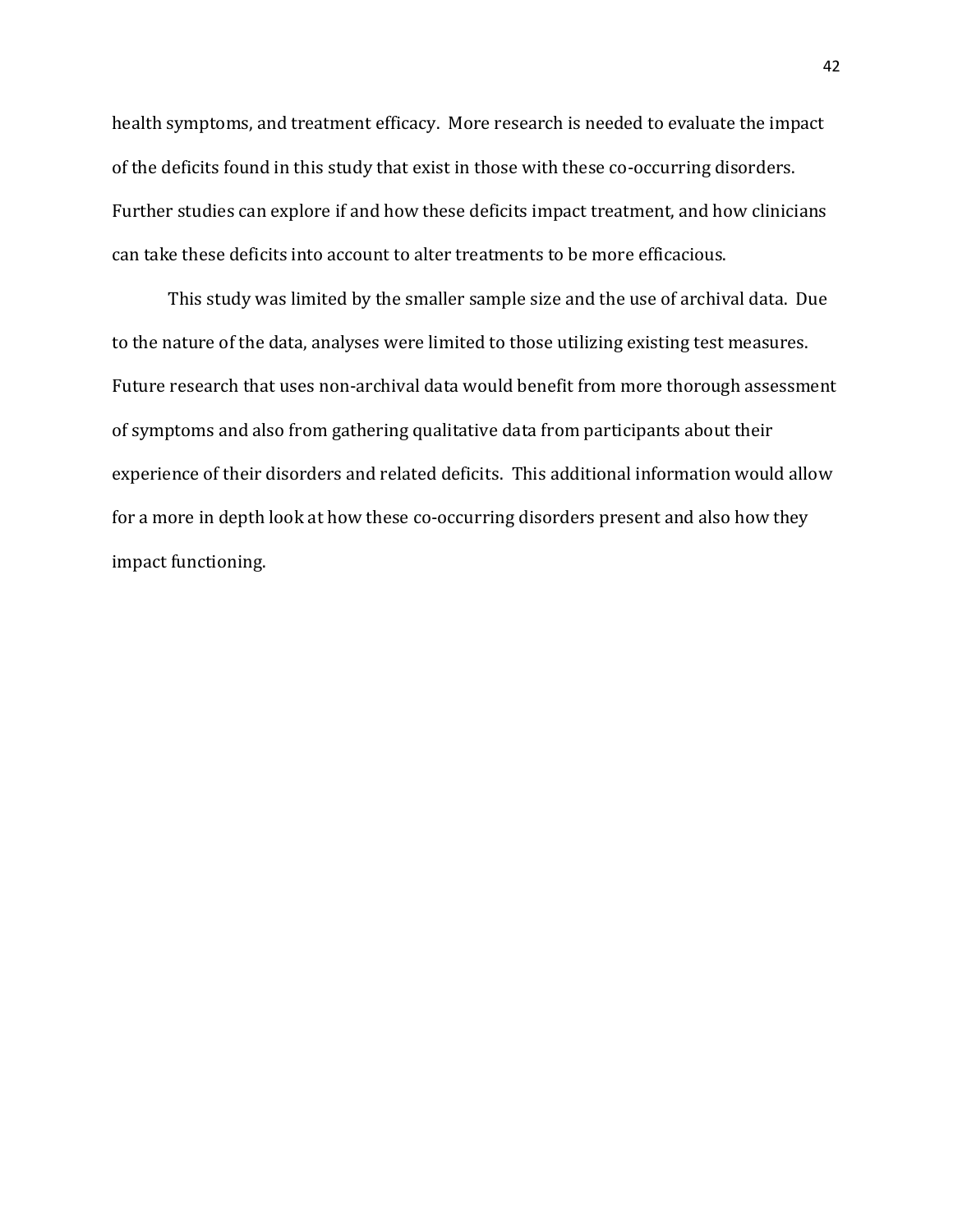health symptoms, and treatment efficacy. More research is needed to evaluate the impact of the deficits found in this study that exist in those with these co-occurring disorders. Further studies can explore if and how these deficits impact treatment, and how clinicians can take these deficits into account to alter treatments to be more efficacious.

This study was limited by the smaller sample size and the use of archival data. Due to the nature of the data, analyses were limited to those utilizing existing test measures. Future research that uses non-archival data would benefit from more thorough assessment of symptoms and also from gathering qualitative data from participants about their experience of their disorders and related deficits. This additional information would allow for a more in depth look at how these co-occurring disorders present and also how they impact functioning.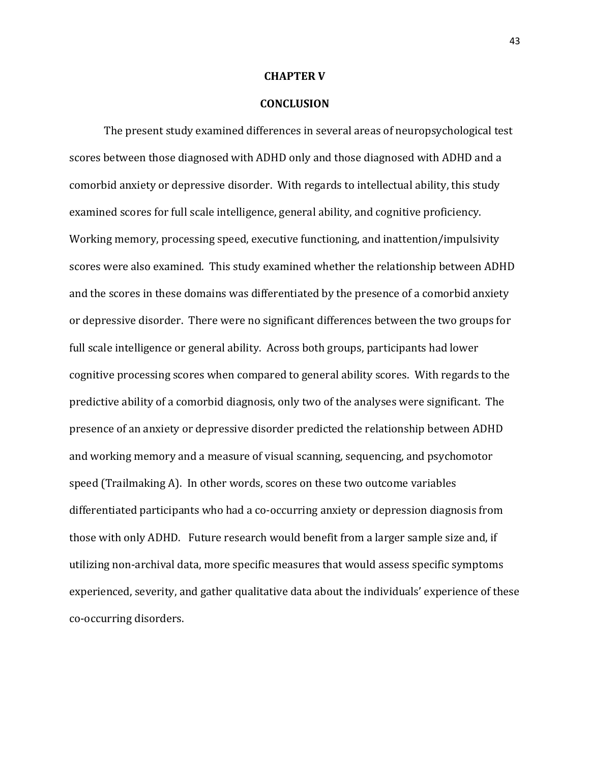# CHAPTER V

## CONCLUSION

The present study examined differences in several areas of neuropsychological test scores between those diagnosed with ADHD only and those diagnosed with ADHD and a comorbid anxiety or depressive disorder. With regards to intellectual ability, this study examined scores for full scale intelligence, general ability, and cognitive proficiency. Working memory, processing speed, executive functioning, and inattention/impulsivity scores were also examined. This study examined whether the relationship between ADHD and the scores in these domains was differentiated by the presence of a comorbid anxiety or depressive disorder. There were no significant differences between the two groups for full scale intelligence or general ability. Across both groups, participants had lower cognitive processing scores when compared to general ability scores. With regards to the predictive ability of a comorbid diagnosis, only two of the analyses were significant. The presence of an anxiety or depressive disorder predicted the relationship between ADHD and working memory and a measure of visual scanning, sequencing, and psychomotor speed (Trailmaking A). In other words, scores on these two outcome variables differentiated participants who had a co-occurring anxiety or depression diagnosis from those with only ADHD. Future research would benefit from a larger sample size and, if utilizing non-archival data, more specific measures that would assess specific symptoms experienced, severity, and gather qualitative data about the individuals' experience of these co-occurring disorders.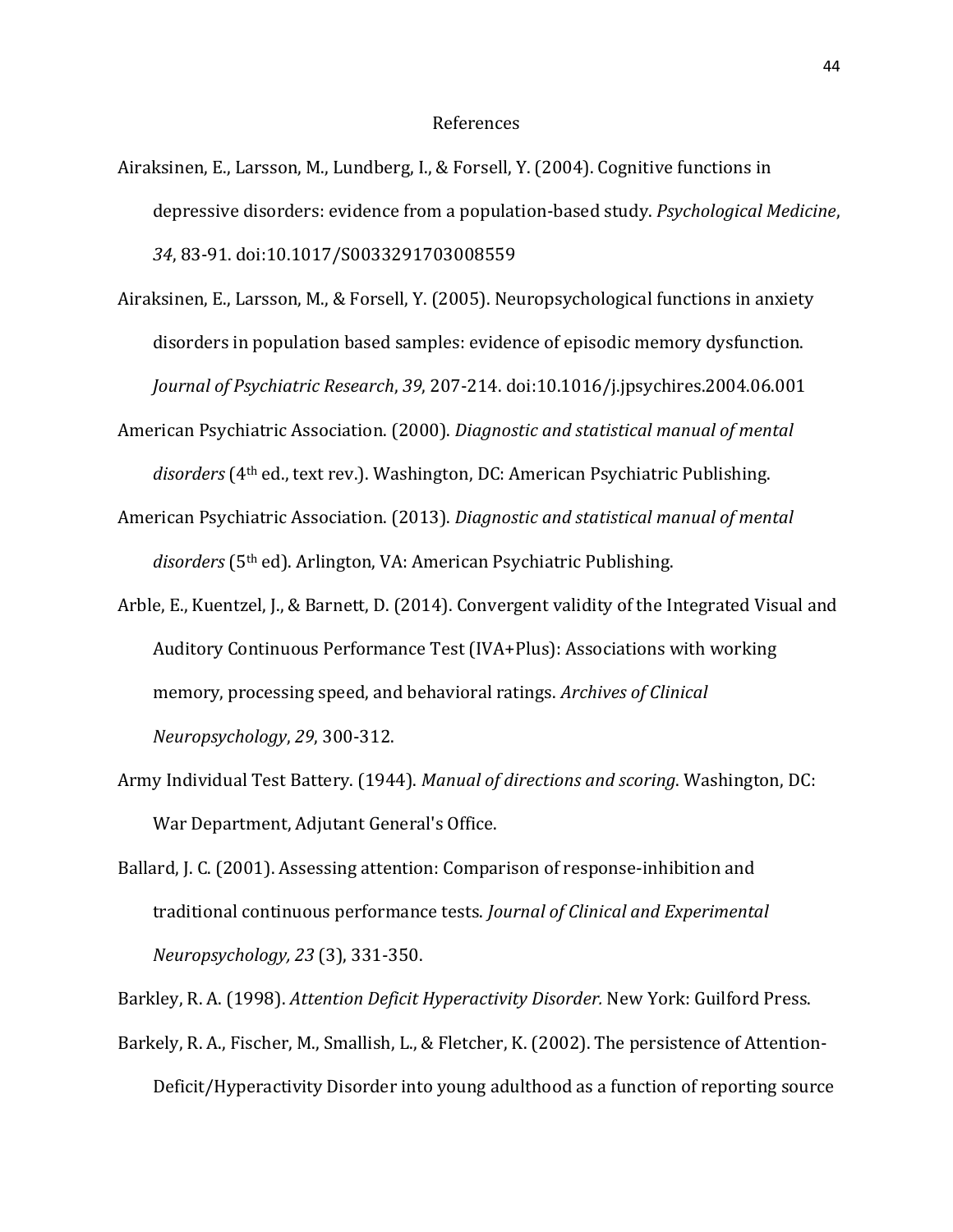# References

Airaksinen, E., Larsson, M., Lundberg, I., & Forsell, Y. (2004). Cognitive functions in depressive disorders: evidence from a population-based study. *Psychological Medicine*, *34*, 83-91. doi:10.1017/S0033291703008559

Airaksinen, E., Larsson, M., & Forsell, Y. (2005). Neuropsychological functions in anxiety disorders in population based samples: evidence of episodic memory dysfunction. *Journal of Psychiatric Research*, *39*, 207-214. doi:10.1016/j.jpsychires.2004.06.001

American Psychiatric Association. (2000). *Diagnostic and statistical manual of mental disorders* (4th ed., text rev.). Washington, DC: American Psychiatric Publishing.

American Psychiatric Association. (2013). *Diagnostic and statistical manual of mental disorders* (5th ed). Arlington, VA: American Psychiatric Publishing.

Arble, E., Kuentzel, J., & Barnett, D. (2014). Convergent validity of the Integrated Visual and Auditory Continuous Performance Test (IVA+Plus): Associations with working memory, processing speed, and behavioral ratings. *Archives of Clinical Neuropsychology*, *29*, 300-312.

Army Individual Test Battery. (1944). *Manual of directions and scoring*. Washington, DC: War Department, Adjutant General's Office.

Ballard, J. C. (2001). Assessing attention: Comparison of response-inhibition and traditional continuous performance tests. *Journal of Clinical and Experimental Neuropsychology, 23* (3), 331-350.

Barkley, R. A. (1998). *Attention Deficit Hyperactivity Disorder.* New York: Guilford Press.

Barkely, R. A., Fischer, M., Smallish, L., & Fletcher, K. (2002). The persistence of Attention-Deficit/Hyperactivity Disorder into young adulthood as a function of reporting source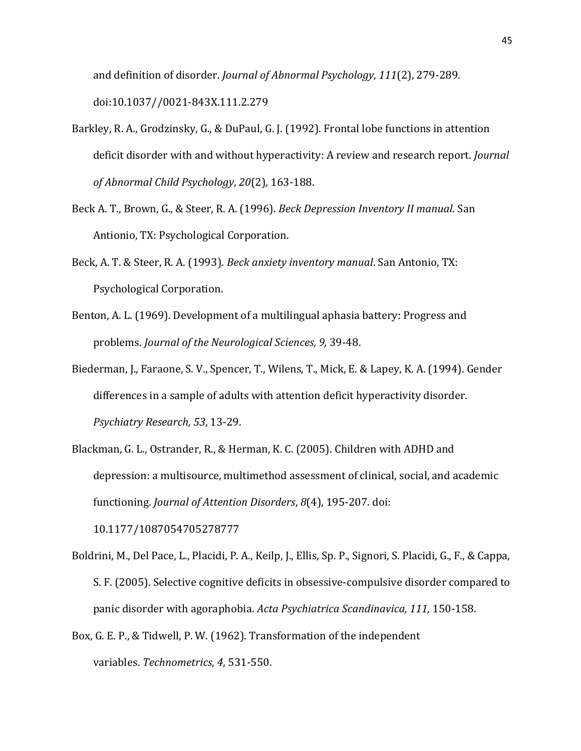and definition of disorder. *Journal of Abnormal Psychology*, *111*(2), 279-289. doi:10.1037//0021-843X.111.2.279

Barkley, R. A., Grodzinsky, G., & DuPaul, G. J. (1992). Frontal lobe functions in attention deficit disorder with and without hyperactivity: A review and research report. *Journal of Abnormal Child Psychology*, *20*(2), 163-188.

Beck A. T., Brown, G., & Steer, R. A. (1996). *Beck Depression Inventory II manual*. San Antionio, TX: Psychological Corporation.

Beck, A. T. & Steer, R. A. (1993). *Beck anxiety inventory manual*. San Antonio, TX: Psychological Corporation.

Benton, A. L. (1969). Development of a multilingual aphasia battery: Progress and problems. *Journal of the Neurological Sciences, 9,* 39-48.

Biederman, J., Faraone, S. V., Spencer, T., Wilens, T., Mick, E. & Lapey, K. A. (1994). Gender differences in a sample of adults with attention deficit hyperactivity disorder. *Psychiatry Research, 53*, 13-29.

Blackman, G. L., Ostrander, R., & Herman, K. C. (2005). Children with ADHD and depression: a multisource, multimethod assessment of clinical, social, and academic functioning. *Journal of Attention Disorders*, *8*(4), 195-207. doi: 10.1177/1087054705278777

Boldrini, M., Del Pace, L., Placidi, P. A., Keilp, J., Ellis, Sp. P., Signori, S. Placidi, G., F., & Cappa, S. F. (2005). Selective cognitive deficits in obsessive-compulsive disorder compared to panic disorder with agoraphobia. *Acta Psychiatrica Scandinavica, 111,* 150-158.

Box, G. E. P., & Tidwell, P. W. (1962). Transformation of the independent variables. *Technometrics*, *4*, 531-550.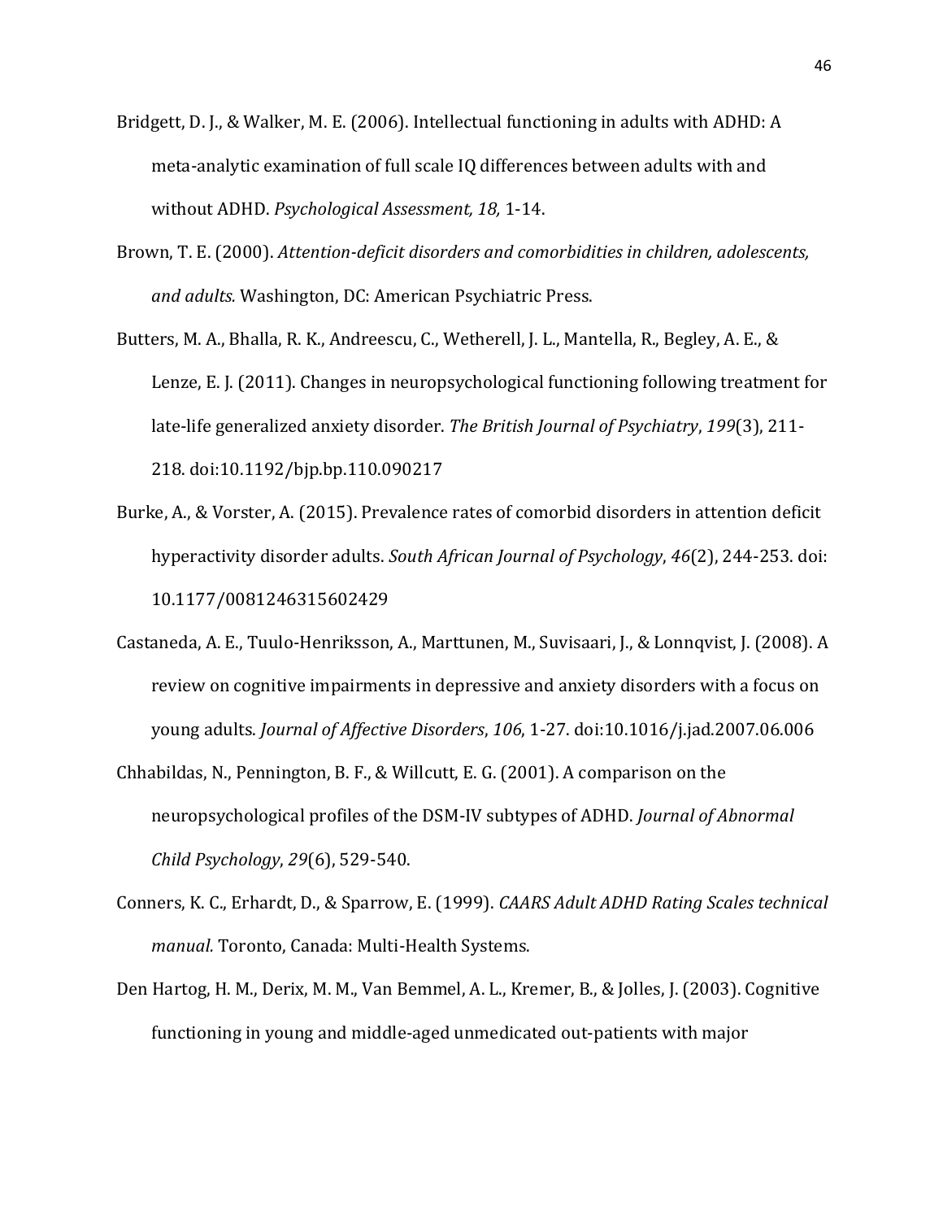Bridgett, D. J., & Walker, M. E. (2006). Intellectual functioning in adults with ADHD: A meta-analytic examination of full scale IQ differences between adults with and without ADHD. *Psychological Assessment, 18,* 1-14.

Brown, T. E. (2000). *Attention-deficit disorders and comorbidities in children, adolescents, and adults.* Washington, DC: American Psychiatric Press.

Butters, M. A., Bhalla, R. K., Andreescu, C., Wetherell, J. L., Mantella, R., Begley, A. E., & Lenze, E. J. (2011). Changes in neuropsychological functioning following treatment for late-life generalized anxiety disorder. *The British Journal of Psychiatry*, *199*(3), 211-218. doi:10.1192/bjp.bp.110.090217

Burke, A., & Vorster, A. (2015). Prevalence rates of comorbid disorders in attention deficit hyperactivity disorder adults. *South African Journal of Psychology*, *46*(2), 244-253. doi: 10.1177/0081246315602429

Castaneda, A. E., Tuulo-Henriksson, A., Marttunen, M., Suvisaari, J., & Lonnqvist, J. (2008). A review on cognitive impairments in depressive and anxiety disorders with a focus on young adults. *Journal of Affective Disorders*, *106*, 1-27. doi:10.1016/j.jad.2007.06.006

Chhabildas, N., Pennington, B. F., & Willcutt, E. G. (2001). A comparison on the neuropsychological profiles of the DSM-IV subtypes of ADHD. *Journal of Abnormal Child Psychology*, *29*(6), 529-540.

Conners, K. C., Erhardt, D., & Sparrow, E. (1999). *CAARS Adult ADHD Rating Scales technical manual.* Toronto, Canada: Multi-Health Systems.

Den Hartog, H. M., Derix, M. M., Van Bemmel, A. L., Kremer, B., & Jolles, J. (2003). Cognitive functioning in young and middle-aged unmedicated out-patients with major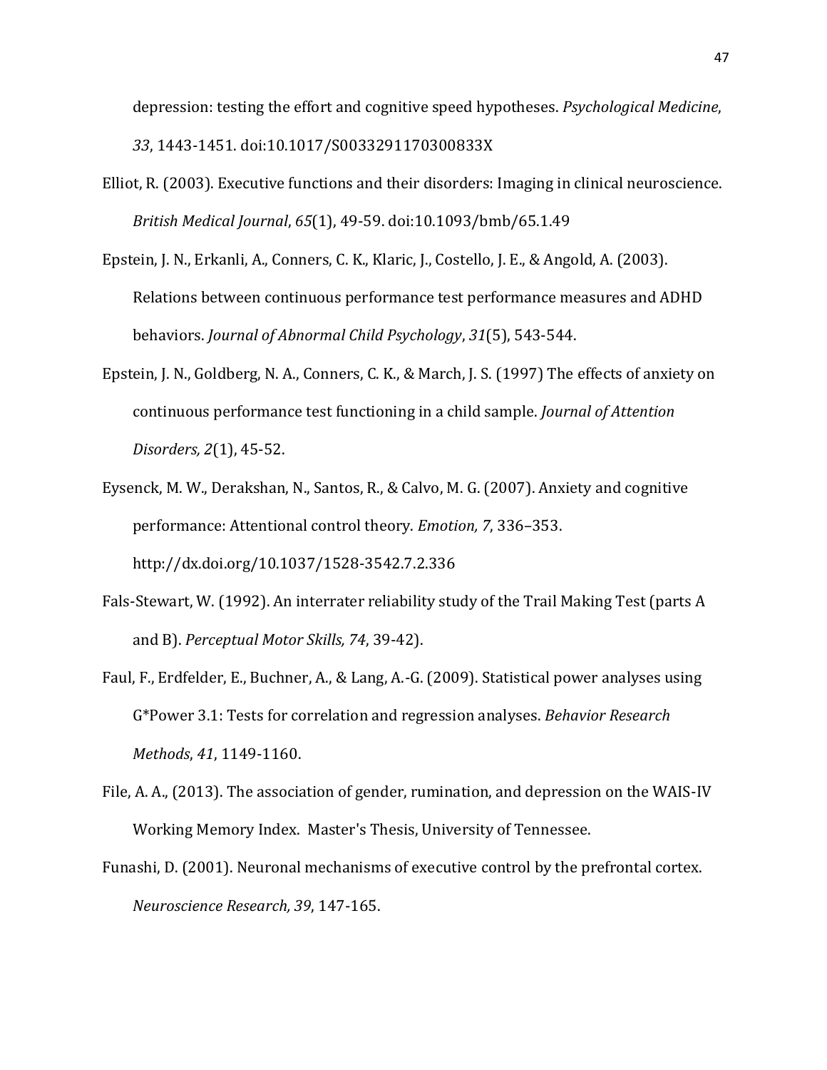depression: testing the effort and cognitive speed hypotheses. *Psychological Medicine*, *33*, 1443-1451. doi:10.1017/S003329117030083​3X

Elliot, R. (2003). Executive functions and their disorders: Imaging in clinical neuroscience. *British Medical Journal*, *65*(1), 49-59. doi:10.1093/bmb/65.1.49

Epstein, J. N., Erkanli, A., Conners, C. K., Klaric, J., Costello, J. E., & Angold, A. (2003). Relations between continuous performance test performance measures and ADHD behaviors. *Journal of Abnormal Child Psychology*, *31*(5), 543-544.

Epstein, J. N., Goldberg, N. A., Conners, C. K., & March, J. S. (1997) The effects of anxiety on continuous performance test functioning in a child sample. *Journal of Attention Disorders, 2*(1), 45-52.

Eysenck, M. W., Derakshan, N., Santos, R., & Calvo, M. G. (2007). Anxiety and cognitive performance: Attentional control theory. *Emotion, 7*, 336–353. http://dx.doi.org/10.1037/1528-3542.7.2.336

Fals-Stewart, W. (1992). An interrater reliability study of the Trail Making Test (parts A and B). *Perceptual Motor Skills, 74*, 39-42).

Faul, F., Erdfelder, E., Buchner, A., & Lang, A.-G. (2009). Statistical power analyses using G*Power 3.1: Tests for correlation and regression analyses. *Behavior Research Methods*, *41*, 1149-1160.

File, A. A., (2013). The association of gender, rumination, and depression on the WAIS-IV Working Memory Index. Master's Thesis, University of Tennessee.

Funashi, D. (2001). Neuronal mechanisms of executive control by the prefrontal cortex. *Neuroscience Research, 39*, 147-165.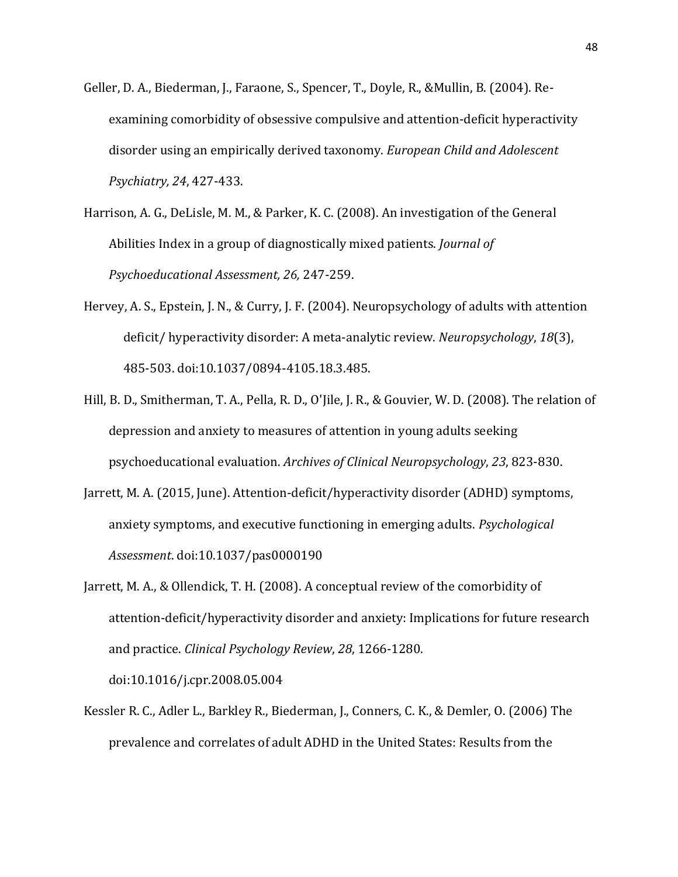Geller, D. A., Biederman, J., Faraone, S., Spencer, T., Doyle, R., &Mullin, B. (2004). Re-examining comorbidity of obsessive compulsive and attention-deficit hyperactivity disorder using an empirically derived taxonomy. *European Child and Adolescent Psychiatry, 24*, 427-433.

Harrison, A. G., DeLisle, M. M., & Parker, K. C. (2008). An investigation of the General Abilities Index in a group of diagnostically mixed patients. *Journal of Psychoeducational Assessment, 26,* 247-259.

Hervey, A. S., Epstein, J. N., & Curry, J. F. (2004). Neuropsychology of adults with attention deficit/ hyperactivity disorder: A meta-analytic review. *Neuropsychology*, *18*(3), 485-503. doi:10.1037/0894-4105.18.3.485.

Hill, B. D., Smitherman, T. A., Pella, R. D., O'Jile, J. R., & Gouvier, W. D. (2008). The relation of depression and anxiety to measures of attention in young adults seeking psychoeducational evaluation. *Archives of Clinical Neuropsychology*, *23*, 823-830.

Jarrett, M. A. (2015, June). Attention-deficit/hyperactivity disorder (ADHD) symptoms, anxiety symptoms, and executive functioning in emerging adults. *Psychological Assessment*. doi:10.1037/pas0000190

Jarrett, M. A., & Ollendick, T. H. (2008). A conceptual review of the comorbidity of attention-deficit/hyperactivity disorder and anxiety: Implications for future research and practice. *Clinical Psychology Review*, *28*, 1266-1280. doi:10.1016/j.cpr.2008.05.004

Kessler R. C., Adler L., Barkley R., Biederman, J., Conners, C. K., & Demler, O. (2006) The prevalence and correlates of adult ADHD in the United States: Results from the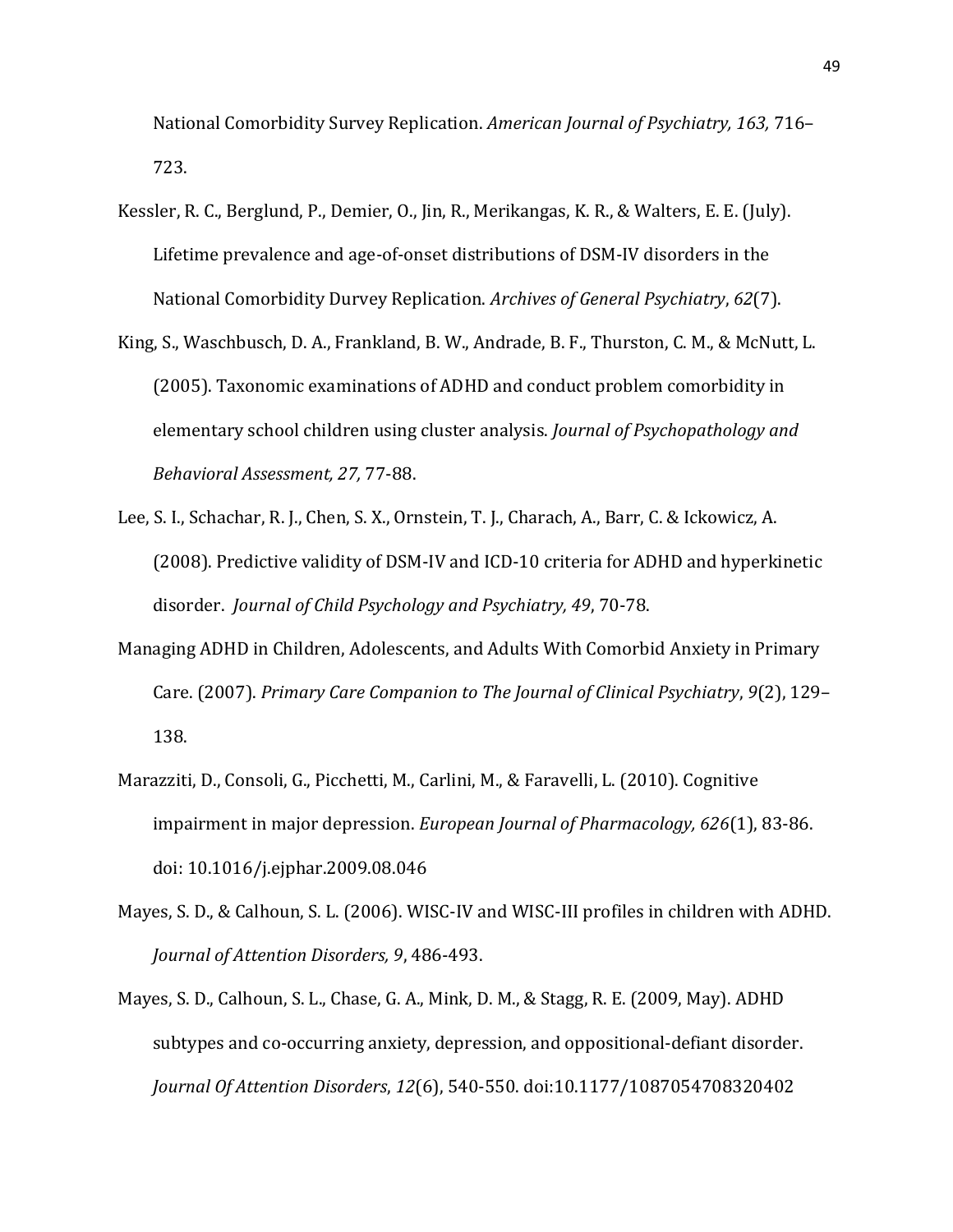National Comorbidity Survey Replication. *American Journal of Psychiatry, 163,* 716–723.

Kessler, R. C., Berglund, P., Demier, O., Jin, R., Merikangas, K. R., & Walters, E. E. (July). Lifetime prevalence and age-of-onset distributions of DSM-IV disorders in the National Comorbidity Durvey Replication. *Archives of General Psychiatry*, *62*(7).

King, S., Waschbusch, D. A., Frankland, B. W., Andrade, B. F., Thurston, C. M., & McNutt, L. (2005). Taxonomic examinations of ADHD and conduct problem comorbidity in elementary school children using cluster analysis. *Journal of Psychopathology and Behavioral Assessment, 27,* 77-88.

Lee, S. I., Schachar, R. J., Chen, S. X., Ornstein, T. J., Charach, A., Barr, C. & Ickowicz, A. (2008). Predictive validity of DSM-IV and ICD-10 criteria for ADHD and hyperkinetic disorder. *Journal of Child Psychology and Psychiatry, 49*, 70-78.

Managing ADHD in Children, Adolescents, and Adults With Comorbid Anxiety in Primary Care. (2007). *Primary Care Companion to The Journal of Clinical Psychiatry*, *9*(2), 129–138.

Marazziti, D., Consoli, G., Picchetti, M., Carlini, M., & Faravelli, L. (2010). Cognitive impairment in major depression. *European Journal of Pharmacology, 626*(1), 83-86. doi: 10.1016/j.ejphar.2009.08.046

Mayes, S. D., & Calhoun, S. L. (2006). WISC-IV and WISC-III profiles in children with ADHD. *Journal of Attention Disorders, 9*, 486-493.

Mayes, S. D., Calhoun, S. L., Chase, G. A., Mink, D. M., & Stagg, R. E. (2009, May). ADHD subtypes and co-occurring anxiety, depression, and oppositional-defiant disorder. *Journal Of Attention Disorders*, *12*(6), 540-550. doi:10.1177/1087054708320402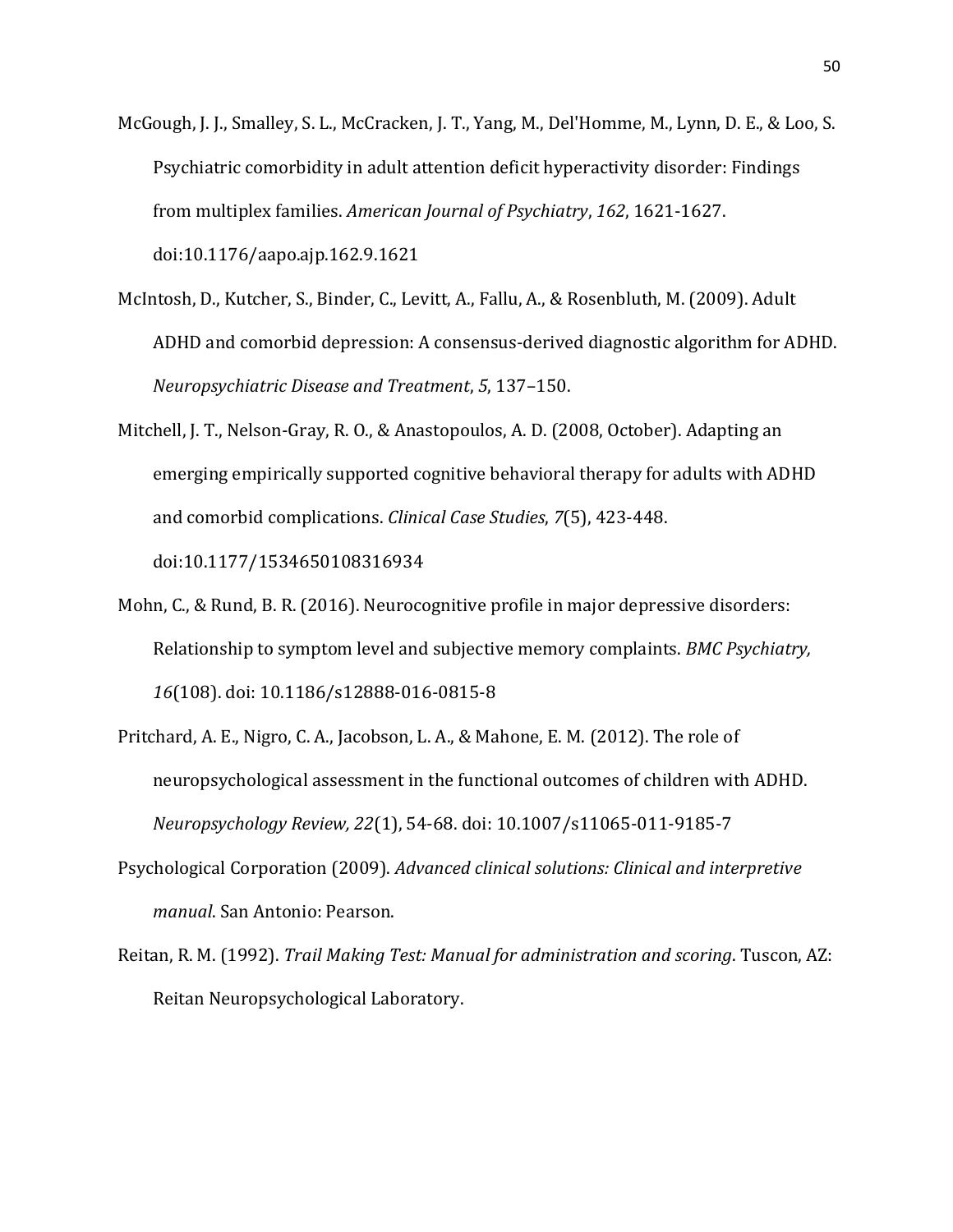McGough, J. J., Smalley, S. L., McCracken, J. T., Yang, M., Del'Homme, M., Lynn, D. E., & Loo, S. Psychiatric comorbidity in adult attention deficit hyperactivity disorder: Findings from multiplex families. *American Journal of Psychiatry*, *162*, 1621-1627. doi:10.1176/aapo.ajp.162.9.1621

McIntosh, D., Kutcher, S., Binder, C., Levitt, A., Fallu, A., & Rosenbluth, M. (2009). Adult ADHD and comorbid depression: A consensus-derived diagnostic algorithm for ADHD. *Neuropsychiatric Disease and Treatment*, *5*, 137–150.

Mitchell, J. T., Nelson-Gray, R. O., & Anastopoulos, A. D. (2008, October). Adapting an emerging empirically supported cognitive behavioral therapy for adults with ADHD and comorbid complications. *Clinical Case Studies*, *7*(5), 423-448. doi:10.1177/1534650108316934

Mohn, C., & Rund, B. R. (2016). Neurocognitive profile in major depressive disorders: Relationship to symptom level and subjective memory complaints. *BMC Psychiatry, 16*(108). doi: 10.1186/s12888-016-0815-8

Pritchard, A. E., Nigro, C. A., Jacobson, L. A., & Mahone, E. M. (2012). The role of neuropsychological assessment in the functional outcomes of children with ADHD. *Neuropsychology Review, 22*(1), 54-68. doi: 10.1007/s11065-011-9185-7

Psychological Corporation (2009). *Advanced clinical solutions: Clinical and interpretive manual*. San Antonio: Pearson.

Reitan, R. M. (1992). *Trail Making Test: Manual for administration and scoring*. Tuscon, AZ: Reitan Neuropsychological Laboratory.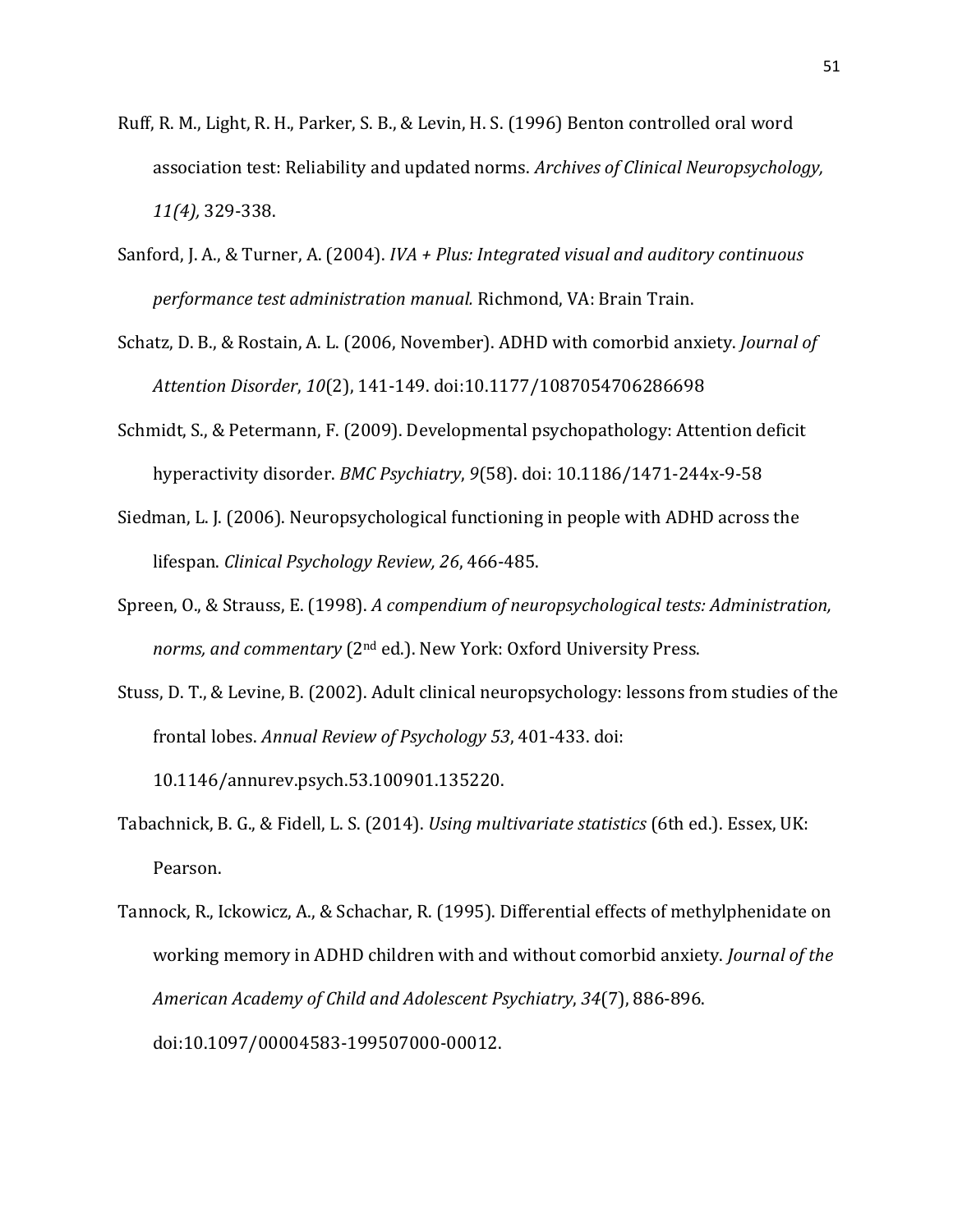Ruff, R. M., Light, R. H., Parker, S. B., & Levin, H. S. (1996) Benton controlled oral word association test: Reliability and updated norms. *Archives of Clinical Neuropsychology, 11(4),* 329-338.

Sanford, J. A., & Turner, A. (2004). *IVA + Plus: Integrated visual and auditory continuous performance test administration manual.* Richmond, VA: Brain Train.

Schatz, D. B., & Rostain, A. L. (2006, November). ADHD with comorbid anxiety. *Journal of Attention Disorder*, *10*(2), 141-149. doi:10.1177/1087054706286698

Schmidt, S., & Petermann, F. (2009). Developmental psychopathology: Attention deficit hyperactivity disorder. *BMC Psychiatry*, *9*(58). doi: 10.1186/1471-244x-9-58

Siedman, L. J. (2006). Neuropsychological functioning in people with ADHD across the lifespan. *Clinical Psychology Review, 26*, 466-485.

Spreen, O., & Strauss, E. (1998). *A compendium of neuropsychological tests: Administration, norms, and commentary* (2nd ed.). New York: Oxford University Press.

Stuss, D. T., & Levine, B. (2002). Adult clinical neuropsychology: lessons from studies of the frontal lobes. *Annual Review of Psychology 53*, 401-433. doi: 10.1146/annurev.psych.53.100901.135220.

Tabachnick, B. G., & Fidell, L. S. (2014). *Using multivariate statistics* (6th ed.). Essex, UK: Pearson.

Tannock, R., Ickowicz, A., & Schachar, R. (1995). Differential effects of methylphenidate on working memory in ADHD children with and without comorbid anxiety. *Journal of the American Academy of Child and Adolescent Psychiatry*, *34*(7), 886-896. doi:10.1097/00004583-199507000-00012.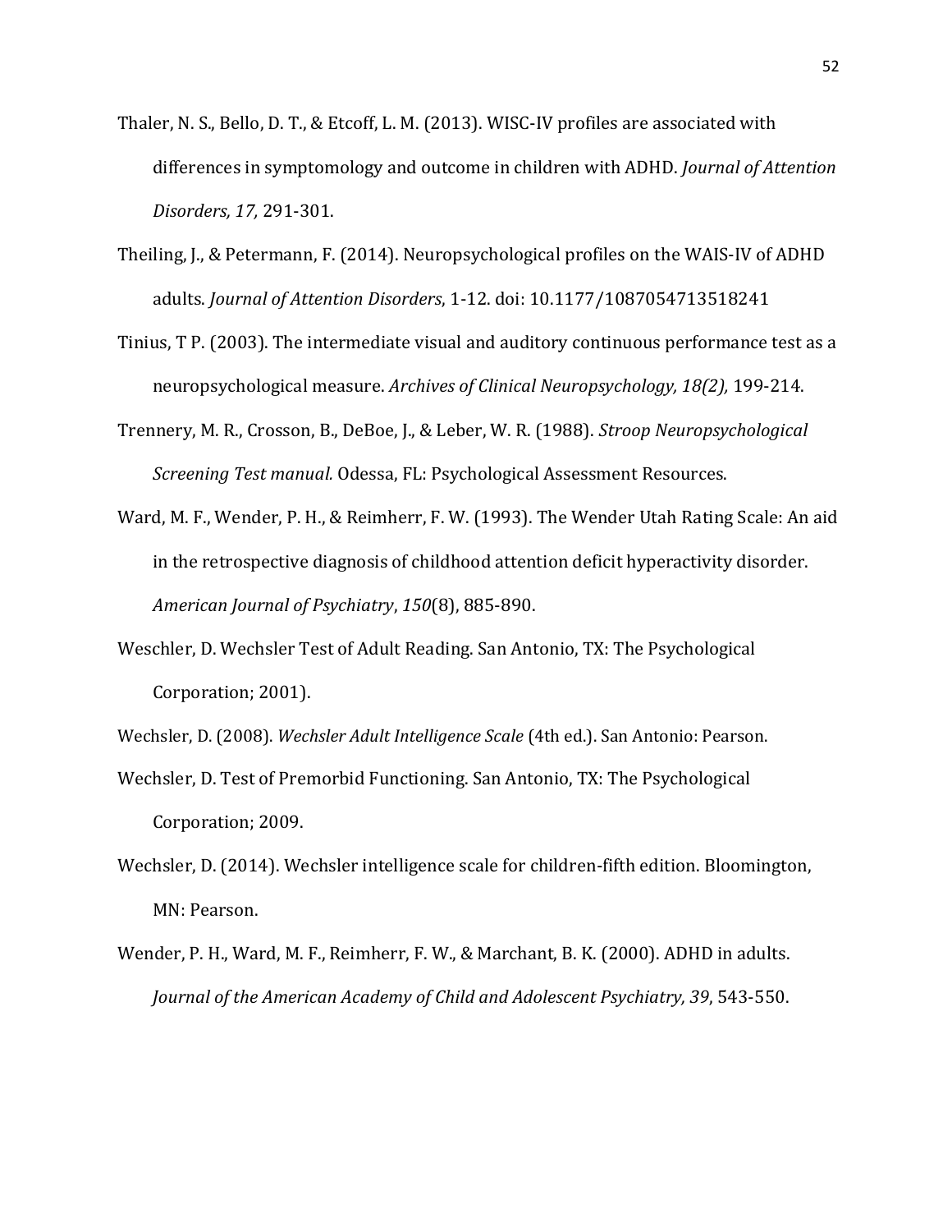Thaler, N. S., Bello, D. T., & Etcoff, L. M. (2013). WISC-IV profiles are associated with differences in symptomology and outcome in children with ADHD. *Journal of Attention Disorders, 17,* 291-301.

Theiling, J., & Petermann, F. (2014). Neuropsychological profiles on the WAIS-IV of ADHD adults. *Journal of Attention Disorders*, 1-12. doi: 10.1177/1087054713518241

Tinius, T P. (2003). The intermediate visual and auditory continuous performance test as a neuropsychological measure. *Archives of Clinical Neuropsychology, 18(2),* 199-214.

Trennery, M. R., Crosson, B., DeBoe, J., & Leber, W. R. (1988). *Stroop Neuropsychological Screening Test manual.* Odessa, FL: Psychological Assessment Resources.

Ward, M. F., Wender, P. H., & Reimherr, F. W. (1993). The Wender Utah Rating Scale: An aid in the retrospective diagnosis of childhood attention deficit hyperactivity disorder. *American Journal of Psychiatry*, *150*(8), 885-890.

Weschler, D. Wechsler Test of Adult Reading. San Antonio, TX: The Psychological Corporation; 2001).

Wechsler, D. (2008). *Wechsler Adult Intelligence Scale* (4th ed.). San Antonio: Pearson.

Wechsler, D. Test of Premorbid Functioning. San Antonio, TX: The Psychological Corporation; 2009.

Wechsler, D. (2014). Wechsler intelligence scale for children-fifth edition. Bloomington, MN: Pearson.

Wender, P. H., Ward, M. F., Reimherr, F. W., & Marchant, B. K. (2000). ADHD in adults. *Journal of the American Academy of Child and Adolescent Psychiatry, 39*, 543-550.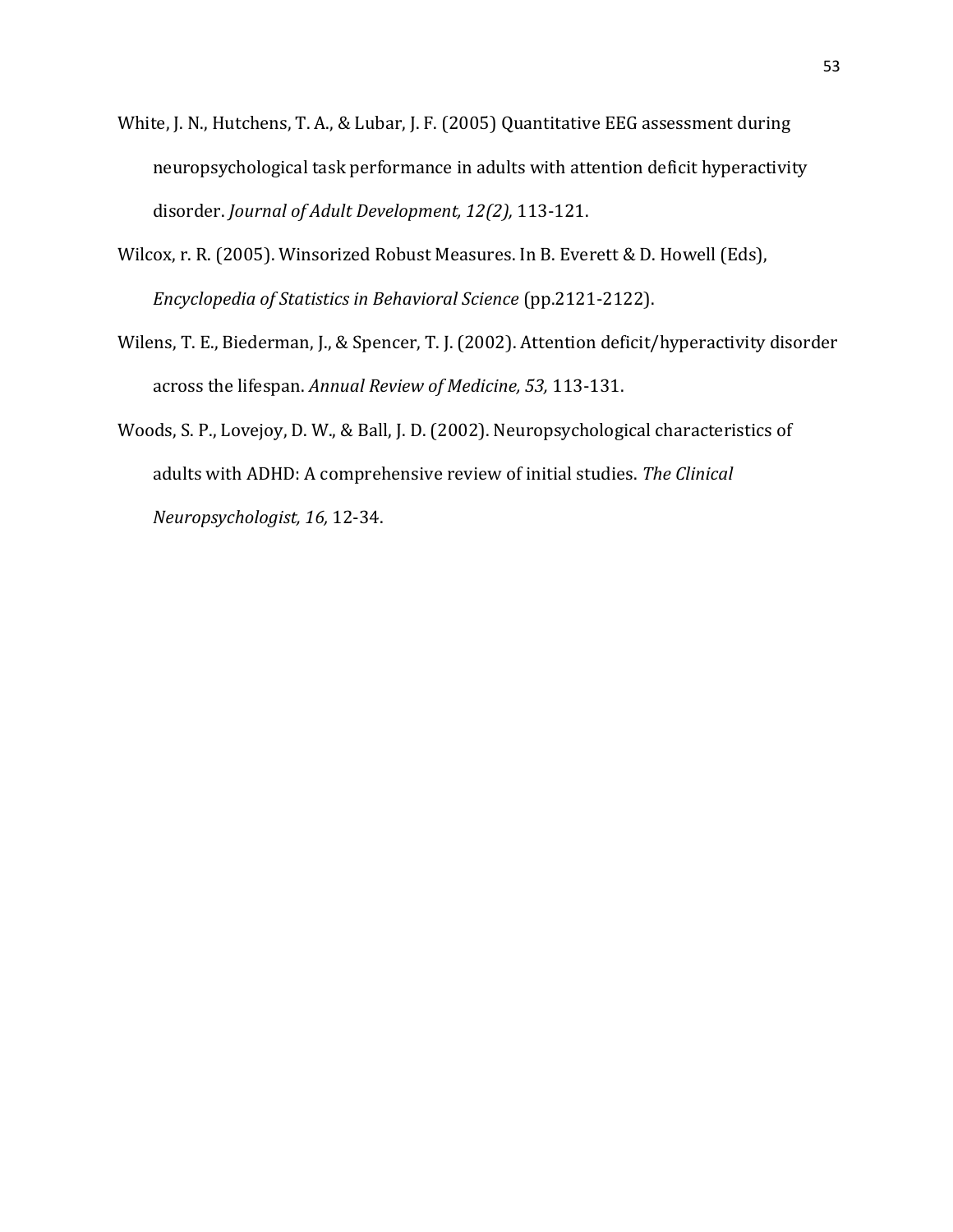White, J. N., Hutchens, T. A., & Lubar, J. F. (2005) Quantitative EEG assessment during neuropsychological task performance in adults with attention deficit hyperactivity disorder. *Journal of Adult Development, 12(2),* 113-121.

Wilcox, r. R. (2005). Winsorized Robust Measures. In B. Everett & D. Howell (Eds), *Encyclopedia of Statistics in Behavioral Science* (pp.2121-2122).

Wilens, T. E., Biederman, J., & Spencer, T. J. (2002). Attention deficit/hyperactivity disorder across the lifespan. *Annual Review of Medicine, 53,* 113-131.

Woods, S. P., Lovejoy, D. W., & Ball, J. D. (2002). Neuropsychological characteristics of adults with ADHD: A comprehensive review of initial studies. *The Clinical Neuropsychologist, 16,* 12-34.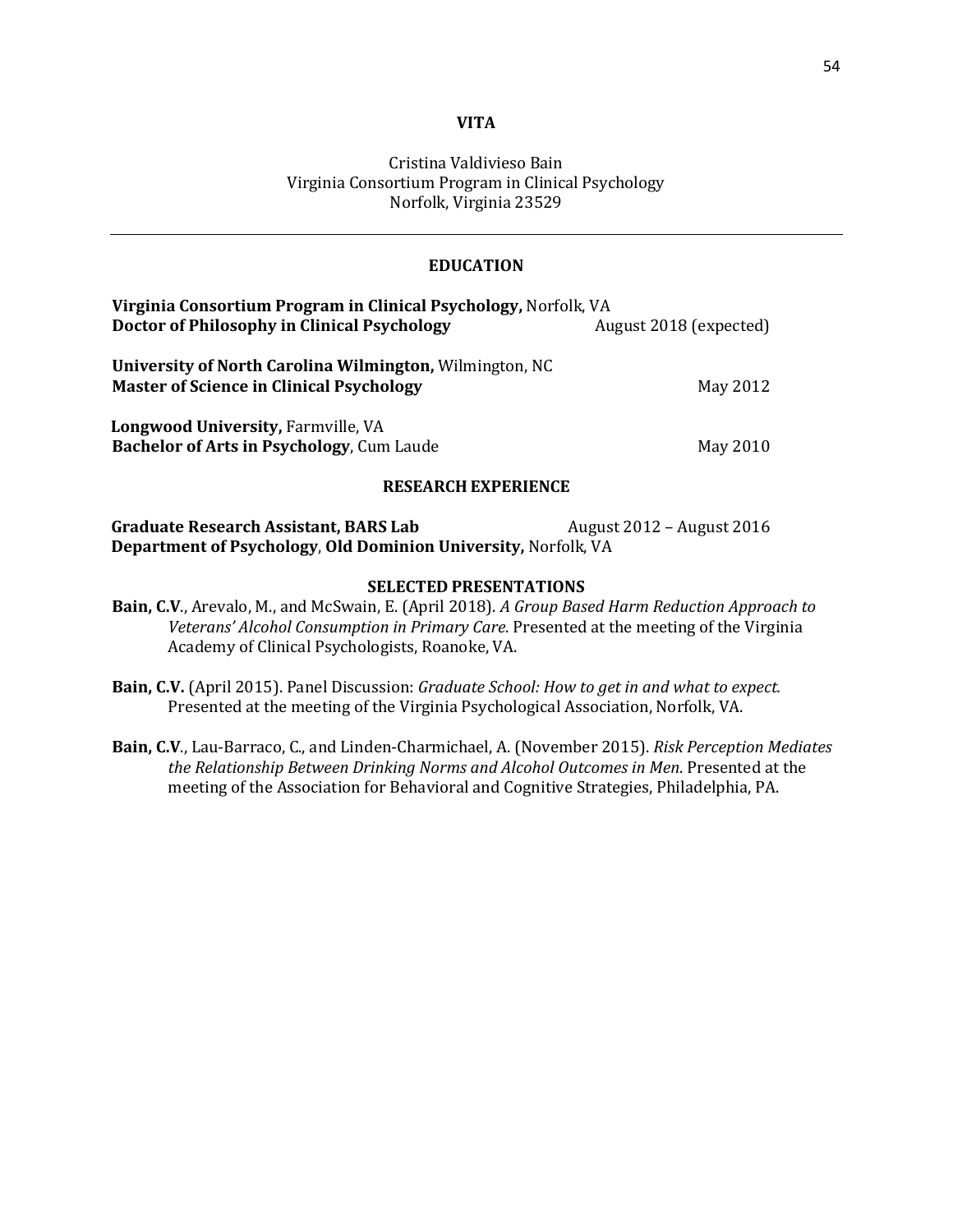# VITA

Cristina Valdivieso Bain
Virginia Consortium Program in Clinical Psychology
Norfolk, Virginia 23529

---

## EDUCATION

**Virginia Consortium Program in Clinical Psychology,** Norfolk, VA
**Doctor of Philosophy in Clinical Psychology** August 2018 (expected)

**University of North Carolina Wilmington,** Wilmington, NC
**Master of Science in Clinical Psychology** May 2012

**Longwood University,** Farmville, VA
**Bachelor of Arts in Psychology**, Cum Laude May 2010

## RESEARCH EXPERIENCE

**Graduate Research Assistant, BARS Lab** August 2012 – August 2016
**Department of Psychology**, **Old Dominion University,** Norfolk, VA

## SELECTED PRESENTATIONS

**Bain, C.V**., Arevalo, M., and McSwain, E. (April 2018). *A Group Based Harm Reduction Approach to Veterans' Alcohol Consumption in Primary Care*. Presented at the meeting of the Virginia Academy of Clinical Psychologists, Roanoke, VA.

**Bain, C.V.** (April 2015). Panel Discussion: *Graduate School: How to get in and what to expect.* Presented at the meeting of the Virginia Psychological Association, Norfolk, VA.

**Bain, C.V**., Lau-Barraco, C., and Linden-Charmichael, A. (November 2015). *Risk Perception Mediates the Relationship Between Drinking Norms and Alcohol Outcomes in Men*. Presented at the meeting of the Association for Behavioral and Cognitive Strategies, Philadelphia, PA.